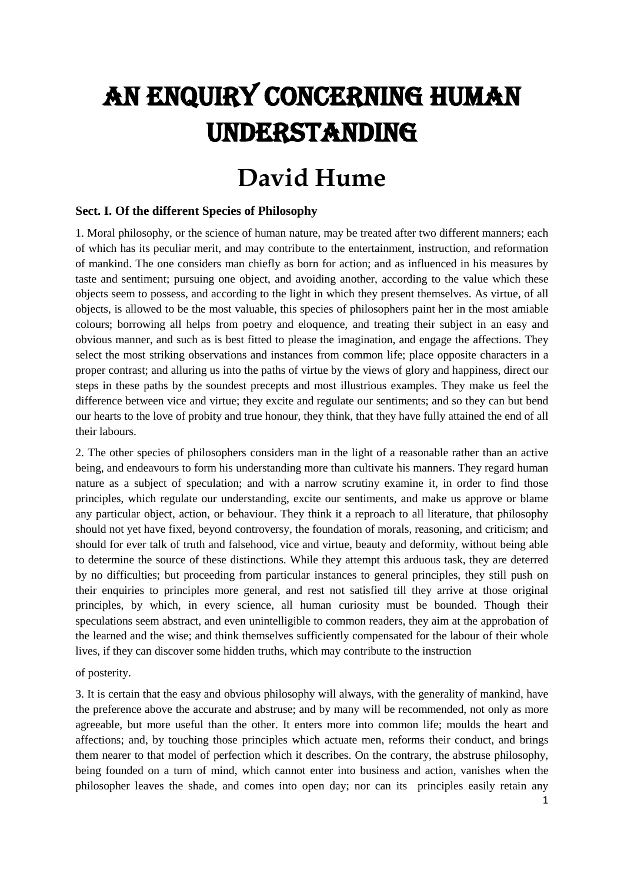# AN ENQUIRY CONCERNING HUMAN UNDERSTANDING

## David Hume

### Sect. I. Of the different Species of Philosophy

1. Moral philosophy, or the science of human nature, may be treated after two different manners; each of which has its peculiar merit, and may contribute to the entertainment, instruction, and reformation of mankind. The one considers man chiefly as born for action; and as influenced in his measures by taste and sentiment; pursuing one object, and avoiding another, according to the value which these objects seem to possess, and according to the light in which they present themselves. As virtue, of all objects, is allowed to be the most valuable, this species of philosophers paint her in the most amiable colours; borrowing all helps from poetry and eloquence, and treating their subject in an easy and obvious manner, and such as is best fitted to please the imagination, and engage the affections. They select the most striking observations and instances from common life; place opposite characters in a proper contrast; and alluring us into the paths of virtue by the views of glory and happiness, direct our steps in these paths by the soundest precepts and most illustrious examples. They make us feel the difference between vice and virtue; they excite and regulate our sentiments; and so they can but bend our hearts to the love of probity and true honour, they think, that they have fully attained the end of all their labours.

2. The other species of philosophers considers man in the light of a reasonable rather than an active being, and endeavours to form his understanding more than cultivate his manners. They regard human nature as a subject of speculation; and with a narrow scrutiny examine it, in order to find those principles, which regulate our understanding, excite our sentiments, and make us approve or blame any particular object, action, or behaviour. They think it a reproach to all literature, that philosophy should not yet have fixed, beyond controversy, the foundation of morals, reasoning, and criticism; and should for ever talk of truth and falsehood, vice and virtue, beauty and deformity, without being able to determine the source of these distinctions. While they attempt this arduous task, they are deterred by no difficulties; but proceeding from particular instances to general principles, they still push on their enquiries to principles more general, and rest not satisfied till they arrive at those original principles, by which, in every science, all human curiosity must be bounded. Though their speculations seem abstract, and even unintelligible to common readers, they aim at the approbation of the learned and the wise; and think themselves sufficiently compensated for the labour of their whole lives, if they can discover some hidden truths, which may contribute to the instruction of posterity.

3. It is certain that the easy and obvious philosophy will always, with the generality of mankind, have the preference above the accurate and abstruse; and by many will be recommended, not only as more agreeable, but more useful than the other. It enters more into common life; moulds the heart and affections; and, by touching those principles which actuate men, reforms their conduct, and brings them nearer to that model of perfection which it describes. On the contrary, the abstruse philosophy, being founded on a turn of mind, which cannot enter into business and action, vanishes when the philosopher leaves the shade, and comes into open day; nor can its principles easily retain any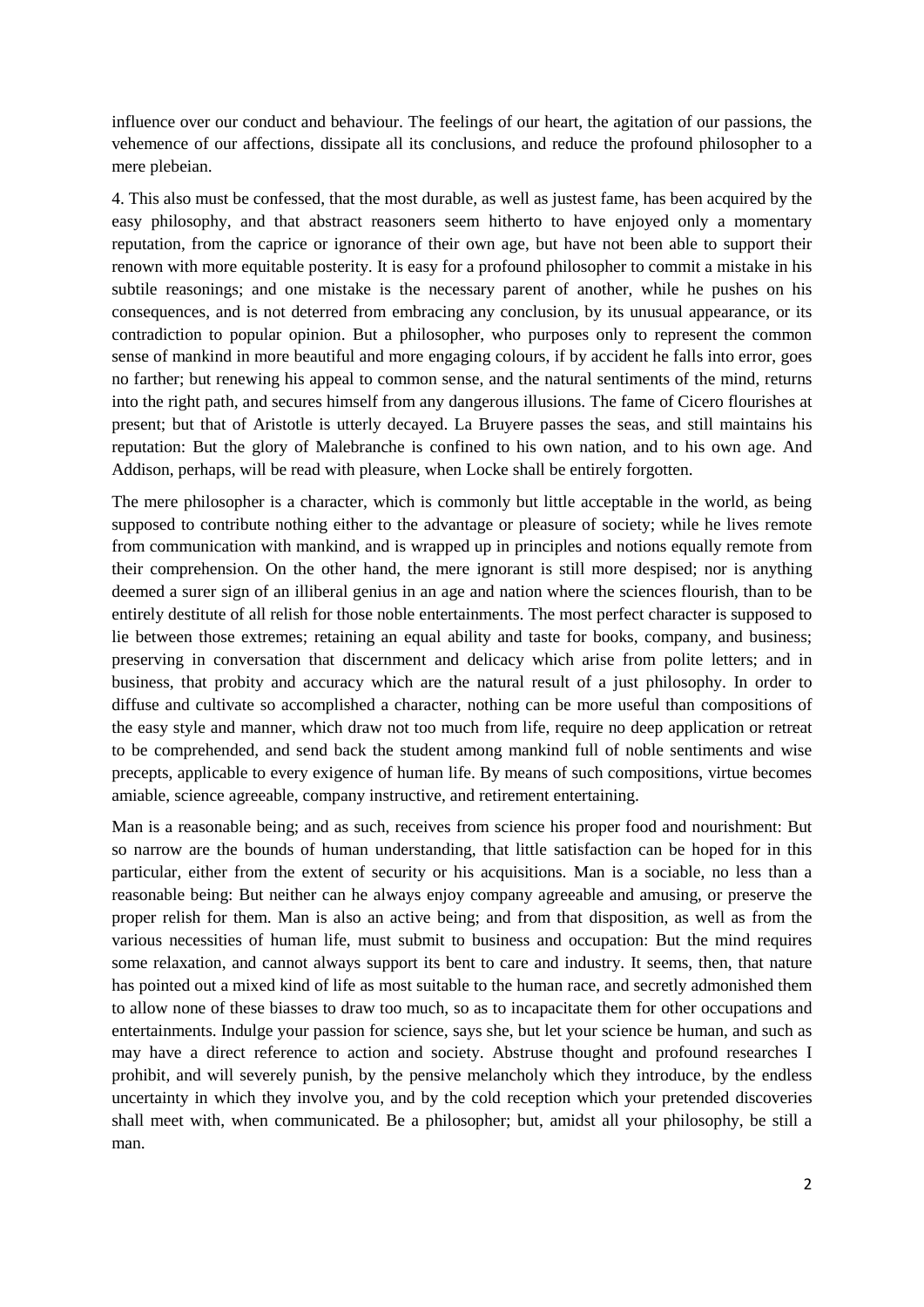influence over our conduct and behaviour. The feelings of our heart, the agitation of our passions, the vehemence of our affections, dissipate all its conclusions, and reduce the profound philosopher to a mere plebeian.

4. This also must be confessed, that the most durable, as well as justest fame, has been acquired by the easy philosophy, and that abstract reasoners seem hitherto to have enjoyed only a momentary reputation, from the caprice or ignorance of their own age, but have not been able to support their renown with more equitable posterity. It is easy for a profound philosopher to commit a mistake in his subtile reasonings; and one mistake is the necessary parent of another, while he pushes on his consequences, and is not deterred from embracing any conclusion, by its unusual appearance, or its contradiction to popular opinion. But a philosopher, who purposes only to represent the common sense of mankind in more beautiful and more engaging colours, if by accident he falls into error, goes no farther; but renewing his appeal to common sense, and the natural sentiments of the mind, returns into the right path, and secures himself from any dangerous illusions. The fame of Cicero flourishes at present; but that of Aristotle is utterly decayed. La Bruyere passes the seas, and still maintains his reputation: But the glory of Malebranche is confined to his own nation, and to his own age. And Addison, perhaps, will be read with pleasure, when Locke shall be entirely forgotten.

The mere philosopher is a character, which is commonly but little acceptable in the world, as being supposed to contribute nothing either to the advantage or pleasure of society; while he lives remote from communication with mankind, and is wrapped up in principles and notions equally remote from their comprehension. On the other hand, the mere ignorant is still more despised; nor is anything deemed a surer sign of an illiberal genius in an age and nation where the sciences flourish, than to be entirely destitute of all relish for those noble entertainments. The most perfect character is supposed to lie between those extremes; retaining an equal ability and taste for books, company, and business; preserving in conversation that discernment and delicacy which arise from polite letters; and in business, that probity and accuracy which are the natural result of a just philosophy. In order to diffuse and cultivate so accomplished a character, nothing can be more useful than compositions of the easy style and manner, which draw not too much from life, require no deep application or retreat to be comprehended, and send back the student among mankind full of noble sentiments and wise precepts, applicable to every exigence of human life. By means of such compositions, virtue becomes amiable, science agreeable, company instructive, and retirement entertaining.

Man is a reasonable being; and as such, receives from science his proper food and nourishment: But so narrow are the bounds of human understanding, that little satisfaction can be hoped for in this particular, either from the extent of security or his acquisitions. Man is a sociable, no less than a reasonable being: But neither can he always enjoy company agreeable and amusing, or preserve the proper relish for them. Man is also an active being; and from that disposition, as well as from the various necessities of human life, must submit to business and occupation: But the mind requires some relaxation, and cannot always support its bent to care and industry. It seems, then, that nature has pointed out a mixed kind of life as most suitable to the human race, and secretly admonished them to allow none of these biasses to draw too much, so as to incapacitate them for other occupations and entertainments. Indulge your passion for science, says she, but let your science be human, and such as may have a direct reference to action and society. Abstruse thought and profound researches I prohibit, and will severely punish, by the pensive melancholy which they introduce, by the endless uncertainty in which they involve you, and by the cold reception which your pretended discoveries shall meet with, when communicated. Be a philosopher; but, amidst all your philosophy, be still a man.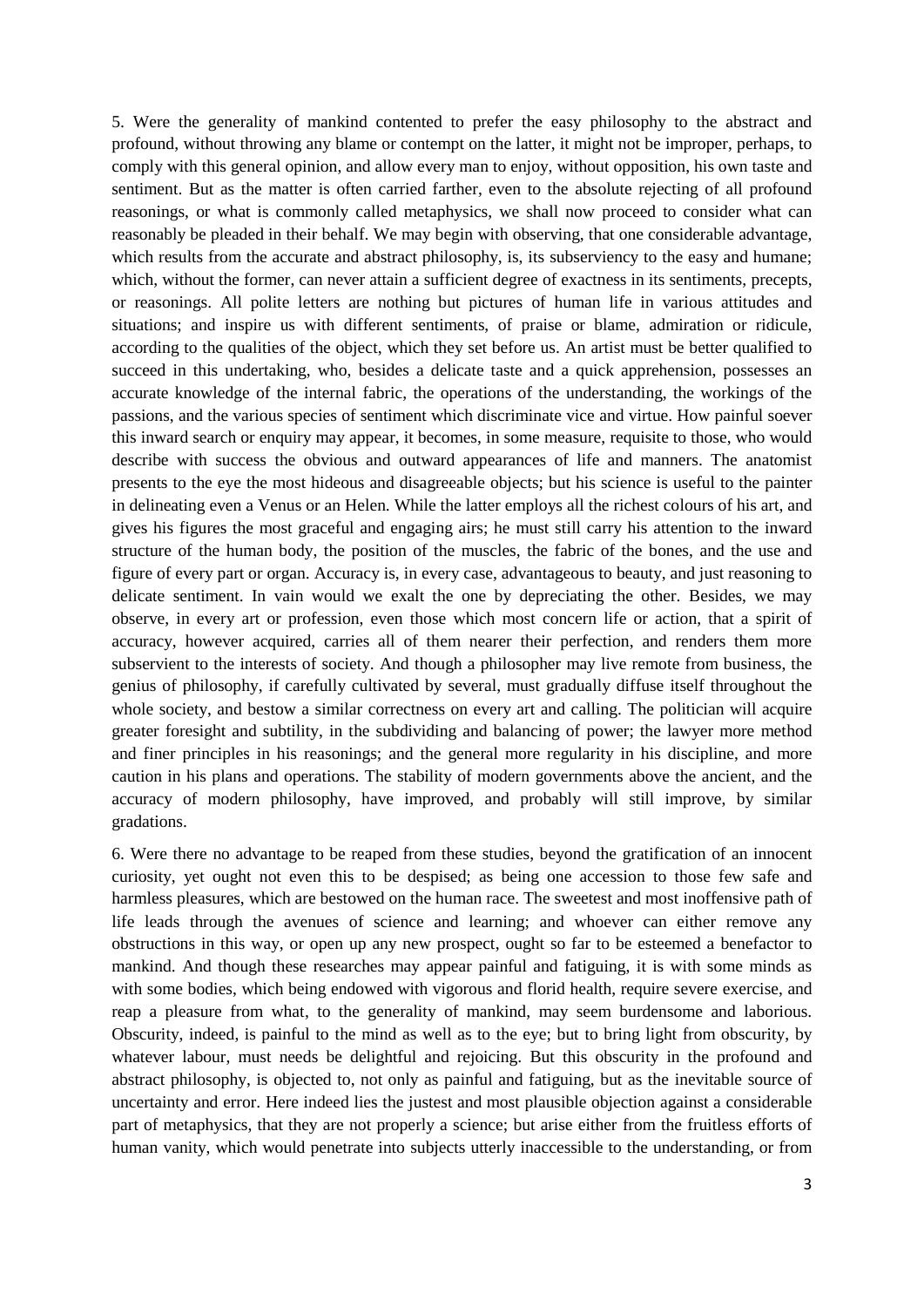5. Were the generality of mankind contented to prefer the easy philosophy to the abstract and profound, without throwing any blame or contempt on the latter, it might not be improper, perhaps, to comply with this general opinion, and allow every man to enjoy, without opposition, his own taste and sentiment. But as the matter is often carried farther, even to the absolute rejecting of all profound reasonings, or what is commonly called metaphysics, we shall now proceed to consider what can reasonably be pleaded in their behalf. We may begin with observing, that one considerable advantage, which results from the accurate and abstract philosophy, is, its subserviency to the easy and humane; which, without the former, can never attain a sufficient degree of exactness in its sentiments, precepts, or reasonings. All polite letters are nothing but pictures of human life in various attitudes and situations; and inspire us with different sentiments, of praise or blame, admiration or ridicule, according to the qualities of the object, which they set before us. An artist must be better qualified to succeed in this undertaking, who, besides a delicate taste and a quick apprehension, possesses an accurate knowledge of the internal fabric, the operations of the understanding, the workings of the passions, and the various species of sentiment which discriminate vice and virtue. How painful soever this inward search or enquiry may appear, it becomes, in some measure, requisite to those, who would describe with success the obvious and outward appearances of life and manners. The anatomist presents to the eye the most hideous and disagreeable objects; but his science is useful to the painter in delineating even a Venus or an Helen. While the latter employs all the richest colours of his art, and gives his figures the most graceful and engaging airs; he must still carry his attention to the inward structure of the human body, the position of the muscles, the fabric of the bones, and the use and figure of every part or organ. Accuracy is, in every case, advantageous to beauty, and just reasoning to delicate sentiment. In vain would we exalt the one by depreciating the other. Besides, we may observe, in every art or profession, even those which most concern life or action, that a spirit of accuracy, however acquired, carries all of them nearer their perfection, and renders them more subservient to the interests of society. And though a philosopher may live remote from business, the genius of philosophy, if carefully cultivated by several, must gradually diffuse itself throughout the whole society, and bestow a similar correctness on every art and calling. The politician will acquire greater foresight and subtility, in the subdividing and balancing of power; the lawyer more method and finer principles in his reasonings; and the general more regularity in his discipline, and more caution in his plans and operations. The stability of modern governments above the ancient, and the accuracy of modern philosophy, have improved, and probably will still improve, by similar gradations.

6. Were there no advantage to be reaped from these studies, beyond the gratification of an innocent curiosity, yet ought not even this to be despised; as being one accession to those few safe and harmless pleasures, which are bestowed on the human race. The sweetest and most inoffensive path of life leads through the avenues of science and learning; and whoever can either remove any obstructions in this way, or open up any new prospect, ought so far to be esteemed a benefactor to mankind. And though these researches may appear painful and fatiguing, it is with some minds as with some bodies, which being endowed with vigorous and florid health, require severe exercise, and reap a pleasure from what, to the generality of mankind, may seem burdensome and laborious. Obscurity, indeed, is painful to the mind as well as to the eye; but to bring light from obscurity, by whatever labour, must needs be delightful and rejoicing. But this obscurity in the profound and abstract philosophy, is objected to, not only as painful and fatiguing, but as the inevitable source of uncertainty and error. Here indeed lies the justest and most plausible objection against a considerable part of metaphysics, that they are not properly a science; but arise either from the fruitless efforts of human vanity, which would penetrate into subjects utterly inaccessible to the understanding, or from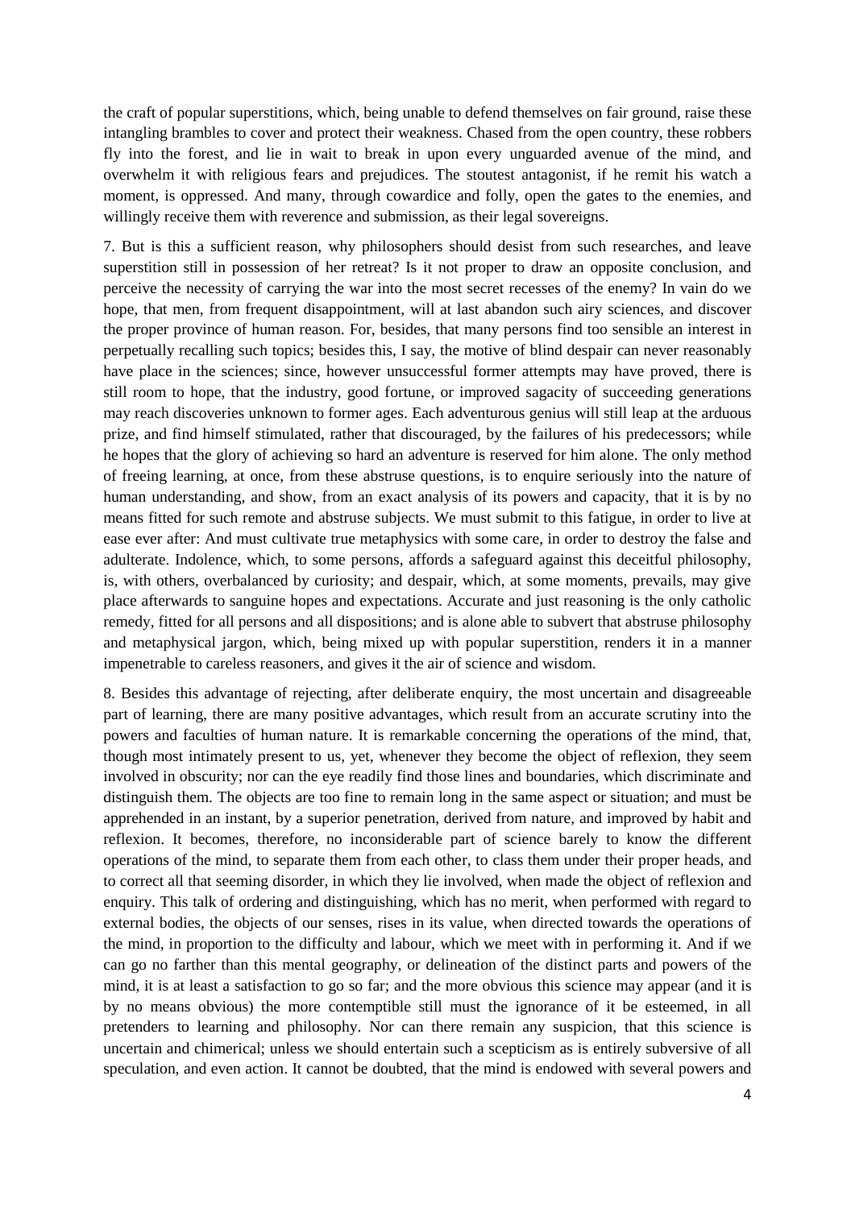the craft of popular superstitions, which, being unable to defend themselves on fair ground, raise these intangling brambles to cover and protect their weakness. Chased from the open country, these robbers fly into the forest, and lie in wait to break in upon every unguarded avenue of the mind, and overwhelm it with religious fears and prejudices. The stoutest antagonist, if he remit his watch a moment, is oppressed. And many, through cowardice and folly, open the gates to the enemies, and willingly receive them with reverence and submission, as their legal sovereigns.

7. But is this a sufficient reason, why philosophers should desist from such researches, and leave superstition still in possession of her retreat? Is it not proper to draw an opposite conclusion, and perceive the necessity of carrying the war into the most secret recesses of the enemy? In vain do we hope, that men, from frequent disappointment, will at last abandon such airy sciences, and discover the proper province of human reason. For, besides, that many persons find too sensible an interest in perpetually recalling such topics; besides this, I say, the motive of blind despair can never reasonably have place in the sciences; since, however unsuccessful former attempts may have proved, there is still room to hope, that the industry, good fortune, or improved sagacity of succeeding generations may reach discoveries unknown to former ages. Each adventurous genius will still leap at the arduous prize, and find himself stimulated, rather that discouraged, by the failures of his predecessors; while he hopes that the glory of achieving so hard an adventure is reserved for him alone. The only method of freeing learning, at once, from these abstruse questions, is to enquire seriously into the nature of human understanding, and show, from an exact analysis of its powers and capacity, that it is by no means fitted for such remote and abstruse subjects. We must submit to this fatigue, in order to live at ease ever after: And must cultivate true metaphysics with some care, in order to destroy the false and adulterate. Indolence, which, to some persons, affords a safeguard against this deceitful philosophy, is, with others, overbalanced by curiosity; and despair, which, at some moments, prevails, may give place afterwards to sanguine hopes and expectations. Accurate and just reasoning is the only catholic remedy, fitted for all persons and all dispositions; and is alone able to subvert that abstruse philosophy and metaphysical jargon, which, being mixed up with popular superstition, renders it in a manner impenetrable to careless reasoners, and gives it the air of science and wisdom.

8. Besides this advantage of rejecting, after deliberate enquiry, the most uncertain and disagreeable part of learning, there are many positive advantages, which result from an accurate scrutiny into the powers and faculties of human nature. It is remarkable concerning the operations of the mind, that, though most intimately present to us, yet, whenever they become the object of reflexion, they seem involved in obscurity; nor can the eye readily find those lines and boundaries, which discriminate and distinguish them. The objects are too fine to remain long in the same aspect or situation; and must be apprehended in an instant, by a superior penetration, derived from nature, and improved by habit and reflexion. It becomes, therefore, no inconsiderable part of science barely to know the different operations of the mind, to separate them from each other, to class them under their proper heads, and to correct all that seeming disorder, in which they lie involved, when made the object of reflexion and enquiry. This talk of ordering and distinguishing, which has no merit, when performed with regard to external bodies, the objects of our senses, rises in its value, when directed towards the operations of the mind, in proportion to the difficulty and labour, which we meet with in performing it. And if we can go no farther than this mental geography, or delineation of the distinct parts and powers of the mind, it is at least a satisfaction to go so far; and the more obvious this science may appear (and it is by no means obvious) the more contemptible still must the ignorance of it be esteemed, in all pretenders to learning and philosophy. Nor can there remain any suspicion, that this science is uncertain and chimerical; unless we should entertain such a scepticism as is entirely subversive of all speculation, and even action. It cannot be doubted, that the mind is endowed with several powers and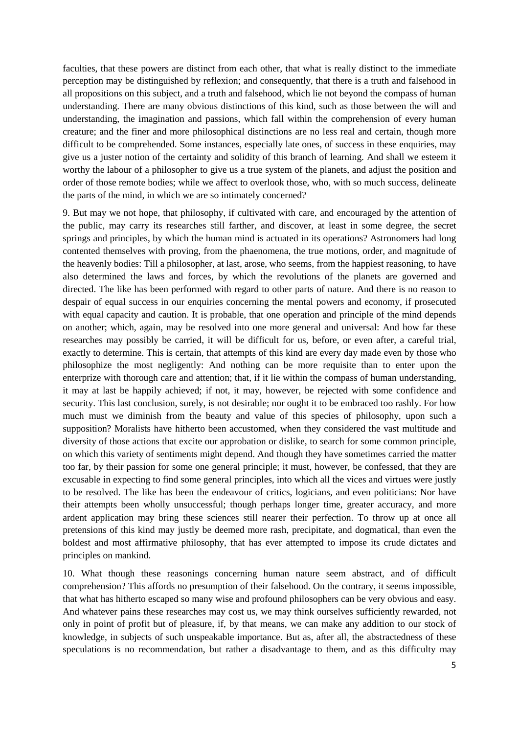faculties, that these powers are distinct from each other, that what is really distinct to the immediate perception may be distinguished by reflexion; and consequently, that there is a truth and falsehood in all propositions on this subject, and a truth and falsehood, which lie not beyond the compass of human understanding. There are many obvious distinctions of this kind, such as those between the will and understanding, the imagination and passions, which fall within the comprehension of every human creature; and the finer and more philosophical distinctions are no less real and certain, though more difficult to be comprehended. Some instances, especially late ones, of success in these enquiries, may give us a juster notion of the certainty and solidity of this branch of learning. And shall we esteem it worthy the labour of a philosopher to give us a true system of the planets, and adjust the position and order of those remote bodies; while we affect to overlook those, who, with so much success, delineate the parts of the mind, in which we are so intimately concerned?

9. But may we not hope, that philosophy, if cultivated with care, and encouraged by the attention of the public, may carry its researches still farther, and discover, at least in some degree, the secret springs and principles, by which the human mind is actuated in its operations? Astronomers had long contented themselves with proving, from the phaenomena, the true motions, order, and magnitude of the heavenly bodies: Till a philosopher, at last, arose, who seems, from the happiest reasoning, to have also determined the laws and forces, by which the revolutions of the planets are governed and directed. The like has been performed with regard to other parts of nature. And there is no reason to despair of equal success in our enquiries concerning the mental powers and economy, if prosecuted with equal capacity and caution. It is probable, that one operation and principle of the mind depends on another; which, again, may be resolved into one more general and universal: And how far these researches may possibly be carried, it will be difficult for us, before, or even after, a careful trial, exactly to determine. This is certain, that attempts of this kind are every day made even by those who philosophize the most negligently: And nothing can be more requisite than to enter upon the enterprize with thorough care and attention; that, if it lie within the compass of human understanding, it may at last be happily achieved; if not, it may, however, be rejected with some confidence and security. This last conclusion, surely, is not desirable; nor ought it to be embraced too rashly. For how much must we diminish from the beauty and value of this species of philosophy, upon such a supposition? Moralists have hitherto been accustomed, when they considered the vast multitude and diversity of those actions that excite our approbation or dislike, to search for some common principle, on which this variety of sentiments might depend. And though they have sometimes carried the matter too far, by their passion for some one general principle; it must, however, be confessed, that they are excusable in expecting to find some general principles, into which all the vices and virtues were justly to be resolved. The like has been the endeavour of critics, logicians, and even politicians: Nor have their attempts been wholly unsuccessful; though perhaps longer time, greater accuracy, and more ardent application may bring these sciences still nearer their perfection. To throw up at once all pretensions of this kind may justly be deemed more rash, precipitate, and dogmatical, than even the boldest and most affirmative philosophy, that has ever attempted to impose its crude dictates and principles on mankind.

10. What though these reasonings concerning human nature seem abstract, and of difficult comprehension? This affords no presumption of their falsehood. On the contrary, it seems impossible, that what has hitherto escaped so many wise and profound philosophers can be very obvious and easy. And whatever pains these researches may cost us, we may think ourselves sufficiently rewarded, not only in point of profit but of pleasure, if, by that means, we can make any addition to our stock of knowledge, in subjects of such unspeakable importance. But as, after all, the abstractedness of these speculations is no recommendation, but rather a disadvantage to them, and as this difficulty may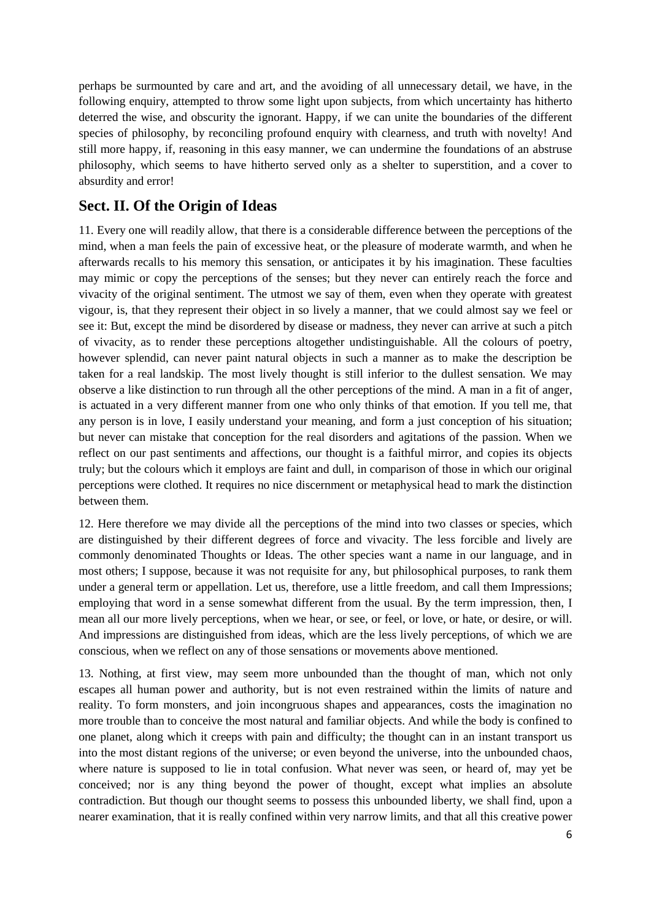perhaps be surmounted by care and art, and the avoiding of all unnecessary detail, we have, in the following enquiry, attempted to throw some light upon subjects, from which uncertainty has hitherto deterred the wise, and obscurity the ignorant. Happy, if we can unite the boundaries of the different species of philosophy, by reconciling profound enquiry with clearness, and truth with novelty! And still more happy, if, reasoning in this easy manner, we can undermine the foundations of an abstruse philosophy, which seems to have hitherto served only as a shelter to superstition, and a cover to absurdity and error!

## Sect. II. Of the Origin of Ideas

11. Every one will readily allow, that there is a considerable difference between the perceptions of the mind, when a man feels the pain of excessive heat, or the pleasure of moderate warmth, and when he afterwards recalls to his memory this sensation, or anticipates it by his imagination. These faculties may mimic or copy the perceptions of the senses; but they never can entirely reach the force and vivacity of the original sentiment. The utmost we say of them, even when they operate with greatest vigour, is, that they represent their object in so lively a manner, that we could almost say we feel or see it: But, except the mind be disordered by disease or madness, they never can arrive at such a pitch of vivacity, as to render these perceptions altogether undistinguishable. All the colours of poetry, however splendid, can never paint natural objects in such a manner as to make the description be taken for a real landskip. The most lively thought is still inferior to the dullest sensation. We may observe a like distinction to run through all the other perceptions of the mind. A man in a fit of anger, is actuated in a very different manner from one who only thinks of that emotion. If you tell me, that any person is in love, I easily understand your meaning, and form a just conception of his situation; but never can mistake that conception for the real disorders and agitations of the passion. When we reflect on our past sentiments and affections, our thought is a faithful mirror, and copies its objects truly; but the colours which it employs are faint and dull, in comparison of those in which our original perceptions were clothed. It requires no nice discernment or metaphysical head to mark the distinction between them.

12. Here therefore we may divide all the perceptions of the mind into two classes or species, which are distinguished by their different degrees of force and vivacity. The less forcible and lively are commonly denominated Thoughts or Ideas. The other species want a name in our language, and in most others; I suppose, because it was not requisite for any, but philosophical purposes, to rank them under a general term or appellation. Let us, therefore, use a little freedom, and call them Impressions; employing that word in a sense somewhat different from the usual. By the term impression, then, I mean all our more lively perceptions, when we hear, or see, or feel, or love, or hate, or desire, or will. And impressions are distinguished from ideas, which are the less lively perceptions, of which we are conscious, when we reflect on any of those sensations or movements above mentioned.

13. Nothing, at first view, may seem more unbounded than the thought of man, which not only escapes all human power and authority, but is not even restrained within the limits of nature and reality. To form monsters, and join incongruous shapes and appearances, costs the imagination no more trouble than to conceive the most natural and familiar objects. And while the body is confined to one planet, along which it creeps with pain and difficulty; the thought can in an instant transport us into the most distant regions of the universe; or even beyond the universe, into the unbounded chaos, where nature is supposed to lie in total confusion. What never was seen, or heard of, may yet be conceived; nor is any thing beyond the power of thought, except what implies an absolute contradiction. But though our thought seems to possess this unbounded liberty, we shall find, upon a nearer examination, that it is really confined within very narrow limits, and that all this creative power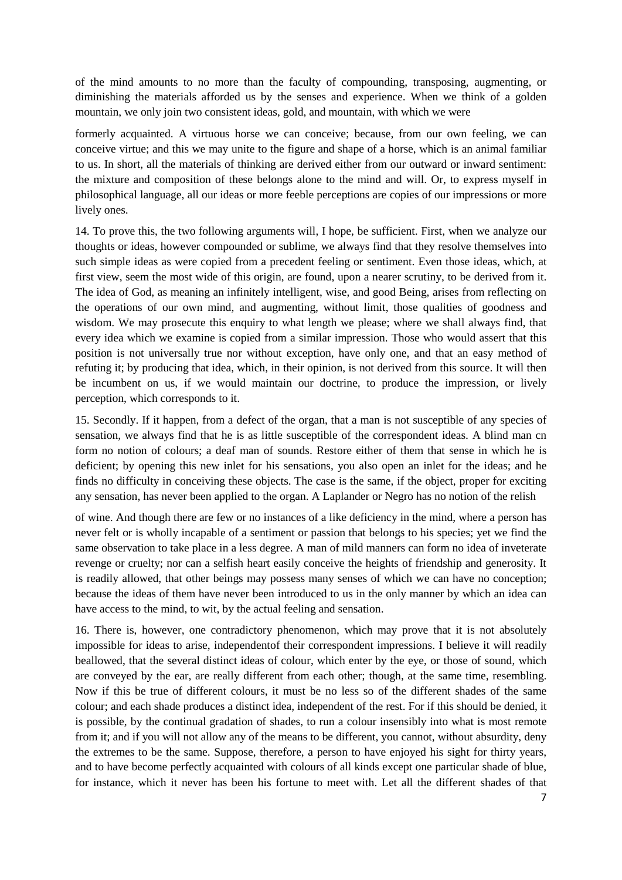of the mind amounts to no more than the faculty of compounding, transposing, augmenting, or diminishing the materials afforded us by the senses and experience. When we think of a golden mountain, we only join two consistent ideas, gold, and mountain, with which we were

formerly acquainted. A virtuous horse we can conceive; because, from our own feeling, we can conceive virtue; and this we may unite to the figure and shape of a horse, which is an animal familiar to us. In short, all the materials of thinking are derived either from our outward or inward sentiment: the mixture and composition of these belongs alone to the mind and will. Or, to express myself in philosophical language, all our ideas or more feeble perceptions are copies of our impressions or more lively ones.

14. To prove this, the two following arguments will, I hope, be sufficient. First, when we analyze our thoughts or ideas, however compounded or sublime, we always find that they resolve themselves into such simple ideas as were copied from a precedent feeling or sentiment. Even those ideas, which, at first view, seem the most wide of this origin, are found, upon a nearer scrutiny, to be derived from it. The idea of God, as meaning an infinitely intelligent, wise, and good Being, arises from reflecting on the operations of our own mind, and augmenting, without limit, those qualities of goodness and wisdom. We may prosecute this enquiry to what length we please; where we shall always find, that every idea which we examine is copied from a similar impression. Those who would assert that this position is not universally true nor without exception, have only one, and that an easy method of refuting it; by producing that idea, which, in their opinion, is not derived from this source. It will then be incumbent on us, if we would maintain our doctrine, to produce the impression, or lively perception, which corresponds to it.

15. Secondly. If it happen, from a defect of the organ, that a man is not susceptible of any species of sensation, we always find that he is as little susceptible of the correspondent ideas. A blind man cn form no notion of colours; a deaf man of sounds. Restore either of them that sense in which he is deficient; by opening this new inlet for his sensations, you also open an inlet for the ideas; and he finds no difficulty in conceiving these objects. The case is the same, if the object, proper for exciting any sensation, has never been applied to the organ. A Laplander or Negro has no notion of the relish

of wine. And though there are few or no instances of a like deficiency in the mind, where a person has never felt or is wholly incapable of a sentiment or passion that belongs to his species; yet we find the same observation to take place in a less degree. A man of mild manners can form no idea of inveterate revenge or cruelty; nor can a selfish heart easily conceive the heights of friendship and generosity. It is readily allowed, that other beings may possess many senses of which we can have no conception; because the ideas of them have never been introduced to us in the only manner by which an idea can have access to the mind, to wit, by the actual feeling and sensation.

16. There is, however, one contradictory phenomenon, which may prove that it is not absolutely impossible for ideas to arise, independentof their correspondent impressions. I believe it will readily beallowed, that the several distinct ideas of colour, which enter by the eye, or those of sound, which are conveyed by the ear, are really different from each other; though, at the same time, resembling. Now if this be true of different colours, it must be no less so of the different shades of the same colour; and each shade produces a distinct idea, independent of the rest. For if this should be denied, it is possible, by the continual gradation of shades, to run a colour insensibly into what is most remote from it; and if you will not allow any of the means to be different, you cannot, without absurdity, deny the extremes to be the same. Suppose, therefore, a person to have enjoyed his sight for thirty years, and to have become perfectly acquainted with colours of all kinds except one particular shade of blue, for instance, which it never has been his fortune to meet with. Let all the different shades of that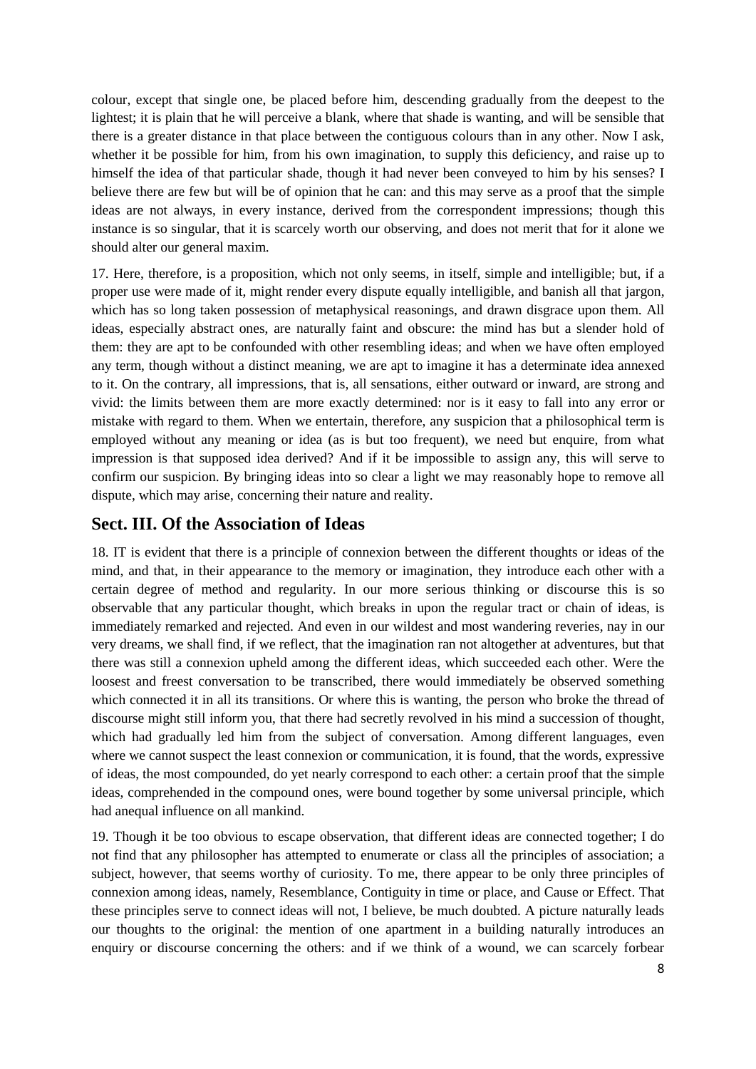colour, except that single one, be placed before him, descending gradually from the deepest to the lightest; it is plain that he will perceive a blank, where that shade is wanting, and will be sensible that there is a greater distance in that place between the contiguous colours than in any other. Now I ask, whether it be possible for him, from his own imagination, to supply this deficiency, and raise up to himself the idea of that particular shade, though it had never been conveyed to him by his senses? I believe there are few but will be of opinion that he can: and this may serve as a proof that the simple ideas are not always, in every instance, derived from the correspondent impressions; though this instance is so singular, that it is scarcely worth our observing, and does not merit that for it alone we should alter our general maxim.

17. Here, therefore, is a proposition, which not only seems, in itself, simple and intelligible; but, if a proper use were made of it, might render every dispute equally intelligible, and banish all that jargon, which has so long taken possession of metaphysical reasonings, and drawn disgrace upon them. All ideas, especially abstract ones, are naturally faint and obscure: the mind has but a slender hold of them: they are apt to be confounded with other resembling ideas; and when we have often employed any term, though without a distinct meaning, we are apt to imagine it has a determinate idea annexed to it. On the contrary, all impressions, that is, all sensations, either outward or inward, are strong and vivid: the limits between them are more exactly determined: nor is it easy to fall into any error or mistake with regard to them. When we entertain, therefore, any suspicion that a philosophical term is employed without any meaning or idea (as is but too frequent), we need but enquire, from what impression is that supposed idea derived? And if it be impossible to assign any, this will serve to confirm our suspicion. By bringing ideas into so clear a light we may reasonably hope to remove all dispute, which may arise, concerning their nature and reality.

## Sect. III. Of the Association of Ideas

18. IT is evident that there is a principle of connexion between the different thoughts or ideas of the mind, and that, in their appearance to the memory or imagination, they introduce each other with a certain degree of method and regularity. In our more serious thinking or discourse this is so observable that any particular thought, which breaks in upon the regular tract or chain of ideas, is immediately remarked and rejected. And even in our wildest and most wandering reveries, nay in our very dreams, we shall find, if we reflect, that the imagination ran not altogether at adventures, but that there was still a connexion upheld among the different ideas, which succeeded each other. Were the loosest and freest conversation to be transcribed, there would immediately be observed something which connected it in all its transitions. Or where this is wanting, the person who broke the thread of discourse might still inform you, that there had secretly revolved in his mind a succession of thought, which had gradually led him from the subject of conversation. Among different languages, even where we cannot suspect the least connexion or communication, it is found, that the words, expressive of ideas, the most compounded, do yet nearly correspond to each other: a certain proof that the simple ideas, comprehended in the compound ones, were bound together by some universal principle, which had anequal influence on all mankind.

19. Though it be too obvious to escape observation, that different ideas are connected together; I do not find that any philosopher has attempted to enumerate or class all the principles of association; a subject, however, that seems worthy of curiosity. To me, there appear to be only three principles of connexion among ideas, namely, Resemblance, Contiguity in time or place, and Cause or Effect. That these principles serve to connect ideas will not, I believe, be much doubted. A picture naturally leads our thoughts to the original: the mention of one apartment in a building naturally introduces an enquiry or discourse concerning the others: and if we think of a wound, we can scarcely forbear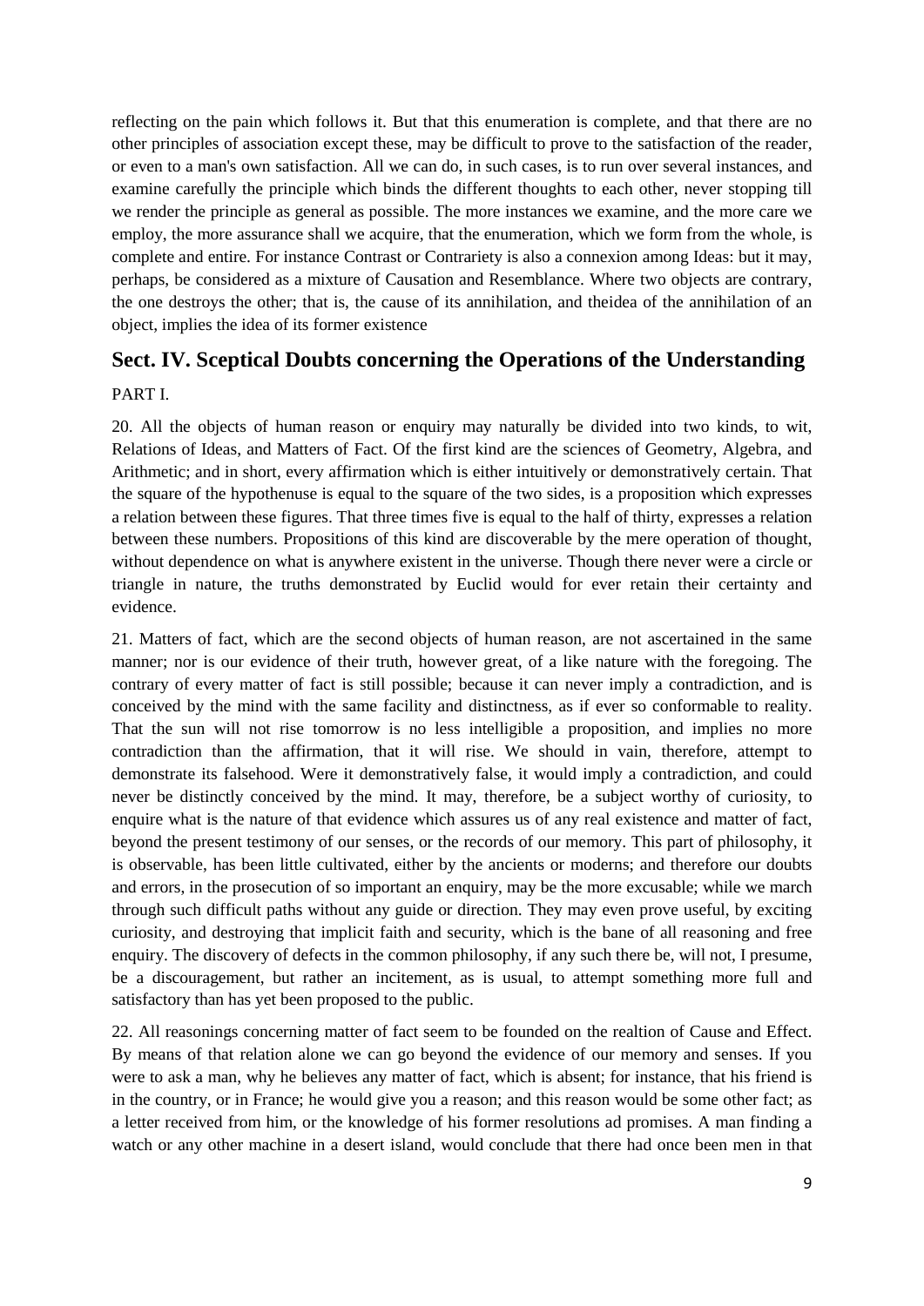reflecting on the pain which follows it. But that this enumeration is complete, and that there are no other principles of association except these, may be difficult to prove to the satisfaction of the reader, or even to a man's own satisfaction. All we can do, in such cases, is to run over several instances, and examine carefully the principle which binds the different thoughts to each other, never stopping till we render the principle as general as possible. The more instances we examine, and the more care we employ, the more assurance shall we acquire, that the enumeration, which we form from the whole, is complete and entire. For instance Contrast or Contrariety is also a connexion among Ideas: but it may, perhaps, be considered as a mixture of Causation and Resemblance. Where two objects are contrary, the one destroys the other; that is, the cause of its annihilation, and theidea of the annihilation of an object, implies the idea of its former existence

## Sect. IV. Sceptical Doubts concerning the Operations of the Understanding

PART I.

20. All the objects of human reason or enquiry may naturally be divided into two kinds, to wit, Relations of Ideas, and Matters of Fact. Of the first kind are the sciences of Geometry, Algebra, and Arithmetic; and in short, every affirmation which is either intuitively or demonstratively certain. That the square of the hypothenuse is equal to the square of the two sides, is a proposition which expresses a relation between these figures. That three times five is equal to the half of thirty, expresses a relation between these numbers. Propositions of this kind are discoverable by the mere operation of thought, without dependence on what is anywhere existent in the universe. Though there never were a circle or triangle in nature, the truths demonstrated by Euclid would for ever retain their certainty and evidence.

21. Matters of fact, which are the second objects of human reason, are not ascertained in the same manner; nor is our evidence of their truth, however great, of a like nature with the foregoing. The contrary of every matter of fact is still possible; because it can never imply a contradiction, and is conceived by the mind with the same facility and distinctness, as if ever so conformable to reality. That the sun will not rise tomorrow is no less intelligible a proposition, and implies no more contradiction than the affirmation, that it will rise. We should in vain, therefore, attempt to demonstrate its falsehood. Were it demonstratively false, it would imply a contradiction, and could never be distinctly conceived by the mind. It may, therefore, be a subject worthy of curiosity, to enquire what is the nature of that evidence which assures us of any real existence and matter of fact, beyond the present testimony of our senses, or the records of our memory. This part of philosophy, it is observable, has been little cultivated, either by the ancients or moderns; and therefore our doubts and errors, in the prosecution of so important an enquiry, may be the more excusable; while we march through such difficult paths without any guide or direction. They may even prove useful, by exciting curiosity, and destroying that implicit faith and security, which is the bane of all reasoning and free enquiry. The discovery of defects in the common philosophy, if any such there be, will not, I presume, be a discouragement, but rather an incitement, as is usual, to attempt something more full and satisfactory than has yet been proposed to the public.

22. All reasonings concerning matter of fact seem to be founded on the realtion of Cause and Effect. By means of that relation alone we can go beyond the evidence of our memory and senses. If you were to ask a man, why he believes any matter of fact, which is absent; for instance, that his friend is in the country, or in France; he would give you a reason; and this reason would be some other fact; as a letter received from him, or the knowledge of his former resolutions ad promises. A man finding a watch or any other machine in a desert island, would conclude that there had once been men in that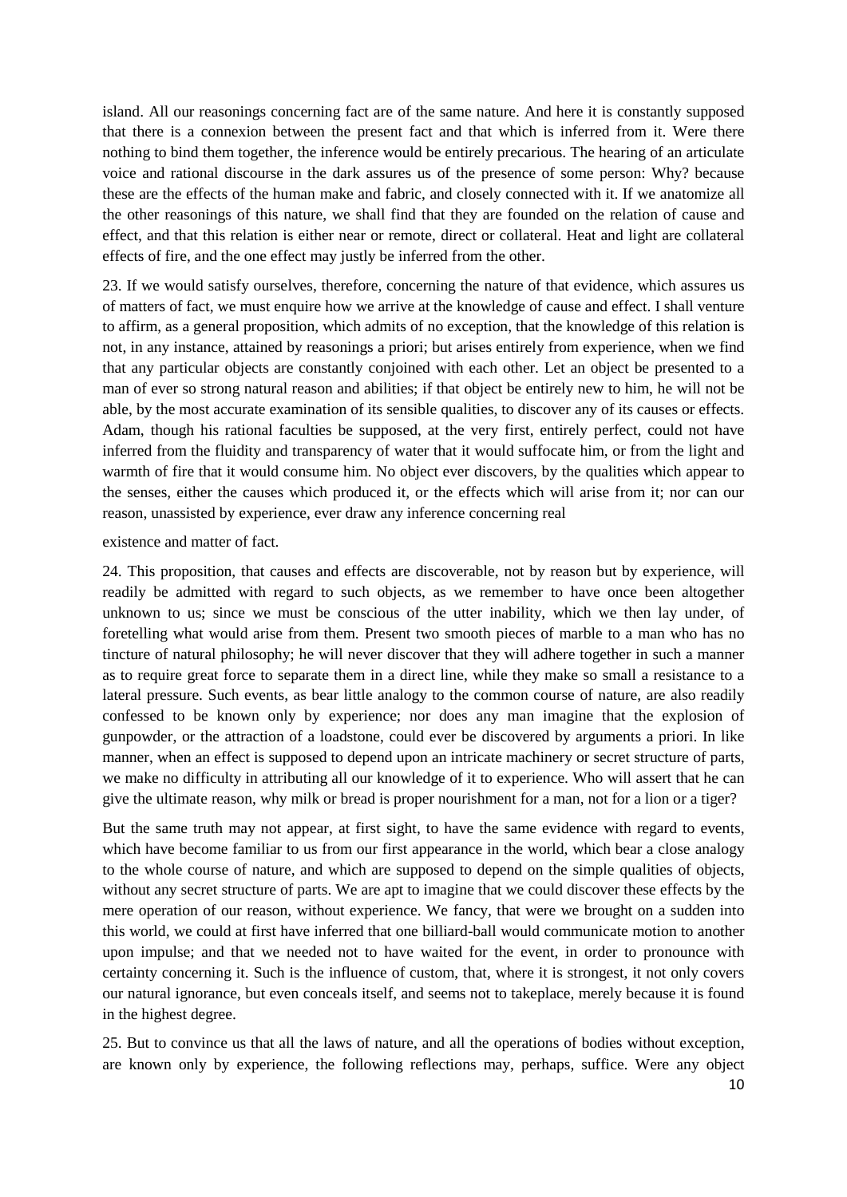island. All our reasonings concerning fact are of the same nature. And here it is constantly supposed that there is a connexion between the present fact and that which is inferred from it. Were there nothing to bind them together, the inference would be entirely precarious. The hearing of an articulate voice and rational discourse in the dark assures us of the presence of some person: Why? because these are the effects of the human make and fabric, and closely connected with it. If we anatomize all the other reasonings of this nature, we shall find that they are founded on the relation of cause and effect, and that this relation is either near or remote, direct or collateral. Heat and light are collateral effects of fire, and the one effect may justly be inferred from the other.

23. If we would satisfy ourselves, therefore, concerning the nature of that evidence, which assures us of matters of fact, we must enquire how we arrive at the knowledge of cause and effect. I shall venture to affirm, as a general proposition, which admits of no exception, that the knowledge of this relation is not, in any instance, attained by reasonings a priori; but arises entirely from experience, when we find that any particular objects are constantly conjoined with each other. Let an object be presented to a man of ever so strong natural reason and abilities; if that object be entirely new to him, he will not be able, by the most accurate examination of its sensible qualities, to discover any of its causes or effects. Adam, though his rational faculties be supposed, at the very first, entirely perfect, could not have inferred from the fluidity and transparency of water that it would suffocate him, or from the light and warmth of fire that it would consume him. No object ever discovers, by the qualities which appear to the senses, either the causes which produced it, or the effects which will arise from it; nor can our reason, unassisted by experience, ever draw any inference concerning real existence and matter of fact.

24. This proposition, that causes and effects are discoverable, not by reason but by experience, will readily be admitted with regard to such objects, as we remember to have once been altogether unknown to us; since we must be conscious of the utter inability, which we then lay under, of foretelling what would arise from them. Present two smooth pieces of marble to a man who has no tincture of natural philosophy; he will never discover that they will adhere together in such a manner as to require great force to separate them in a direct line, while they make so small a resistance to a lateral pressure. Such events, as bear little analogy to the common course of nature, are also readily confessed to be known only by experience; nor does any man imagine that the explosion of gunpowder, or the attraction of a loadstone, could ever be discovered by arguments a priori. In like manner, when an effect is supposed to depend upon an intricate machinery or secret structure of parts, we make no difficulty in attributing all our knowledge of it to experience. Who will assert that he can give the ultimate reason, why milk or bread is proper nourishment for a man, not for a lion or a tiger?

But the same truth may not appear, at first sight, to have the same evidence with regard to events, which have become familiar to us from our first appearance in the world, which bear a close analogy to the whole course of nature, and which are supposed to depend on the simple qualities of objects, without any secret structure of parts. We are apt to imagine that we could discover these effects by the mere operation of our reason, without experience. We fancy, that were we brought on a sudden into this world, we could at first have inferred that one billiard-ball would communicate motion to another upon impulse; and that we needed not to have waited for the event, in order to pronounce with certainty concerning it. Such is the influence of custom, that, where it is strongest, it not only covers our natural ignorance, but even conceals itself, and seems not to takeplace, merely because it is found in the highest degree.

25. But to convince us that all the laws of nature, and all the operations of bodies without exception, are known only by experience, the following reflections may, perhaps, suffice. Were any object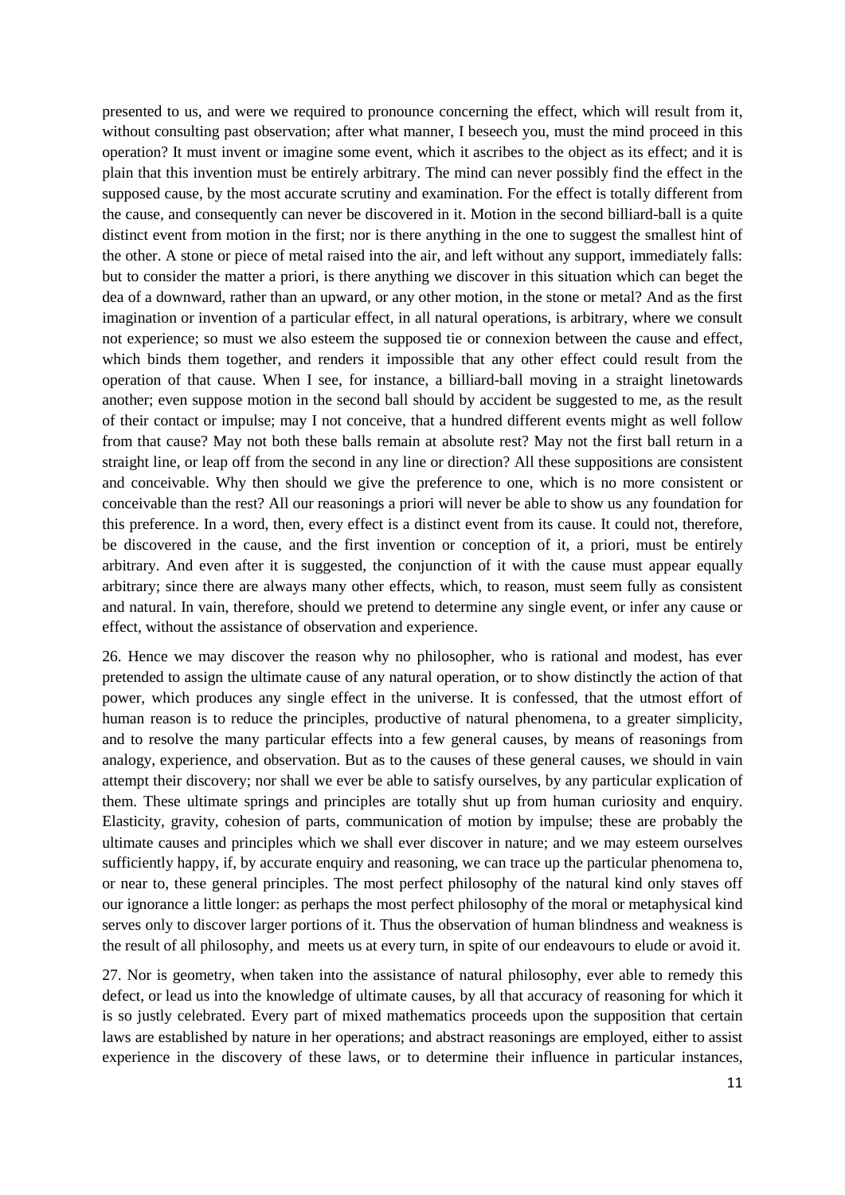presented to us, and were we required to pronounce concerning the effect, which will result from it, without consulting past observation; after what manner, I beseech you, must the mind proceed in this operation? It must invent or imagine some event, which it ascribes to the object as its effect; and it is plain that this invention must be entirely arbitrary. The mind can never possibly find the effect in the supposed cause, by the most accurate scrutiny and examination. For the effect is totally different from the cause, and consequently can never be discovered in it. Motion in the second billiard-ball is a quite distinct event from motion in the first; nor is there anything in the one to suggest the smallest hint of the other. A stone or piece of metal raised into the air, and left without any support, immediately falls: but to consider the matter a priori, is there anything we discover in this situation which can beget the dea of a downward, rather than an upward, or any other motion, in the stone or metal? And as the first imagination or invention of a particular effect, in all natural operations, is arbitrary, where we consult not experience; so must we also esteem the supposed tie or connexion between the cause and effect, which binds them together, and renders it impossible that any other effect could result from the operation of that cause. When I see, for instance, a billiard-ball moving in a straight linetowards another; even suppose motion in the second ball should by accident be suggested to me, as the result of their contact or impulse; may I not conceive, that a hundred different events might as well follow from that cause? May not both these balls remain at absolute rest? May not the first ball return in a straight line, or leap off from the second in any line or direction? All these suppositions are consistent and conceivable. Why then should we give the preference to one, which is no more consistent or conceivable than the rest? All our reasonings a priori will never be able to show us any foundation for this preference. In a word, then, every effect is a distinct event from its cause. It could not, therefore, be discovered in the cause, and the first invention or conception of it, a priori, must be entirely arbitrary. And even after it is suggested, the conjunction of it with the cause must appear equally arbitrary; since there are always many other effects, which, to reason, must seem fully as consistent and natural. In vain, therefore, should we pretend to determine any single event, or infer any cause or effect, without the assistance of observation and experience.

26. Hence we may discover the reason why no philosopher, who is rational and modest, has ever pretended to assign the ultimate cause of any natural operation, or to show distinctly the action of that power, which produces any single effect in the universe. It is confessed, that the utmost effort of human reason is to reduce the principles, productive of natural phenomena, to a greater simplicity, and to resolve the many particular effects into a few general causes, by means of reasonings from analogy, experience, and observation. But as to the causes of these general causes, we should in vain attempt their discovery; nor shall we ever be able to satisfy ourselves, by any particular explication of them. These ultimate springs and principles are totally shut up from human curiosity and enquiry. Elasticity, gravity, cohesion of parts, communication of motion by impulse; these are probably the ultimate causes and principles which we shall ever discover in nature; and we may esteem ourselves sufficiently happy, if, by accurate enquiry and reasoning, we can trace up the particular phenomena to, or near to, these general principles. The most perfect philosophy of the natural kind only staves off our ignorance a little longer: as perhaps the most perfect philosophy of the moral or metaphysical kind serves only to discover larger portions of it. Thus the observation of human blindness and weakness is the result of all philosophy, and meets us at every turn, in spite of our endeavours to elude or avoid it.

27. Nor is geometry, when taken into the assistance of natural philosophy, ever able to remedy this defect, or lead us into the knowledge of ultimate causes, by all that accuracy of reasoning for which it is so justly celebrated. Every part of mixed mathematics proceeds upon the supposition that certain laws are established by nature in her operations; and abstract reasonings are employed, either to assist experience in the discovery of these laws, or to determine their influence in particular instances,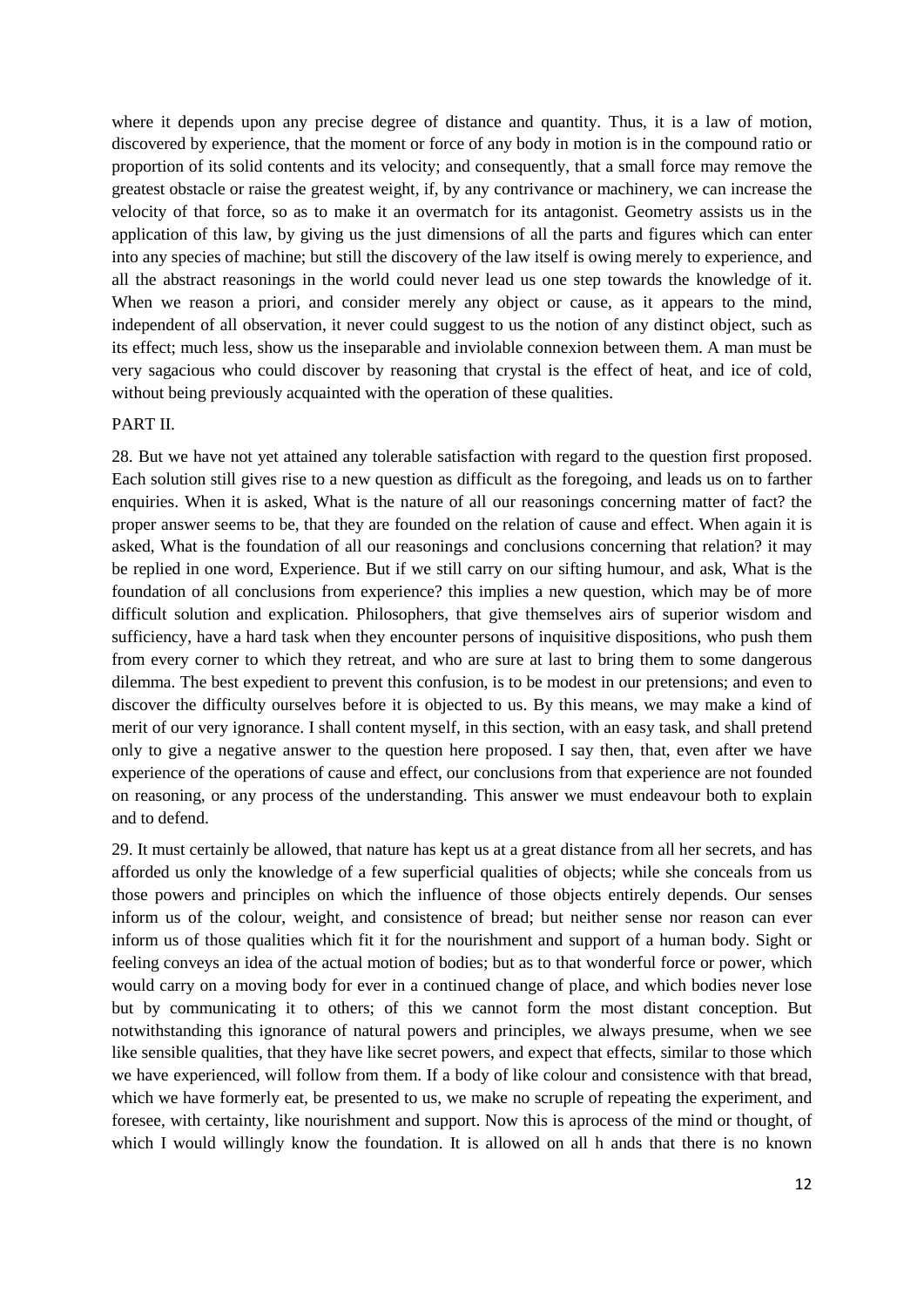where it depends upon any precise degree of distance and quantity. Thus, it is a law of motion, discovered by experience, that the moment or force of any body in motion is in the compound ratio or proportion of its solid contents and its velocity; and consequently, that a small force may remove the greatest obstacle or raise the greatest weight, if, by any contrivance or machinery, we can increase the velocity of that force, so as to make it an overmatch for its antagonist. Geometry assists us in the application of this law, by giving us the just dimensions of all the parts and figures which can enter into any species of machine; but still the discovery of the law itself is owing merely to experience, and all the abstract reasonings in the world could never lead us one step towards the knowledge of it. When we reason a priori, and consider merely any object or cause, as it appears to the mind, independent of all observation, it never could suggest to us the notion of any distinct object, such as its effect; much less, show us the inseparable and inviolable connexion between them. A man must be very sagacious who could discover by reasoning that crystal is the effect of heat, and ice of cold, without being previously acquainted with the operation of these qualities.

PART II.

28. But we have not yet attained any tolerable satisfaction with regard to the question first proposed. Each solution still gives rise to a new question as difficult as the foregoing, and leads us on to farther enquiries. When it is asked, What is the nature of all our reasonings concerning matter of fact? the proper answer seems to be, that they are founded on the relation of cause and effect. When again it is asked, What is the foundation of all our reasonings and conclusions concerning that relation? it may be replied in one word, Experience. But if we still carry on our sifting humour, and ask, What is the foundation of all conclusions from experience? this implies a new question, which may be of more difficult solution and explication. Philosophers, that give themselves airs of superior wisdom and sufficiency, have a hard task when they encounter persons of inquisitive dispositions, who push them from every corner to which they retreat, and who are sure at last to bring them to some dangerous dilemma. The best expedient to prevent this confusion, is to be modest in our pretensions; and even to discover the difficulty ourselves before it is objected to us. By this means, we may make a kind of merit of our very ignorance. I shall content myself, in this section, with an easy task, and shall pretend only to give a negative answer to the question here proposed. I say then, that, even after we have experience of the operations of cause and effect, our conclusions from that experience are not founded on reasoning, or any process of the understanding. This answer we must endeavour both to explain and to defend.

29. It must certainly be allowed, that nature has kept us at a great distance from all her secrets, and has afforded us only the knowledge of a few superficial qualities of objects; while she conceals from us those powers and principles on which the influence of those objects entirely depends. Our senses inform us of the colour, weight, and consistence of bread; but neither sense nor reason can ever inform us of those qualities which fit it for the nourishment and support of a human body. Sight or feeling conveys an idea of the actual motion of bodies; but as to that wonderful force or power, which would carry on a moving body for ever in a continued change of place, and which bodies never lose but by communicating it to others; of this we cannot form the most distant conception. But notwithstanding this ignorance of natural powers and principles, we always presume, when we see like sensible qualities, that they have like secret powers, and expect that effects, similar to those which we have experienced, will follow from them. If a body of like colour and consistence with that bread, which we have formerly eat, be presented to us, we make no scruple of repeating the experiment, and foresee, with certainty, like nourishment and support. Now this is aprocess of the mind or thought, of which I would willingly know the foundation. It is allowed on all h ands that there is no known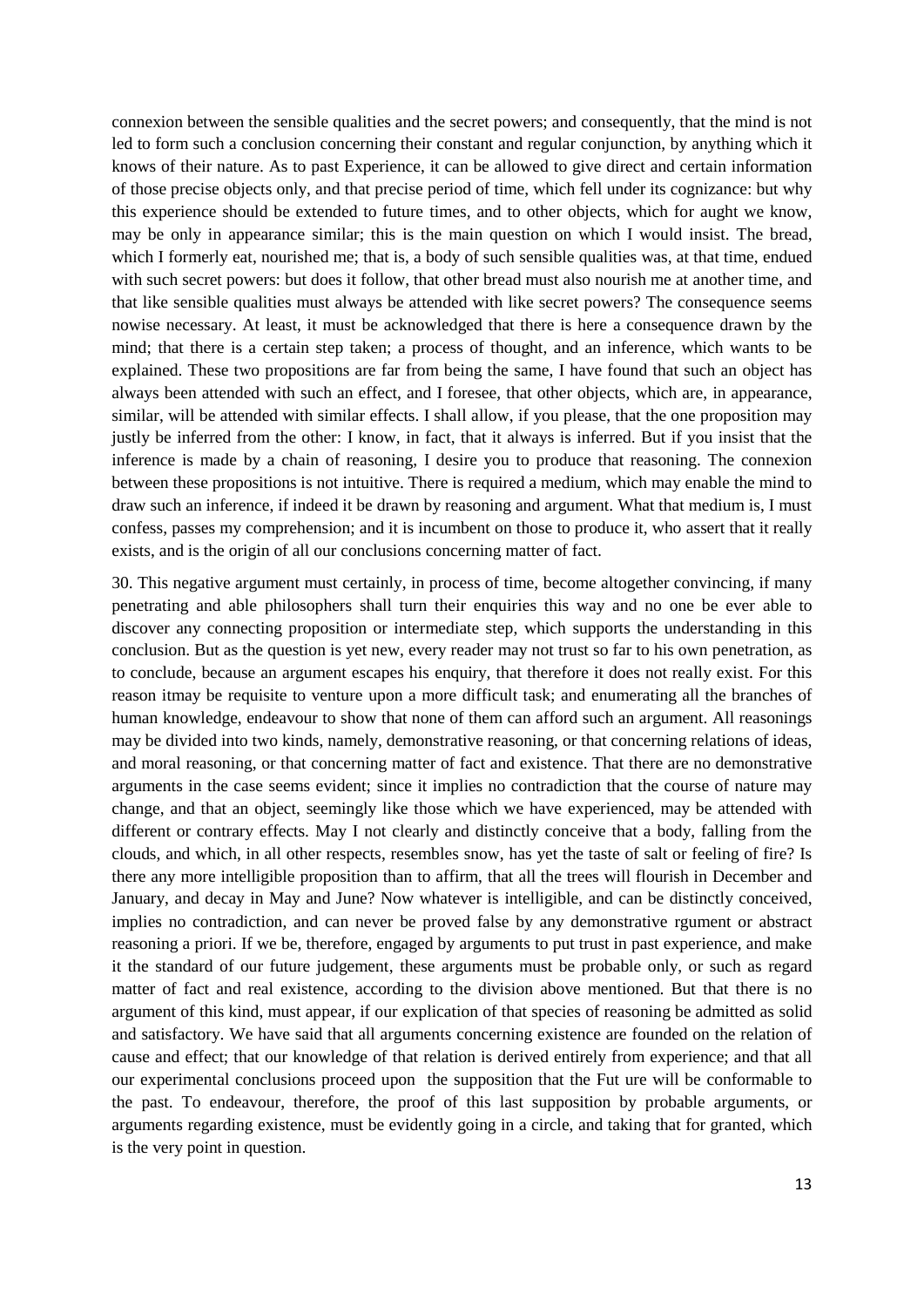connexion between the sensible qualities and the secret powers; and consequently, that the mind is not led to form such a conclusion concerning their constant and regular conjunction, by anything which it knows of their nature. As to past Experience, it can be allowed to give direct and certain information of those precise objects only, and that precise period of time, which fell under its cognizance: but why this experience should be extended to future times, and to other objects, which for aught we know, may be only in appearance similar; this is the main question on which I would insist. The bread, which I formerly eat, nourished me; that is, a body of such sensible qualities was, at that time, endued with such secret powers: but does it follow, that other bread must also nourish me at another time, and that like sensible qualities must always be attended with like secret powers? The consequence seems nowise necessary. At least, it must be acknowledged that there is here a consequence drawn by the mind; that there is a certain step taken; a process of thought, and an inference, which wants to be explained. These two propositions are far from being the same, I have found that such an object has always been attended with such an effect, and I foresee, that other objects, which are, in appearance, similar, will be attended with similar effects. I shall allow, if you please, that the one proposition may justly be inferred from the other: I know, in fact, that it always is inferred. But if you insist that the inference is made by a chain of reasoning, I desire you to produce that reasoning. The connexion between these propositions is not intuitive. There is required a medium, which may enable the mind to draw such an inference, if indeed it be drawn by reasoning and argument. What that medium is, I must confess, passes my comprehension; and it is incumbent on those to produce it, who assert that it really exists, and is the origin of all our conclusions concerning matter of fact.

30. This negative argument must certainly, in process of time, become altogether convincing, if many penetrating and able philosophers shall turn their enquiries this way and no one be ever able to discover any connecting proposition or intermediate step, which supports the understanding in this conclusion. But as the question is yet new, every reader may not trust so far to his own penetration, as to conclude, because an argument escapes his enquiry, that therefore it does not really exist. For this reason itmay be requisite to venture upon a more difficult task; and enumerating all the branches of human knowledge, endeavour to show that none of them can afford such an argument. All reasonings may be divided into two kinds, namely, demonstrative reasoning, or that concerning relations of ideas, and moral reasoning, or that concerning matter of fact and existence. That there are no demonstrative arguments in the case seems evident; since it implies no contradiction that the course of nature may change, and that an object, seemingly like those which we have experienced, may be attended with different or contrary effects. May I not clearly and distinctly conceive that a body, falling from the clouds, and which, in all other respects, resembles snow, has yet the taste of salt or feeling of fire? Is there any more intelligible proposition than to affirm, that all the trees will flourish in December and January, and decay in May and June? Now whatever is intelligible, and can be distinctly conceived, implies no contradiction, and can never be proved false by any demonstrative rgument or abstract reasoning a priori. If we be, therefore, engaged by arguments to put trust in past experience, and make it the standard of our future judgement, these arguments must be probable only, or such as regard matter of fact and real existence, according to the division above mentioned. But that there is no argument of this kind, must appear, if our explication of that species of reasoning be admitted as solid and satisfactory. We have said that all arguments concerning existence are founded on the relation of cause and effect; that our knowledge of that relation is derived entirely from experience; and that all our experimental conclusions proceed upon the supposition that the Fut ure will be conformable to the past. To endeavour, therefore, the proof of this last supposition by probable arguments, or arguments regarding existence, must be evidently going in a circle, and taking that for granted, which is the very point in question.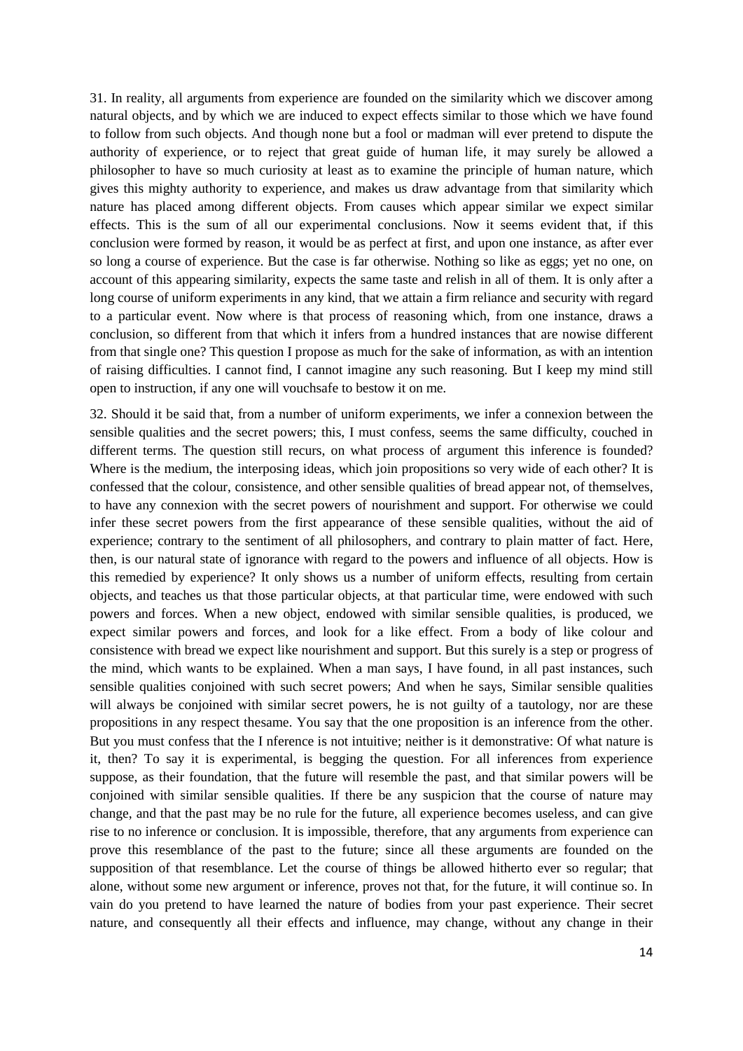31. In reality, all arguments from experience are founded on the similarity which we discover among natural objects, and by which we are induced to expect effects similar to those which we have found to follow from such objects. And though none but a fool or madman will ever pretend to dispute the authority of experience, or to reject that great guide of human life, it may surely be allowed a philosopher to have so much curiosity at least as to examine the principle of human nature, which gives this mighty authority to experience, and makes us draw advantage from that similarity which nature has placed among different objects. From causes which appear similar we expect similar effects. This is the sum of all our experimental conclusions. Now it seems evident that, if this conclusion were formed by reason, it would be as perfect at first, and upon one instance, as after ever so long a course of experience. But the case is far otherwise. Nothing so like as eggs; yet no one, on account of this appearing similarity, expects the same taste and relish in all of them. It is only after a long course of uniform experiments in any kind, that we attain a firm reliance and security with regard to a particular event. Now where is that process of reasoning which, from one instance, draws a conclusion, so different from that which it infers from a hundred instances that are nowise different from that single one? This question I propose as much for the sake of information, as with an intention of raising difficulties. I cannot find, I cannot imagine any such reasoning. But I keep my mind still open to instruction, if any one will vouchsafe to bestow it on me.

32. Should it be said that, from a number of uniform experiments, we infer a connexion between the sensible qualities and the secret powers; this, I must confess, seems the same difficulty, couched in different terms. The question still recurs, on what process of argument this inference is founded? Where is the medium, the interposing ideas, which join propositions so very wide of each other? It is confessed that the colour, consistence, and other sensible qualities of bread appear not, of themselves, to have any connexion with the secret powers of nourishment and support. For otherwise we could infer these secret powers from the first appearance of these sensible qualities, without the aid of experience; contrary to the sentiment of all philosophers, and contrary to plain matter of fact. Here, then, is our natural state of ignorance with regard to the powers and influence of all objects. How is this remedied by experience? It only shows us a number of uniform effects, resulting from certain objects, and teaches us that those particular objects, at that particular time, were endowed with such powers and forces. When a new object, endowed with similar sensible qualities, is produced, we expect similar powers and forces, and look for a like effect. From a body of like colour and consistence with bread we expect like nourishment and support. But this surely is a step or progress of the mind, which wants to be explained. When a man says, I have found, in all past instances, such sensible qualities conjoined with such secret powers; And when he says, Similar sensible qualities will always be conjoined with similar secret powers, he is not guilty of a tautology, nor are these propositions in any respect thesame. You say that the one proposition is an inference from the other. But you must confess that the I nference is not intuitive; neither is it demonstrative: Of what nature is it, then? To say it is experimental, is begging the question. For all inferences from experience suppose, as their foundation, that the future will resemble the past, and that similar powers will be conjoined with similar sensible qualities. If there be any suspicion that the course of nature may change, and that the past may be no rule for the future, all experience becomes useless, and can give rise to no inference or conclusion. It is impossible, therefore, that any arguments from experience can prove this resemblance of the past to the future; since all these arguments are founded on the supposition of that resemblance. Let the course of things be allowed hitherto ever so regular; that alone, without some new argument or inference, proves not that, for the future, it will continue so. In vain do you pretend to have learned the nature of bodies from your past experience. Their secret nature, and consequently all their effects and influence, may change, without any change in their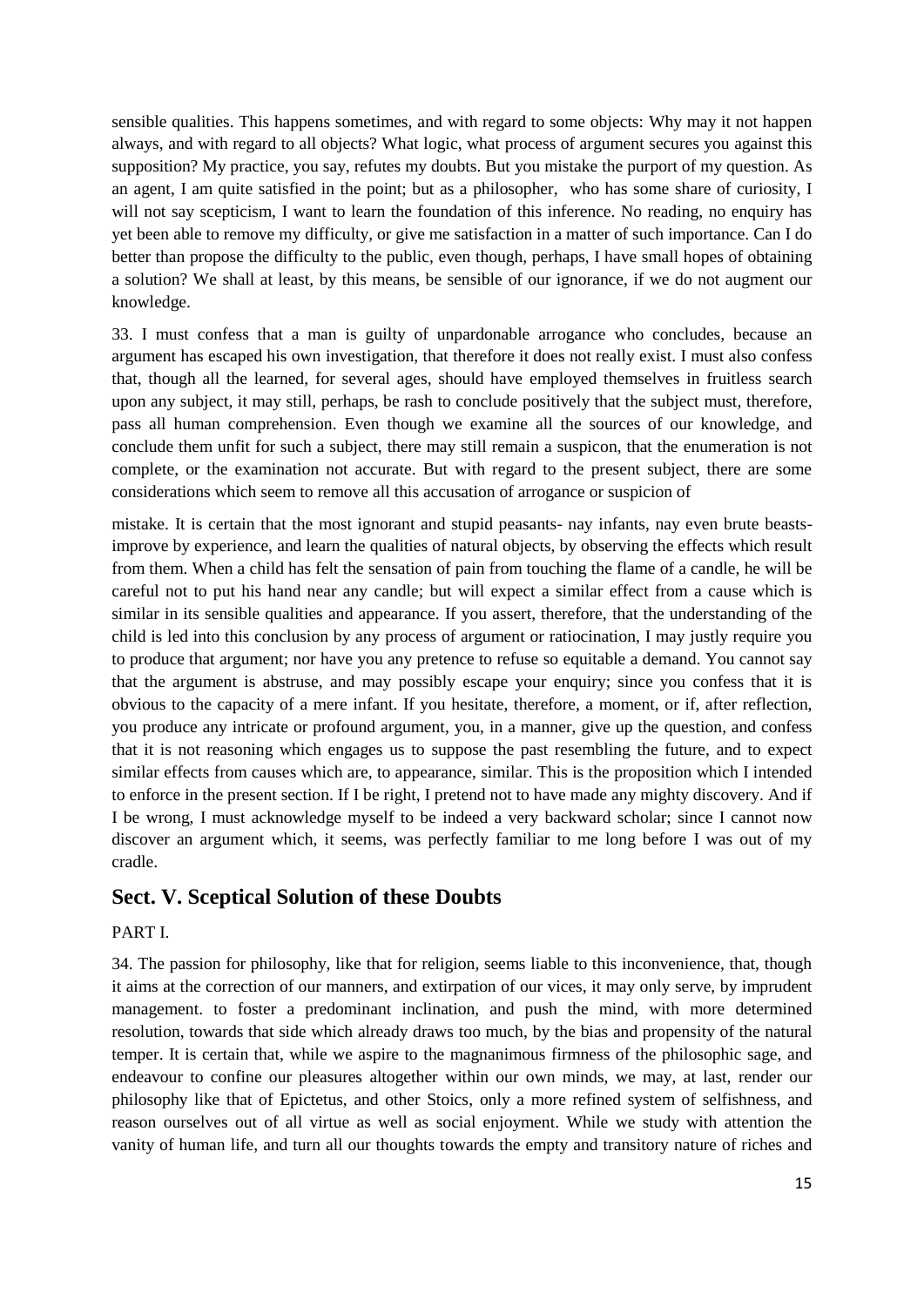sensible qualities. This happens sometimes, and with regard to some objects: Why may it not happen always, and with regard to all objects? What logic, what process of argument secures you against this supposition? My practice, you say, refutes my doubts. But you mistake the purport of my question. As an agent, I am quite satisfied in the point; but as a philosopher, who has some share of curiosity, I will not say scepticism, I want to learn the foundation of this inference. No reading, no enquiry has yet been able to remove my difficulty, or give me satisfaction in a matter of such importance. Can I do better than propose the difficulty to the public, even though, perhaps, I have small hopes of obtaining a solution? We shall at least, by this means, be sensible of our ignorance, if we do not augment our knowledge.

33. I must confess that a man is guilty of unpardonable arrogance who concludes, because an argument has escaped his own investigation, that therefore it does not really exist. I must also confess that, though all the learned, for several ages, should have employed themselves in fruitless search upon any subject, it may still, perhaps, be rash to conclude positively that the subject must, therefore, pass all human comprehension. Even though we examine all the sources of our knowledge, and conclude them unfit for such a subject, there may still remain a suspicon, that the enumeration is not complete, or the examination not accurate. But with regard to the present subject, there are some considerations which seem to remove all this accusation of arrogance or suspicion of

mistake. It is certain that the most ignorant and stupid peasants- nay infants, nay even brute beasts- improve by experience, and learn the qualities of natural objects, by observing the effects which result from them. When a child has felt the sensation of pain from touching the flame of a candle, he will be careful not to put his hand near any candle; but will expect a similar effect from a cause which is similar in its sensible qualities and appearance. If you assert, therefore, that the understanding of the child is led into this conclusion by any process of argument or ratiocination, I may justly require you to produce that argument; nor have you any pretence to refuse so equitable a demand. You cannot say that the argument is abstruse, and may possibly escape your enquiry; since you confess that it is obvious to the capacity of a mere infant. If you hesitate, therefore, a moment, or if, after reflection, you produce any intricate or profound argument, you, in a manner, give up the question, and confess that it is not reasoning which engages us to suppose the past resembling the future, and to expect similar effects from causes which are, to appearance, similar. This is the proposition which I intended to enforce in the present section. If I be right, I pretend not to have made any mighty discovery. And if I be wrong, I must acknowledge myself to be indeed a very backward scholar; since I cannot now discover an argument which, it seems, was perfectly familiar to me long before I was out of my cradle.

## Sect. V. Sceptical Solution of these Doubts

PART I.

34. The passion for philosophy, like that for religion, seems liable to this inconvenience, that, though it aims at the correction of our manners, and extirpation of our vices, it may only serve, by imprudent management. to foster a predominant inclination, and push the mind, with more determined resolution, towards that side which already draws too much, by the bias and propensity of the natural temper. It is certain that, while we aspire to the magnanimous firmness of the philosophic sage, and endeavour to confine our pleasures altogether within our own minds, we may, at last, render our philosophy like that of Epictetus, and other Stoics, only a more refined system of selfishness, and reason ourselves out of all virtue as well as social enjoyment. While we study with attention the vanity of human life, and turn all our thoughts towards the empty and transitory nature of riches and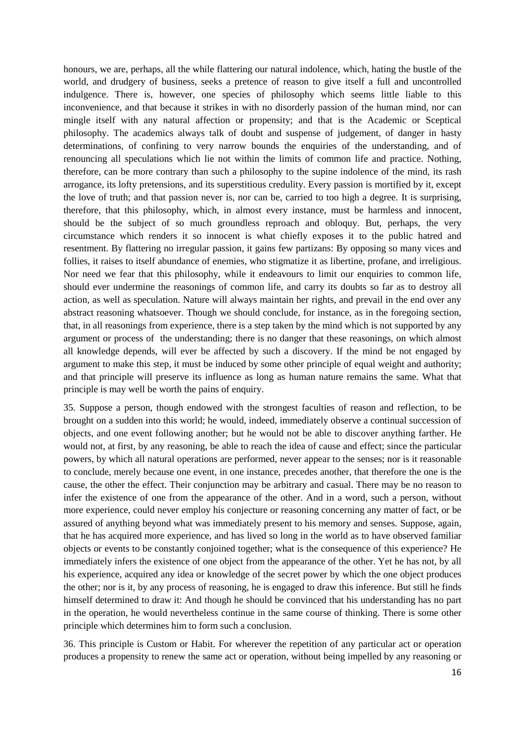honours, we are, perhaps, all the while flattering our natural indolence, which, hating the bustle of the world, and drudgery of business, seeks a pretence of reason to give itself a full and uncontrolled indulgence. There is, however, one species of philosophy which seems little liable to this inconvenience, and that because it strikes in with no disorderly passion of the human mind, nor can mingle itself with any natural affection or propensity; and that is the Academic or Sceptical philosophy. The academics always talk of doubt and suspense of judgement, of danger in hasty determinations, of confining to very narrow bounds the enquiries of the understanding, and of renouncing all speculations which lie not within the limits of common life and practice. Nothing, therefore, can be more contrary than such a philosophy to the supine indolence of the mind, its rash arrogance, its lofty pretensions, and its superstitious credulity. Every passion is mortified by it, except the love of truth; and that passion never is, nor can be, carried to too high a degree. It is surprising, therefore, that this philosophy, which, in almost every instance, must be harmless and innocent, should be the subject of so much groundless reproach and obloquy. But, perhaps, the very circumstance which renders it so innocent is what chiefly exposes it to the public hatred and resentment. By flattering no irregular passion, it gains few partizans: By opposing so many vices and follies, it raises to itself abundance of enemies, who stigmatize it as libertine, profane, and irreligious. Nor need we fear that this philosophy, while it endeavours to limit our enquiries to common life, should ever undermine the reasonings of common life, and carry its doubts so far as to destroy all action, as well as speculation. Nature will always maintain her rights, and prevail in the end over any abstract reasoning whatsoever. Though we should conclude, for instance, as in the foregoing section, that, in all reasonings from experience, there is a step taken by the mind which is not supported by any argument or process of the understanding; there is no danger that these reasonings, on which almost all knowledge depends, will ever be affected by such a discovery. If the mind be not engaged by argument to make this step, it must be induced by some other principle of equal weight and authority; and that principle will preserve its influence as long as human nature remains the same. What that principle is may well be worth the pains of enquiry.

35. Suppose a person, though endowed with the strongest faculties of reason and reflection, to be brought on a sudden into this world; he would, indeed, immediately observe a continual succession of objects, and one event following another; but he would not be able to discover anything farther. He would not, at first, by any reasoning, be able to reach the idea of cause and effect; since the particular powers, by which all natural operations are performed, never appear to the senses; nor is it reasonable to conclude, merely because one event, in one instance, precedes another, that therefore the one is the cause, the other the effect. Their conjunction may be arbitrary and casual. There may be no reason to infer the existence of one from the appearance of the other. And in a word, such a person, without more experience, could never employ his conjecture or reasoning concerning any matter of fact, or be assured of anything beyond what was immediately present to his memory and senses. Suppose, again, that he has acquired more experience, and has lived so long in the world as to have observed familiar objects or events to be constantly conjoined together; what is the consequence of this experience? He immediately infers the existence of one object from the appearance of the other. Yet he has not, by all his experience, acquired any idea or knowledge of the secret power by which the one object produces the other; nor is it, by any process of reasoning, he is engaged to draw this inference. But still he finds himself determined to draw it: And though he should be convinced that his understanding has no part in the operation, he would nevertheless continue in the same course of thinking. There is some other principle which determines him to form such a conclusion.

36. This principle is Custom or Habit. For wherever the repetition of any particular act or operation produces a propensity to renew the same act or operation, without being impelled by any reasoning or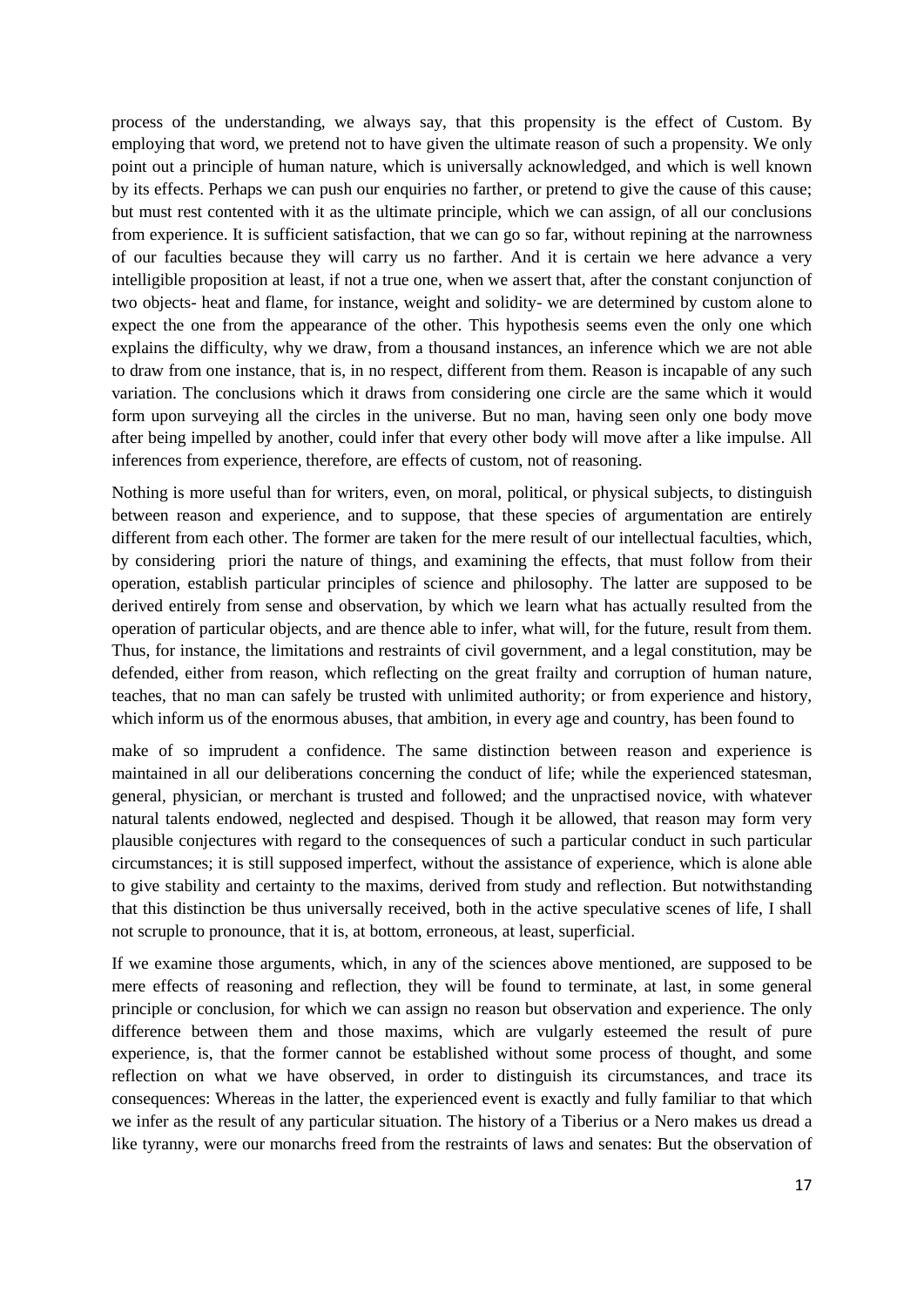process of the understanding, we always say, that this propensity is the effect of Custom. By employing that word, we pretend not to have given the ultimate reason of such a propensity. We only point out a principle of human nature, which is universally acknowledged, and which is well known by its effects. Perhaps we can push our enquiries no farther, or pretend to give the cause of this cause; but must rest contented with it as the ultimate principle, which we can assign, of all our conclusions from experience. It is sufficient satisfaction, that we can go so far, without repining at the narrowness of our faculties because they will carry us no farther. And it is certain we here advance a very intelligible proposition at least, if not a true one, when we assert that, after the constant conjunction of two objects- heat and flame, for instance, weight and solidity- we are determined by custom alone to expect the one from the appearance of the other. This hypothesis seems even the only one which explains the difficulty, why we draw, from a thousand instances, an inference which we are not able to draw from one instance, that is, in no respect, different from them. Reason is incapable of any such variation. The conclusions which it draws from considering one circle are the same which it would form upon surveying all the circles in the universe. But no man, having seen only one body move after being impelled by another, could infer that every other body will move after a like impulse. All inferences from experience, therefore, are effects of custom, not of reasoning.

Nothing is more useful than for writers, even, on moral, political, or physical subjects, to distinguish between reason and experience, and to suppose, that these species of argumentation are entirely different from each other. The former are taken for the mere result of our intellectual faculties, which, by considering  priori the nature of things, and examining the effects, that must follow from their operation, establish particular principles of science and philosophy. The latter are supposed to be derived entirely from sense and observation, by which we learn what has actually resulted from the operation of particular objects, and are thence able to infer, what will, for the future, result from them. Thus, for instance, the limitations and restraints of civil government, and a legal constitution, may be defended, either from reason, which reflecting on the great frailty and corruption of human nature, teaches, that no man can safely be trusted with unlimited authority; or from experience and history, which inform us of the enormous abuses, that ambition, in every age and country, has been found to

make of so imprudent a confidence. The same distinction between reason and experience is maintained in all our deliberations concerning the conduct of life; while the experienced statesman, general, physician, or merchant is trusted and followed; and the unpractised novice, with whatever natural talents endowed, neglected and despised. Though it be allowed, that reason may form very plausible conjectures with regard to the consequences of such a particular conduct in such particular circumstances; it is still supposed imperfect, without the assistance of experience, which is alone able to give stability and certainty to the maxims, derived from study and reflection. But notwithstanding that this distinction be thus universally received, both in the active speculative scenes of life, I shall not scruple to pronounce, that it is, at bottom, erroneous, at least, superficial.

If we examine those arguments, which, in any of the sciences above mentioned, are supposed to be mere effects of reasoning and reflection, they will be found to terminate, at last, in some general principle or conclusion, for which we can assign no reason but observation and experience. The only difference between them and those maxims, which are vulgarly esteemed the result of pure experience, is, that the former cannot be established without some process of thought, and some reflection on what we have observed, in order to distinguish its circumstances, and trace its consequences: Whereas in the latter, the experienced event is exactly and fully familiar to that which we infer as the result of any particular situation. The history of a Tiberius or a Nero makes us dread a like tyranny, were our monarchs freed from the restraints of laws and senates: But the observation of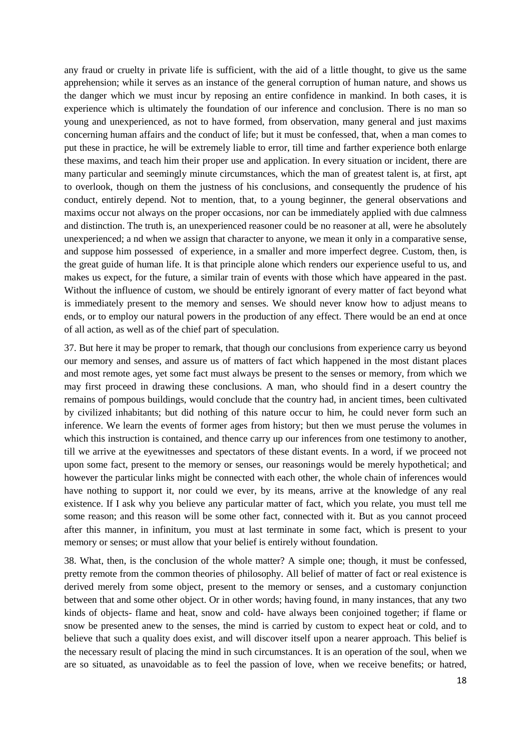any fraud or cruelty in private life is sufficient, with the aid of a little thought, to give us the same apprehension; while it serves as an instance of the general corruption of human nature, and shows us the danger which we must incur by reposing an entire confidence in mankind. In both cases, it is experience which is ultimately the foundation of our inference and conclusion. There is no man so young and unexperienced, as not to have formed, from observation, many general and just maxims concerning human affairs and the conduct of life; but it must be confessed, that, when a man comes to put these in practice, he will be extremely liable to error, till time and farther experience both enlarge these maxims, and teach him their proper use and application. In every situation or incident, there are many particular and seemingly minute circumstances, which the man of greatest talent is, at first, apt to overlook, though on them the justness of his conclusions, and consequently the prudence of his conduct, entirely depend. Not to mention, that, to a young beginner, the general observations and maxims occur not always on the proper occasions, nor can be immediately applied with due calmness and distinction. The truth is, an unexperienced reasoner could be no reasoner at all, were he absolutely unexperienced; a nd when we assign that character to anyone, we mean it only in a comparative sense, and suppose him possessed of experience, in a smaller and more imperfect degree. Custom, then, is the great guide of human life. It is that principle alone which renders our experience useful to us, and makes us expect, for the future, a similar train of events with those which have appeared in the past. Without the influence of custom, we should be entirely ignorant of every matter of fact beyond what is immediately present to the memory and senses. We should never know how to adjust means to ends, or to employ our natural powers in the production of any effect. There would be an end at once of all action, as well as of the chief part of speculation.

37. But here it may be proper to remark, that though our conclusions from experience carry us beyond our memory and senses, and assure us of matters of fact which happened in the most distant places and most remote ages, yet some fact must always be present to the senses or memory, from which we may first proceed in drawing these conclusions. A man, who should find in a desert country the remains of pompous buildings, would conclude that the country had, in ancient times, been cultivated by civilized inhabitants; but did nothing of this nature occur to him, he could never form such an inference. We learn the events of former ages from history; but then we must peruse the volumes in which this instruction is contained, and thence carry up our inferences from one testimony to another, till we arrive at the eyewitnesses and spectators of these distant events. In a word, if we proceed not upon some fact, present to the memory or senses, our reasonings would be merely hypothetical; and however the particular links might be connected with each other, the whole chain of inferences would have nothing to support it, nor could we ever, by its means, arrive at the knowledge of any real existence. If I ask why you believe any particular matter of fact, which you relate, you must tell me some reason; and this reason will be some other fact, connected with it. But as you cannot proceed after this manner, in infinitum, you must at last terminate in some fact, which is present to your memory or senses; or must allow that your belief is entirely without foundation.

38. What, then, is the conclusion of the whole matter? A simple one; though, it must be confessed, pretty remote from the common theories of philosophy. All belief of matter of fact or real existence is derived merely from some object, present to the memory or senses, and a customary conjunction between that and some other object. Or in other words; having found, in many instances, that any two kinds of objects- flame and heat, snow and cold- have always been conjoined together; if flame or snow be presented anew to the senses, the mind is carried by custom to expect heat or cold, and to believe that such a quality does exist, and will discover itself upon a nearer approach. This belief is the necessary result of placing the mind in such circumstances. It is an operation of the soul, when we are so situated, as unavoidable as to feel the passion of love, when we receive benefits; or hatred,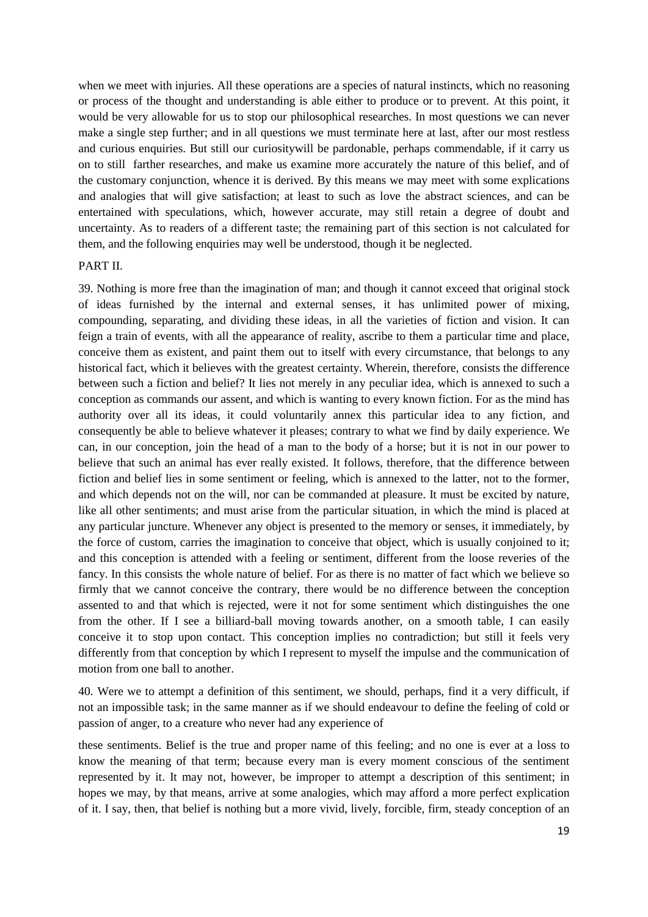when we meet with injuries. All these operations are a species of natural instincts, which no reasoning or process of the thought and understanding is able either to produce or to prevent. At this point, it would be very allowable for us to stop our philosophical researches. In most questions we can never make a single step further; and in all questions we must terminate here at last, after our most restless and curious enquiries. But still our curiositywill be pardonable, perhaps commendable, if it carry us on to still farther researches, and make us examine more accurately the nature of this belief, and of the customary conjunction, whence it is derived. By this means we may meet with some explications and analogies that will give satisfaction; at least to such as love the abstract sciences, and can be entertained with speculations, which, however accurate, may still retain a degree of doubt and uncertainty. As to readers of a different taste; the remaining part of this section is not calculated for them, and the following enquiries may well be understood, though it be neglected.

## PART II.

39. Nothing is more free than the imagination of man; and though it cannot exceed that original stock of ideas furnished by the internal and external senses, it has unlimited power of mixing, compounding, separating, and dividing these ideas, in all the varieties of fiction and vision. It can feign a train of events, with all the appearance of reality, ascribe to them a particular time and place, conceive them as existent, and paint them out to itself with every circumstance, that belongs to any historical fact, which it believes with the greatest certainty. Wherein, therefore, consists the difference between such a fiction and belief? It lies not merely in any peculiar idea, which is annexed to such a conception as commands our assent, and which is wanting to every known fiction. For as the mind has authority over all its ideas, it could voluntarily annex this particular idea to any fiction, and consequently be able to believe whatever it pleases; contrary to what we find by daily experience. We can, in our conception, join the head of a man to the body of a horse; but it is not in our power to believe that such an animal has ever really existed. It follows, therefore, that the difference between fiction and belief lies in some sentiment or feeling, which is annexed to the latter, not to the former, and which depends not on the will, nor can be commanded at pleasure. It must be excited by nature, like all other sentiments; and must arise from the particular situation, in which the mind is placed at any particular juncture. Whenever any object is presented to the memory or senses, it immediately, by the force of custom, carries the imagination to conceive that object, which is usually conjoined to it; and this conception is attended with a feeling or sentiment, different from the loose reveries of the fancy. In this consists the whole nature of belief. For as there is no matter of fact which we believe so firmly that we cannot conceive the contrary, there would be no difference between the conception assented to and that which is rejected, were it not for some sentiment which distinguishes the one from the other. If I see a billiard-ball moving towards another, on a smooth table, I can easily conceive it to stop upon contact. This conception implies no contradiction; but still it feels very differently from that conception by which I represent to myself the impulse and the communication of motion from one ball to another.

40. Were we to attempt a definition of this sentiment, we should, perhaps, find it a very difficult, if not an impossible task; in the same manner as if we should endeavour to define the feeling of cold or passion of anger, to a creature who never had any experience of these sentiments. Belief is the true and proper name of this feeling; and no one is ever at a loss to know the meaning of that term; because every man is every moment conscious of the sentiment represented by it. It may not, however, be improper to attempt a description of this sentiment; in hopes we may, by that means, arrive at some analogies, which may afford a more perfect explication of it. I say, then, that belief is nothing but a more vivid, lively, forcible, firm, steady conception of an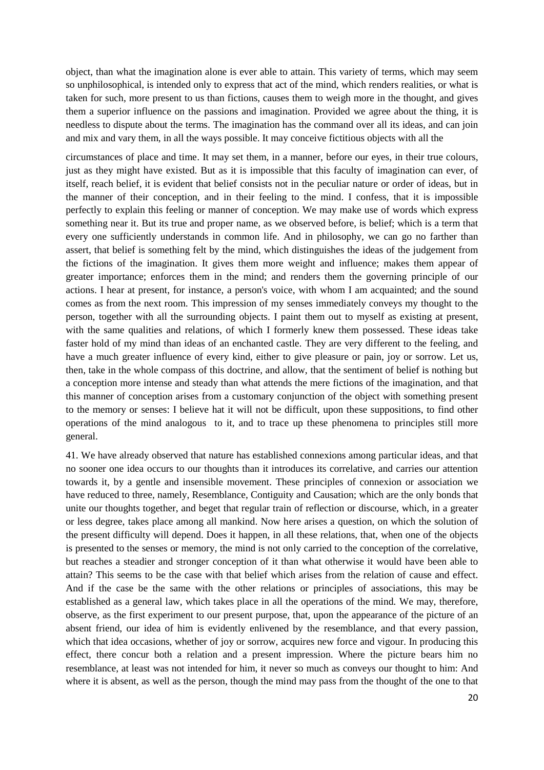object, than what the imagination alone is ever able to attain. This variety of terms, which may seem so unphilosophical, is intended only to express that act of the mind, which renders realities, or what is taken for such, more present to us than fictions, causes them to weigh more in the thought, and gives them a superior influence on the passions and imagination. Provided we agree about the thing, it is needless to dispute about the terms. The imagination has the command over all its ideas, and can join and mix and vary them, in all the ways possible. It may conceive fictitious objects with all the

circumstances of place and time. It may set them, in a manner, before our eyes, in their true colours, just as they might have existed. But as it is impossible that this faculty of imagination can ever, of itself, reach belief, it is evident that belief consists not in the peculiar nature or order of ideas, but in the manner of their conception, and in their feeling to the mind. I confess, that it is impossible perfectly to explain this feeling or manner of conception. We may make use of words which express something near it. But its true and proper name, as we observed before, is belief; which is a term that every one sufficiently understands in common life. And in philosophy, we can go no farther than assert, that belief is something felt by the mind, which distinguishes the ideas of the judgement from the fictions of the imagination. It gives them more weight and influence; makes them appear of greater importance; enforces them in the mind; and renders them the governing principle of our actions. I hear at present, for instance, a person's voice, with whom I am acquainted; and the sound comes as from the next room. This impression of my senses immediately conveys my thought to the person, together with all the surrounding objects. I paint them out to myself as existing at present, with the same qualities and relations, of which I formerly knew them possessed. These ideas take faster hold of my mind than ideas of an enchanted castle. They are very different to the feeling, and have a much greater influence of every kind, either to give pleasure or pain, joy or sorrow. Let us, then, take in the whole compass of this doctrine, and allow, that the sentiment of belief is nothing but a conception more intense and steady than what attends the mere fictions of the imagination, and that this manner of conception arises from a customary conjunction of the object with something present to the memory or senses: I believe hat it will not be difficult, upon these suppositions, to find other operations of the mind analogous to it, and to trace up these phenomena to principles still more general.

41. We have already observed that nature has established connexions among particular ideas, and that no sooner one idea occurs to our thoughts than it introduces its correlative, and carries our attention towards it, by a gentle and insensible movement. These principles of connexion or association we have reduced to three, namely, Resemblance, Contiguity and Causation; which are the only bonds that unite our thoughts together, and beget that regular train of reflection or discourse, which, in a greater or less degree, takes place among all mankind. Now here arises a question, on which the solution of the present difficulty will depend. Does it happen, in all these relations, that, when one of the objects is presented to the senses or memory, the mind is not only carried to the conception of the correlative, but reaches a steadier and stronger conception of it than what otherwise it would have been able to attain? This seems to be the case with that belief which arises from the relation of cause and effect. And if the case be the same with the other relations or principles of associations, this may be established as a general law, which takes place in all the operations of the mind. We may, therefore, observe, as the first experiment to our present purpose, that, upon the appearance of the picture of an absent friend, our idea of him is evidently enlivened by the resemblance, and that every passion, which that idea occasions, whether of joy or sorrow, acquires new force and vigour. In producing this effect, there concur both a relation and a present impression. Where the picture bears him no resemblance, at least was not intended for him, it never so much as conveys our thought to him: And where it is absent, as well as the person, though the mind may pass from the thought of the one to that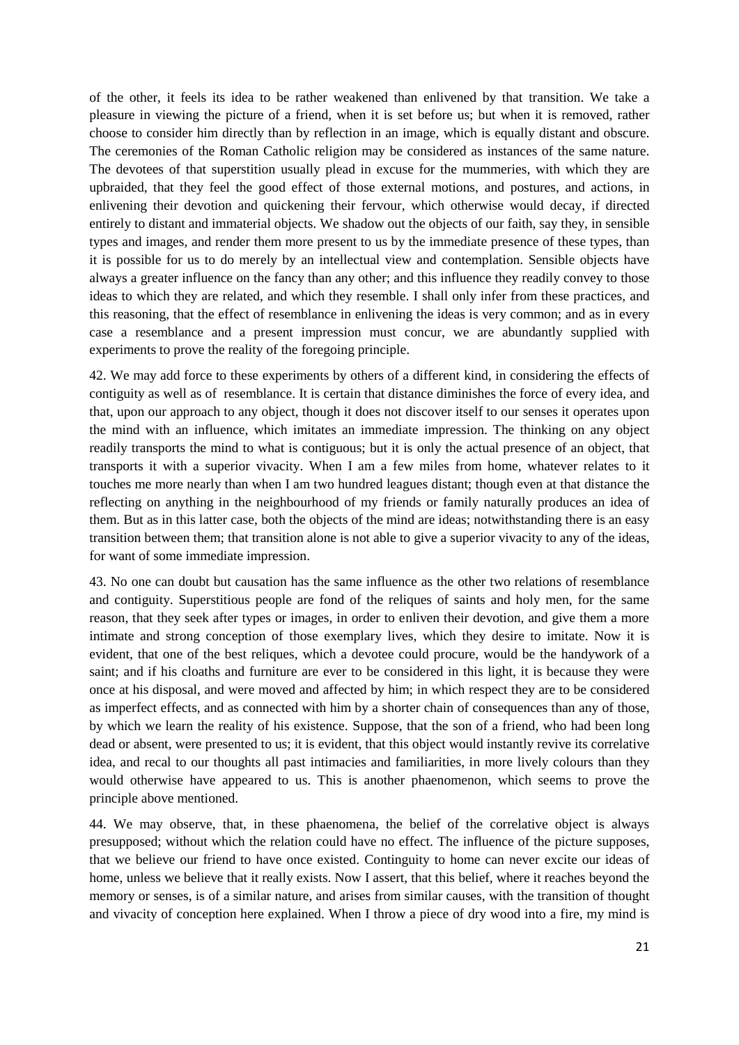of the other, it feels its idea to be rather weakened than enlivened by that transition. We take a pleasure in viewing the picture of a friend, when it is set before us; but when it is removed, rather choose to consider him directly than by reflection in an image, which is equally distant and obscure. The ceremonies of the Roman Catholic religion may be considered as instances of the same nature. The devotees of that superstition usually plead in excuse for the mummeries, with which they are upbraided, that they feel the good effect of those external motions, and postures, and actions, in enlivening their devotion and quickening their fervour, which otherwise would decay, if directed entirely to distant and immaterial objects. We shadow out the objects of our faith, say they, in sensible types and images, and render them more present to us by the immediate presence of these types, than it is possible for us to do merely by an intellectual view and contemplation. Sensible objects have always a greater influence on the fancy than any other; and this influence they readily convey to those ideas to which they are related, and which they resemble. I shall only infer from these practices, and this reasoning, that the effect of resemblance in enlivening the ideas is very common; and as in every case a resemblance and a present impression must concur, we are abundantly supplied with experiments to prove the reality of the foregoing principle.

42. We may add force to these experiments by others of a different kind, in considering the effects of contiguity as well as of resemblance. It is certain that distance diminishes the force of every idea, and that, upon our approach to any object, though it does not discover itself to our senses it operates upon the mind with an influence, which imitates an immediate impression. The thinking on any object readily transports the mind to what is contiguous; but it is only the actual presence of an object, that transports it with a superior vivacity. When I am a few miles from home, whatever relates to it touches me more nearly than when I am two hundred leagues distant; though even at that distance the reflecting on anything in the neighbourhood of my friends or family naturally produces an idea of them. But as in this latter case, both the objects of the mind are ideas; notwithstanding there is an easy transition between them; that transition alone is not able to give a superior vivacity to any of the ideas, for want of some immediate impression.

43. No one can doubt but causation has the same influence as the other two relations of resemblance and contiguity. Superstitious people are fond of the reliques of saints and holy men, for the same reason, that they seek after types or images, in order to enliven their devotion, and give them a more intimate and strong conception of those exemplary lives, which they desire to imitate. Now it is evident, that one of the best reliques, which a devotee could procure, would be the handywork of a saint; and if his cloaths and furniture are ever to be considered in this light, it is because they were once at his disposal, and were moved and affected by him; in which respect they are to be considered as imperfect effects, and as connected with him by a shorter chain of consequences than any of those, by which we learn the reality of his existence. Suppose, that the son of a friend, who had been long dead or absent, were presented to us; it is evident, that this object would instantly revive its correlative idea, and recal to our thoughts all past intimacies and familiarities, in more lively colours than they would otherwise have appeared to us. This is another phaenomenon, which seems to prove the principle above mentioned.

44. We may observe, that, in these phaenomena, the belief of the correlative object is always presupposed; without which the relation could have no effect. The influence of the picture supposes, that we believe our friend to have once existed. Continguity to home can never excite our ideas of home, unless we believe that it really exists. Now I assert, that this belief, where it reaches beyond the memory or senses, is of a similar nature, and arises from similar causes, with the transition of thought and vivacity of conception here explained. When I throw a piece of dry wood into a fire, my mind is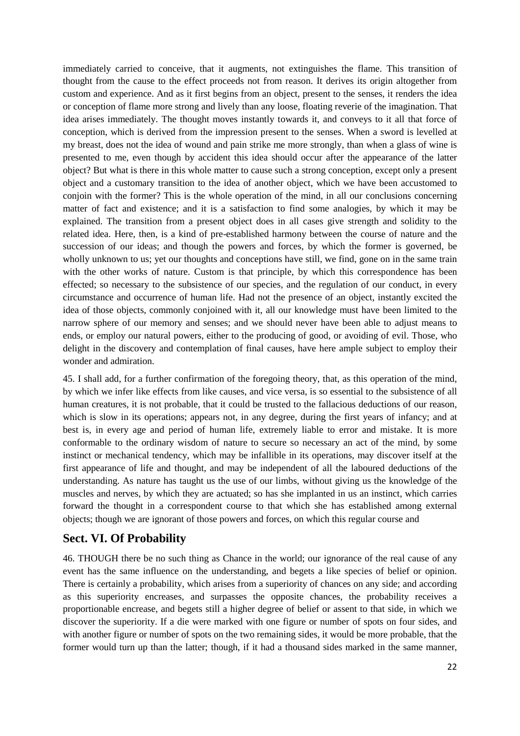immediately carried to conceive, that it augments, not extinguishes the flame. This transition of thought from the cause to the effect proceeds not from reason. It derives its origin altogether from custom and experience. And as it first begins from an object, present to the senses, it renders the idea or conception of flame more strong and lively than any loose, floating reverie of the imagination. That idea arises immediately. The thought moves instantly towards it, and conveys to it all that force of conception, which is derived from the impression present to the senses. When a sword is levelled at my breast, does not the idea of wound and pain strike me more strongly, than when a glass of wine is presented to me, even though by accident this idea should occur after the appearance of the latter object? But what is there in this whole matter to cause such a strong conception, except only a present object and a customary transition to the idea of another object, which we have been accustomed to conjoin with the former? This is the whole operation of the mind, in all our conclusions concerning matter of fact and existence; and it is a satisfaction to find some analogies, by which it may be explained. The transition from a present object does in all cases give strength and solidity to the related idea. Here, then, is a kind of pre-established harmony between the course of nature and the succession of our ideas; and though the powers and forces, by which the former is governed, be wholly unknown to us; yet our thoughts and conceptions have still, we find, gone on in the same train with the other works of nature. Custom is that principle, by which this correspondence has been effected; so necessary to the subsistence of our species, and the regulation of our conduct, in every circumstance and occurrence of human life. Had not the presence of an object, instantly excited the idea of those objects, commonly conjoined with it, all our knowledge must have been limited to the narrow sphere of our memory and senses; and we should never have been able to adjust means to ends, or employ our natural powers, either to the producing of good, or avoiding of evil. Those, who delight in the discovery and contemplation of final causes, have here ample subject to employ their wonder and admiration.

45. I shall add, for a further confirmation of the foregoing theory, that, as this operation of the mind, by which we infer like effects from like causes, and vice versa, is so essential to the subsistence of all human creatures, it is not probable, that it could be trusted to the fallacious deductions of our reason, which is slow in its operations; appears not, in any degree, during the first years of infancy; and at best is, in every age and period of human life, extremely liable to error and mistake. It is more conformable to the ordinary wisdom of nature to secure so necessary an act of the mind, by some instinct or mechanical tendency, which may be infallible in its operations, may discover itself at the first appearance of life and thought, and may be independent of all the laboured deductions of the understanding. As nature has taught us the use of our limbs, without giving us the knowledge of the muscles and nerves, by which they are actuated; so has she implanted in us an instinct, which carries forward the thought in a correspondent course to that which she has established among external objects; though we are ignorant of those powers and forces, on which this regular course and

## Sect. VI. Of Probability

46. THOUGH there be no such thing as Chance in the world; our ignorance of the real cause of any event has the same influence on the understanding, and begets a like species of belief or opinion. There is certainly a probability, which arises from a superiority of chances on any side; and according as this superiority encreases, and surpasses the opposite chances, the probability receives a proportionable encrease, and begets still a higher degree of belief or assent to that side, in which we discover the superiority. If a die were marked with one figure or number of spots on four sides, and with another figure or number of spots on the two remaining sides, it would be more probable, that the former would turn up than the latter; though, if it had a thousand sides marked in the same manner,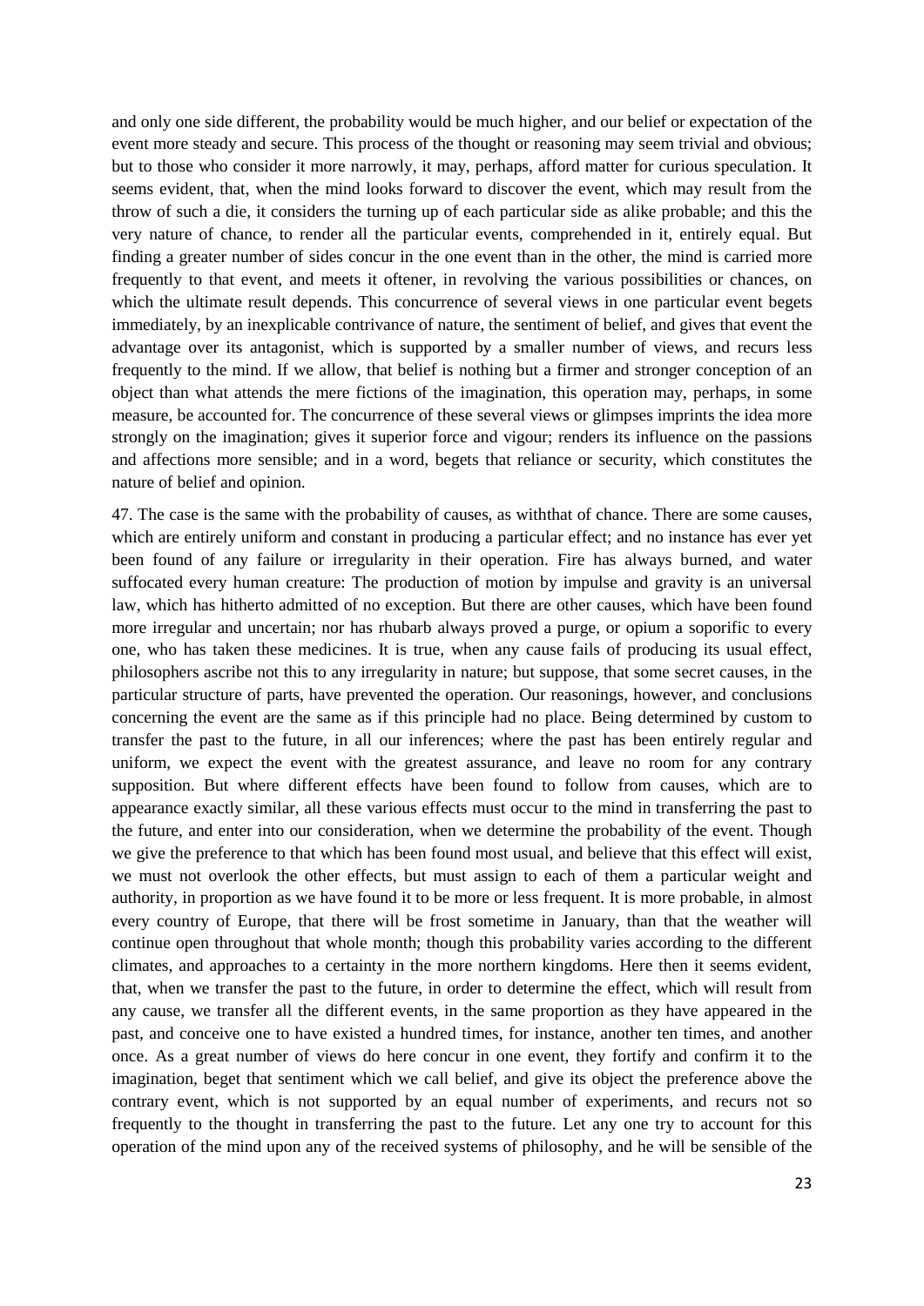and only one side different, the probability would be much higher, and our belief or expectation of the event more steady and secure. This process of the thought or reasoning may seem trivial and obvious; but to those who consider it more narrowly, it may, perhaps, afford matter for curious speculation. It seems evident, that, when the mind looks forward to discover the event, which may result from the throw of such a die, it considers the turning up of each particular side as alike probable; and this the very nature of chance, to render all the particular events, comprehended in it, entirely equal. But finding a greater number of sides concur in the one event than in the other, the mind is carried more frequently to that event, and meets it oftener, in revolving the various possibilities or chances, on which the ultimate result depends. This concurrence of several views in one particular event begets immediately, by an inexplicable contrivance of nature, the sentiment of belief, and gives that event the advantage over its antagonist, which is supported by a smaller number of views, and recurs less frequently to the mind. If we allow, that belief is nothing but a firmer and stronger conception of an object than what attends the mere fictions of the imagination, this operation may, perhaps, in some measure, be accounted for. The concurrence of these several views or glimpses imprints the idea more strongly on the imagination; gives it superior force and vigour; renders its influence on the passions and affections more sensible; and in a word, begets that reliance or security, which constitutes the nature of belief and opinion.

47. The case is the same with the probability of causes, as withthat of chance. There are some causes, which are entirely uniform and constant in producing a particular effect; and no instance has ever yet been found of any failure or irregularity in their operation. Fire has always burned, and water suffocated every human creature: The production of motion by impulse and gravity is an universal law, which has hitherto admitted of no exception. But there are other causes, which have been found more irregular and uncertain; nor has rhubarb always proved a purge, or opium a soporific to every one, who has taken these medicines. It is true, when any cause fails of producing its usual effect, philosophers ascribe not this to any irregularity in nature; but suppose, that some secret causes, in the particular structure of parts, have prevented the operation. Our reasonings, however, and conclusions concerning the event are the same as if this principle had no place. Being determined by custom to transfer the past to the future, in all our inferences; where the past has been entirely regular and uniform, we expect the event with the greatest assurance, and leave no room for any contrary supposition. But where different effects have been found to follow from causes, which are to appearance exactly similar, all these various effects must occur to the mind in transferring the past to the future, and enter into our consideration, when we determine the probability of the event. Though we give the preference to that which has been found most usual, and believe that this effect will exist, we must not overlook the other effects, but must assign to each of them a particular weight and authority, in proportion as we have found it to be more or less frequent. It is more probable, in almost every country of Europe, that there will be frost sometime in January, than that the weather will continue open throughout that whole month; though this probability varies according to the different climates, and approaches to a certainty in the more northern kingdoms. Here then it seems evident, that, when we transfer the past to the future, in order to determine the effect, which will result from any cause, we transfer all the different events, in the same proportion as they have appeared in the past, and conceive one to have existed a hundred times, for instance, another ten times, and another once. As a great number of views do here concur in one event, they fortify and confirm it to the imagination, beget that sentiment which we call belief, and give its object the preference above the contrary event, which is not supported by an equal number of experiments, and recurs not so frequently to the thought in transferring the past to the future. Let any one try to account for this operation of the mind upon any of the received systems of philosophy, and he will be sensible of the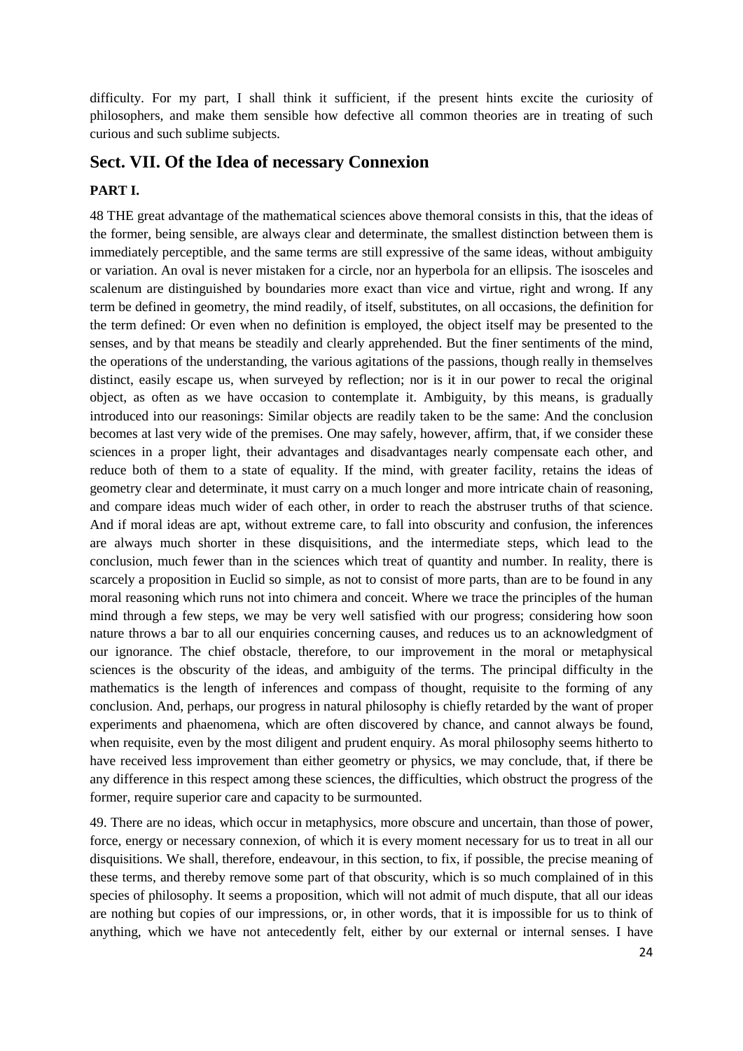difficulty. For my part, I shall think it sufficient, if the present hints excite the curiosity of philosophers, and make them sensible how defective all common theories are in treating of such curious and such sublime subjects.

## Sect. VII. Of the Idea of necessary Connexion

### PART I.

48 THE great advantage of the mathematical sciences above themoral consists in this, that the ideas of the former, being sensible, are always clear and determinate, the smallest distinction between them is immediately perceptible, and the same terms are still expressive of the same ideas, without ambiguity or variation. An oval is never mistaken for a circle, nor an hyperbola for an ellipsis. The isosceles and scalenum are distinguished by boundaries more exact than vice and virtue, right and wrong. If any term be defined in geometry, the mind readily, of itself, substitutes, on all occasions, the definition for the term defined: Or even when no definition is employed, the object itself may be presented to the senses, and by that means be steadily and clearly apprehended. But the finer sentiments of the mind, the operations of the understanding, the various agitations of the passions, though really in themselves distinct, easily escape us, when surveyed by reflection; nor is it in our power to recal the original object, as often as we have occasion to contemplate it. Ambiguity, by this means, is gradually introduced into our reasonings: Similar objects are readily taken to be the same: And the conclusion becomes at last very wide of the premises. One may safely, however, affirm, that, if we consider these sciences in a proper light, their advantages and disadvantages nearly compensate each other, and reduce both of them to a state of equality. If the mind, with greater facility, retains the ideas of geometry clear and determinate, it must carry on a much longer and more intricate chain of reasoning, and compare ideas much wider of each other, in order to reach the abstruser truths of that science. And if moral ideas are apt, without extreme care, to fall into obscurity and confusion, the inferences are always much shorter in these disquisitions, and the intermediate steps, which lead to the conclusion, much fewer than in the sciences which treat of quantity and number. In reality, there is scarcely a proposition in Euclid so simple, as not to consist of more parts, than are to be found in any moral reasoning which runs not into chimera and conceit. Where we trace the principles of the human mind through a few steps, we may be very well satisfied with our progress; considering how soon nature throws a bar to all our enquiries concerning causes, and reduces us to an acknowledgment of our ignorance. The chief obstacle, therefore, to our improvement in the moral or metaphysical sciences is the obscurity of the ideas, and ambiguity of the terms. The principal difficulty in the mathematics is the length of inferences and compass of thought, requisite to the forming of any conclusion. And, perhaps, our progress in natural philosophy is chiefly retarded by the want of proper experiments and phaenomena, which are often discovered by chance, and cannot always be found, when requisite, even by the most diligent and prudent enquiry. As moral philosophy seems hitherto to have received less improvement than either geometry or physics, we may conclude, that, if there be any difference in this respect among these sciences, the difficulties, which obstruct the progress of the former, require superior care and capacity to be surmounted.

49. There are no ideas, which occur in metaphysics, more obscure and uncertain, than those of power, force, energy or necessary connexion, of which it is every moment necessary for us to treat in all our disquisitions. We shall, therefore, endeavour, in this section, to fix, if possible, the precise meaning of these terms, and thereby remove some part of that obscurity, which is so much complained of in this species of philosophy. It seems a proposition, which will not admit of much dispute, that all our ideas are nothing but copies of our impressions, or, in other words, that it is impossible for us to think of anything, which we have not antecedently felt, either by our external or internal senses. I have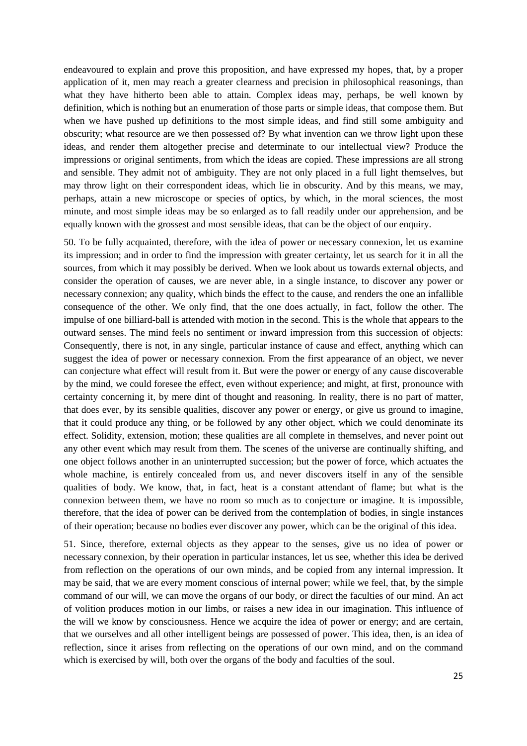endeavoured to explain and prove this proposition, and have expressed my hopes, that, by a proper application of it, men may reach a greater clearness and precision in philosophical reasonings, than what they have hitherto been able to attain. Complex ideas may, perhaps, be well known by definition, which is nothing but an enumeration of those parts or simple ideas, that compose them. But when we have pushed up definitions to the most simple ideas, and find still some ambiguity and obscurity; what resource are we then possessed of? By what invention can we throw light upon these ideas, and render them altogether precise and determinate to our intellectual view? Produce the impressions or original sentiments, from which the ideas are copied. These impressions are all strong and sensible. They admit not of ambiguity. They are not only placed in a full light themselves, but may throw light on their correspondent ideas, which lie in obscurity. And by this means, we may, perhaps, attain a new microscope or species of optics, by which, in the moral sciences, the most minute, and most simple ideas may be so enlarged as to fall readily under our apprehension, and be equally known with the grossest and most sensible ideas, that can be the object of our enquiry.

50. To be fully acquainted, therefore, with the idea of power or necessary connexion, let us examine its impression; and in order to find the impression with greater certainty, let us search for it in all the sources, from which it may possibly be derived. When we look about us towards external objects, and consider the operation of causes, we are never able, in a single instance, to discover any power or necessary connexion; any quality, which binds the effect to the cause, and renders the one an infallible consequence of the other. We only find, that the one does actually, in fact, follow the other. The impulse of one billiard-ball is attended with motion in the second. This is the whole that appears to the outward senses. The mind feels no sentiment or inward impression from this succession of objects: Consequently, there is not, in any single, particular instance of cause and effect, anything which can suggest the idea of power or necessary connexion. From the first appearance of an object, we never can conjecture what effect will result from it. But were the power or energy of any cause discoverable by the mind, we could foresee the effect, even without experience; and might, at first, pronounce with certainty concerning it, by mere dint of thought and reasoning. In reality, there is no part of matter, that does ever, by its sensible qualities, discover any power or energy, or give us ground to imagine, that it could produce any thing, or be followed by any other object, which we could denominate its effect. Solidity, extension, motion; these qualities are all complete in themselves, and never point out any other event which may result from them. The scenes of the universe are continually shifting, and one object follows another in an uninterrupted succession; but the power of force, which actuates the whole machine, is entirely concealed from us, and never discovers itself in any of the sensible qualities of body. We know, that, in fact, heat is a constant attendant of flame; but what is the connexion between them, we have no room so much as to conjecture or imagine. It is impossible, therefore, that the idea of power can be derived from the contemplation of bodies, in single instances of their operation; because no bodies ever discover any power, which can be the original of this idea.

51. Since, therefore, external objects as they appear to the senses, give us no idea of power or necessary connexion, by their operation in particular instances, let us see, whether this idea be derived from reflection on the operations of our own minds, and be copied from any internal impression. It may be said, that we are every moment conscious of internal power; while we feel, that, by the simple command of our will, we can move the organs of our body, or direct the faculties of our mind. An act of volition produces motion in our limbs, or raises a new idea in our imagination. This influence of the will we know by consciousness. Hence we acquire the idea of power or energy; and are certain, that we ourselves and all other intelligent beings are possessed of power. This idea, then, is an idea of reflection, since it arises from reflecting on the operations of our own mind, and on the command which is exercised by will, both over the organs of the body and faculties of the soul.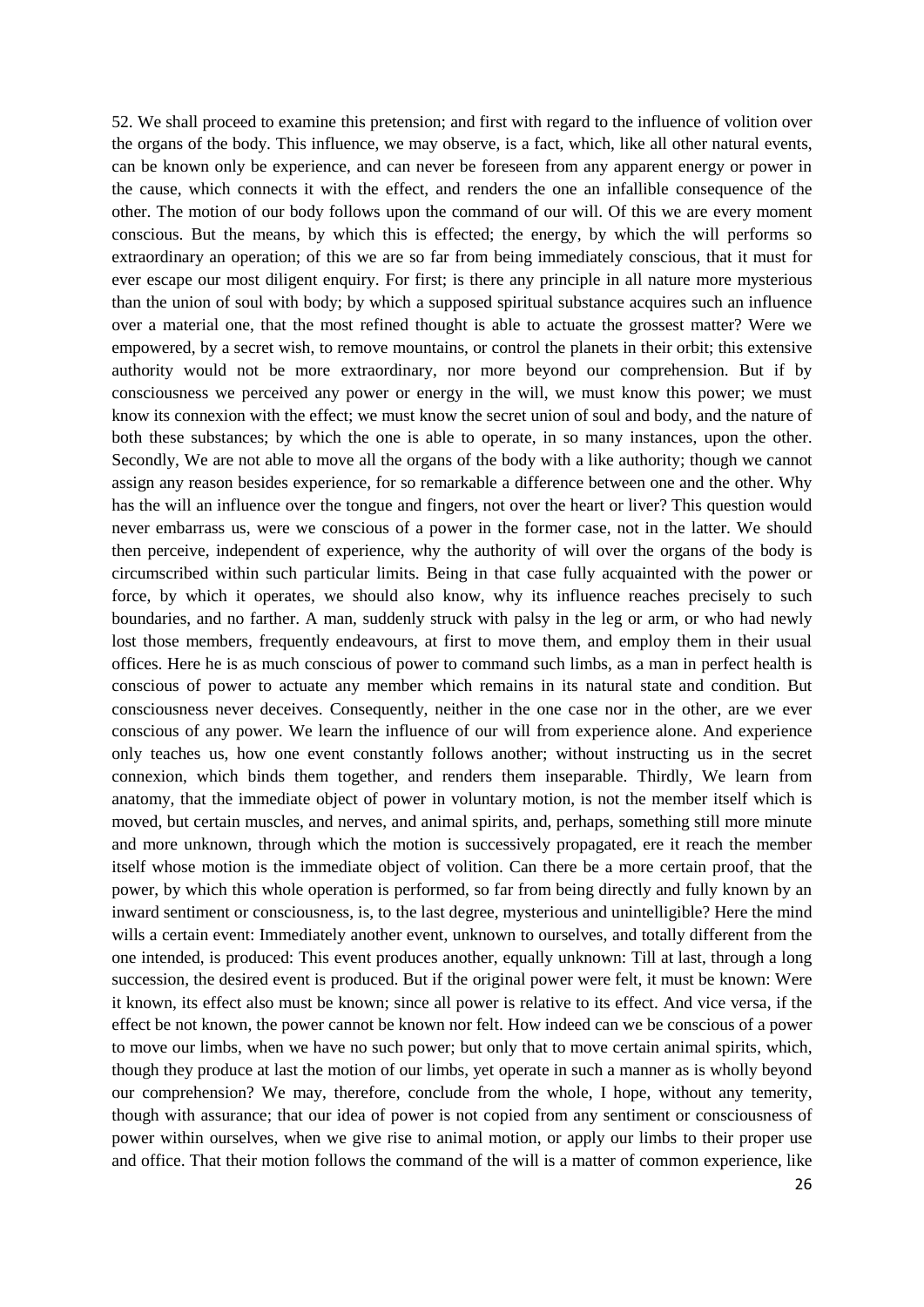52. We shall proceed to examine this pretension; and first with regard to the influence of volition over the organs of the body. This influence, we may observe, is a fact, which, like all other natural events, can be known only be experience, and can never be foreseen from any apparent energy or power in the cause, which connects it with the effect, and renders the one an infallible consequence of the other. The motion of our body follows upon the command of our will. Of this we are every moment conscious. But the means, by which this is effected; the energy, by which the will performs so extraordinary an operation; of this we are so far from being immediately conscious, that it must for ever escape our most diligent enquiry. For first; is there any principle in all nature more mysterious than the union of soul with body; by which a supposed spiritual substance acquires such an influence over a material one, that the most refined thought is able to actuate the grossest matter? Were we empowered, by a secret wish, to remove mountains, or control the planets in their orbit; this extensive authority would not be more extraordinary, nor more beyond our comprehension. But if by consciousness we perceived any power or energy in the will, we must know this power; we must know its connexion with the effect; we must know the secret union of soul and body, and the nature of both these substances; by which the one is able to operate, in so many instances, upon the other. Secondly, We are not able to move all the organs of the body with a like authority; though we cannot assign any reason besides experience, for so remarkable a difference between one and the other. Why has the will an influence over the tongue and fingers, not over the heart or liver? This question would never embarrass us, were we conscious of a power in the former case, not in the latter. We should then perceive, independent of experience, why the authority of will over the organs of the body is circumscribed within such particular limits. Being in that case fully acquainted with the power or force, by which it operates, we should also know, why its influence reaches precisely to such boundaries, and no farther. A man, suddenly struck with palsy in the leg or arm, or who had newly lost those members, frequently endeavours, at first to move them, and employ them in their usual offices. Here he is as much conscious of power to command such limbs, as a man in perfect health is conscious of power to actuate any member which remains in its natural state and condition. But consciousness never deceives. Consequently, neither in the one case nor in the other, are we ever conscious of any power. We learn the influence of our will from experience alone. And experience only teaches us, how one event constantly follows another; without instructing us in the secret connexion, which binds them together, and renders them inseparable. Thirdly, We learn from anatomy, that the immediate object of power in voluntary motion, is not the member itself which is moved, but certain muscles, and nerves, and animal spirits, and, perhaps, something still more minute and more unknown, through which the motion is successively propagated, ere it reach the member itself whose motion is the immediate object of volition. Can there be a more certain proof, that the power, by which this whole operation is performed, so far from being directly and fully known by an inward sentiment or consciousness, is, to the last degree, mysterious and unintelligible? Here the mind wills a certain event: Immediately another event, unknown to ourselves, and totally different from the one intended, is produced: This event produces another, equally unknown: Till at last, through a long succession, the desired event is produced. But if the original power were felt, it must be known: Were it known, its effect also must be known; since all power is relative to its effect. And vice versa, if the effect be not known, the power cannot be known nor felt. How indeed can we be conscious of a power to move our limbs, when we have no such power; but only that to move certain animal spirits, which, though they produce at last the motion of our limbs, yet operate in such a manner as is wholly beyond our comprehension? We may, therefore, conclude from the whole, I hope, without any temerity, though with assurance; that our idea of power is not copied from any sentiment or consciousness of power within ourselves, when we give rise to animal motion, or apply our limbs to their proper use and office. That their motion follows the command of the will is a matter of common experience, like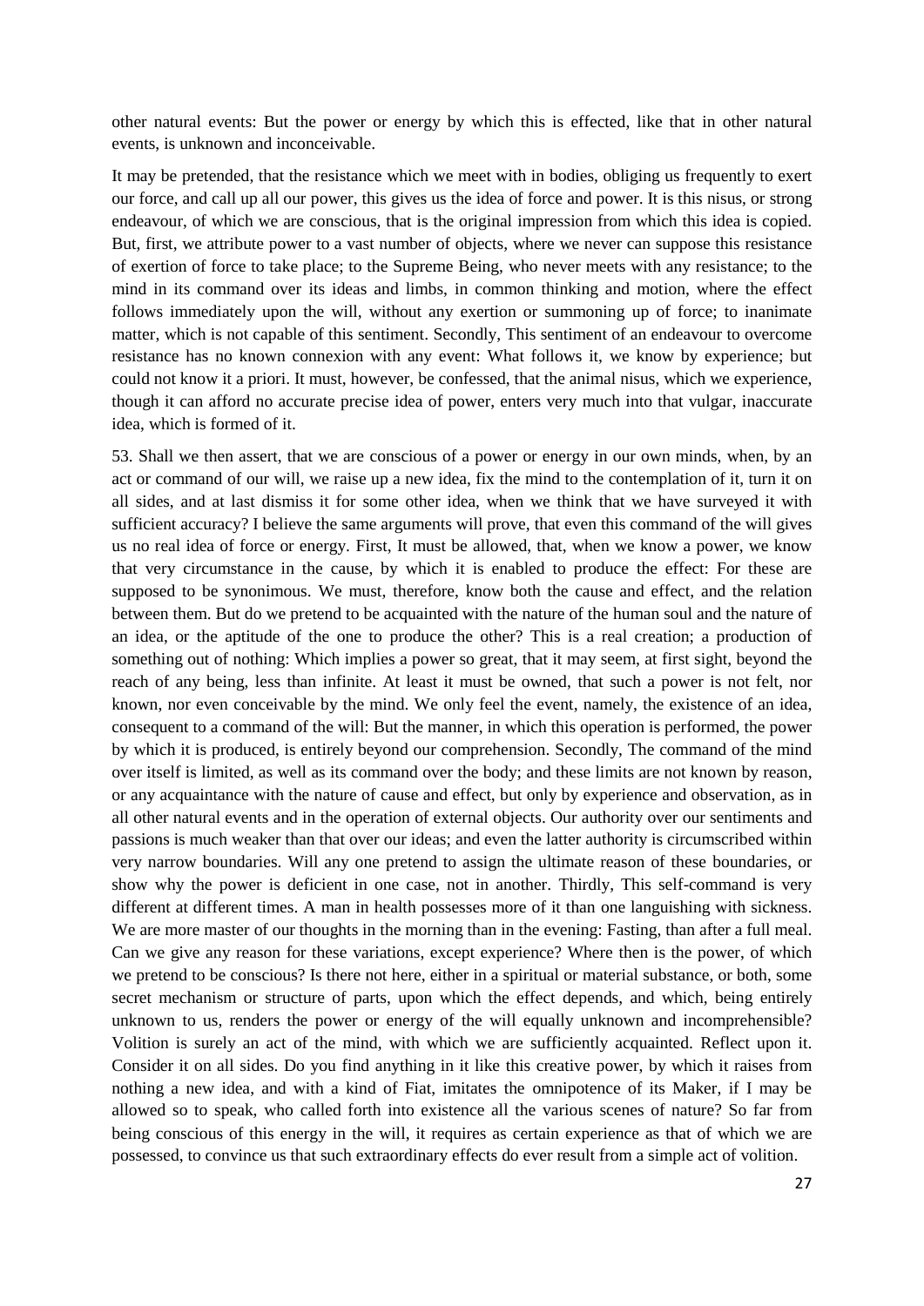other natural events: But the power or energy by which this is effected, like that in other natural events, is unknown and inconceivable.

It may be pretended, that the resistance which we meet with in bodies, obliging us frequently to exert our force, and call up all our power, this gives us the idea of force and power. It is this nisus, or strong endeavour, of which we are conscious, that is the original impression from which this idea is copied. But, first, we attribute power to a vast number of objects, where we never can suppose this resistance of exertion of force to take place; to the Supreme Being, who never meets with any resistance; to the mind in its command over its ideas and limbs, in common thinking and motion, where the effect follows immediately upon the will, without any exertion or summoning up of force; to inanimate matter, which is not capable of this sentiment. Secondly, This sentiment of an endeavour to overcome resistance has no known connexion with any event: What follows it, we know by experience; but could not know it a priori. It must, however, be confessed, that the animal nisus, which we experience, though it can afford no accurate precise idea of power, enters very much into that vulgar, inaccurate idea, which is formed of it.

53. Shall we then assert, that we are conscious of a power or energy in our own minds, when, by an act or command of our will, we raise up a new idea, fix the mind to the contemplation of it, turn it on all sides, and at last dismiss it for some other idea, when we think that we have surveyed it with sufficient accuracy? I believe the same arguments will prove, that even this command of the will gives us no real idea of force or energy. First, It must be allowed, that, when we know a power, we know that very circumstance in the cause, by which it is enabled to produce the effect: For these are supposed to be synonimous. We must, therefore, know both the cause and effect, and the relation between them. But do we pretend to be acquainted with the nature of the human soul and the nature of an idea, or the aptitude of the one to produce the other? This is a real creation; a production of something out of nothing: Which implies a power so great, that it may seem, at first sight, beyond the reach of any being, less than infinite. At least it must be owned, that such a power is not felt, nor known, nor even conceivable by the mind. We only feel the event, namely, the existence of an idea, consequent to a command of the will: But the manner, in which this operation is performed, the power by which it is produced, is entirely beyond our comprehension. Secondly, The command of the mind over itself is limited, as well as its command over the body; and these limits are not known by reason, or any acquaintance with the nature of cause and effect, but only by experience and observation, as in all other natural events and in the operation of external objects. Our authority over our sentiments and passions is much weaker than that over our ideas; and even the latter authority is circumscribed within very narrow boundaries. Will any one pretend to assign the ultimate reason of these boundaries, or show why the power is deficient in one case, not in another. Thirdly, This self-command is very different at different times. A man in health possesses more of it than one languishing with sickness. We are more master of our thoughts in the morning than in the evening: Fasting, than after a full meal. Can we give any reason for these variations, except experience? Where then is the power, of which we pretend to be conscious? Is there not here, either in a spiritual or material substance, or both, some secret mechanism or structure of parts, upon which the effect depends, and which, being entirely unknown to us, renders the power or energy of the will equally unknown and incomprehensible? Volition is surely an act of the mind, with which we are sufficiently acquainted. Reflect upon it. Consider it on all sides. Do you find anything in it like this creative power, by which it raises from nothing a new idea, and with a kind of Fiat, imitates the omnipotence of its Maker, if I may be allowed so to speak, who called forth into existence all the various scenes of nature? So far from being conscious of this energy in the will, it requires as certain experience as that of which we are possessed, to convince us that such extraordinary effects do ever result from a simple act of volition.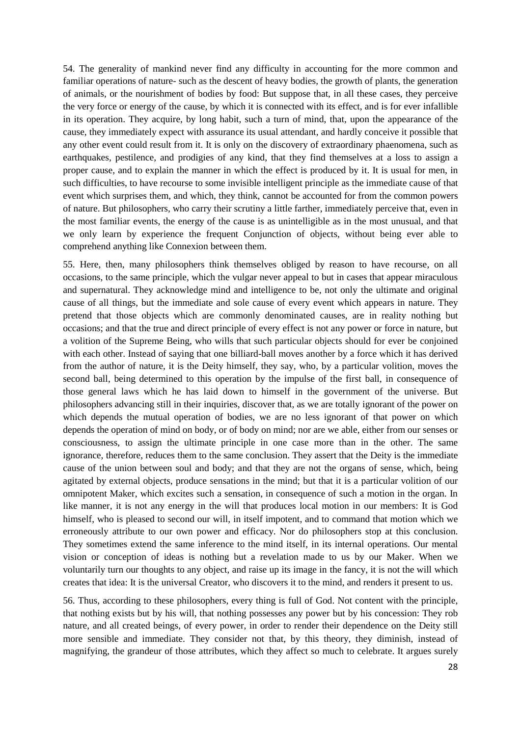54. The generality of mankind never find any difficulty in accounting for the more common and familiar operations of nature- such as the descent of heavy bodies, the growth of plants, the generation of animals, or the nourishment of bodies by food: But suppose that, in all these cases, they perceive the very force or energy of the cause, by which it is connected with its effect, and is for ever infallible in its operation. They acquire, by long habit, such a turn of mind, that, upon the appearance of the cause, they immediately expect with assurance its usual attendant, and hardly conceive it possible that any other event could result from it. It is only on the discovery of extraordinary phaenomena, such as earthquakes, pestilence, and prodigies of any kind, that they find themselves at a loss to assign a proper cause, and to explain the manner in which the effect is produced by it. It is usual for men, in such difficulties, to have recourse to some invisible intelligent principle as the immediate cause of that event which surprises them, and which, they think, cannot be accounted for from the common powers of nature. But philosophers, who carry their scrutiny a little farther, immediately perceive that, even in the most familiar events, the energy of the cause is as unintelligible as in the most unusual, and that we only learn by experience the frequent Conjunction of objects, without being ever able to comprehend anything like Connexion between them.

55. Here, then, many philosophers think themselves obliged by reason to have recourse, on all occasions, to the same principle, which the vulgar never appeal to but in cases that appear miraculous and supernatural. They acknowledge mind and intelligence to be, not only the ultimate and original cause of all things, but the immediate and sole cause of every event which appears in nature. They pretend that those objects which are commonly denominated causes, are in reality nothing but occasions; and that the true and direct principle of every effect is not any power or force in nature, but a volition of the Supreme Being, who wills that such particular objects should for ever be conjoined with each other. Instead of saying that one billiard-ball moves another by a force which it has derived from the author of nature, it is the Deity himself, they say, who, by a particular volition, moves the second ball, being determined to this operation by the impulse of the first ball, in consequence of those general laws which he has laid down to himself in the government of the universe. But philosophers advancing still in their inquiries, discover that, as we are totally ignorant of the power on which depends the mutual operation of bodies, we are no less ignorant of that power on which depends the operation of mind on body, or of body on mind; nor are we able, either from our senses or consciousness, to assign the ultimate principle in one case more than in the other. The same ignorance, therefore, reduces them to the same conclusion. They assert that the Deity is the immediate cause of the union between soul and body; and that they are not the organs of sense, which, being agitated by external objects, produce sensations in the mind; but that it is a particular volition of our omnipotent Maker, which excites such a sensation, in consequence of such a motion in the organ. In like manner, it is not any energy in the will that produces local motion in our members: It is God himself, who is pleased to second our will, in itself impotent, and to command that motion which we erroneously attribute to our own power and efficacy. Nor do philosophers stop at this conclusion. They sometimes extend the same inference to the mind itself, in its internal operations. Our mental vision or conception of ideas is nothing but a revelation made to us by our Maker. When we voluntarily turn our thoughts to any object, and raise up its image in the fancy, it is not the will which creates that idea: It is the universal Creator, who discovers it to the mind, and renders it present to us.

56. Thus, according to these philosophers, every thing is full of God. Not content with the principle, that nothing exists but by his will, that nothing possesses any power but by his concession: They rob nature, and all created beings, of every power, in order to render their dependence on the Deity still more sensible and immediate. They consider not that, by this theory, they diminish, instead of magnifying, the grandeur of those attributes, which they affect so much to celebrate. It argues surely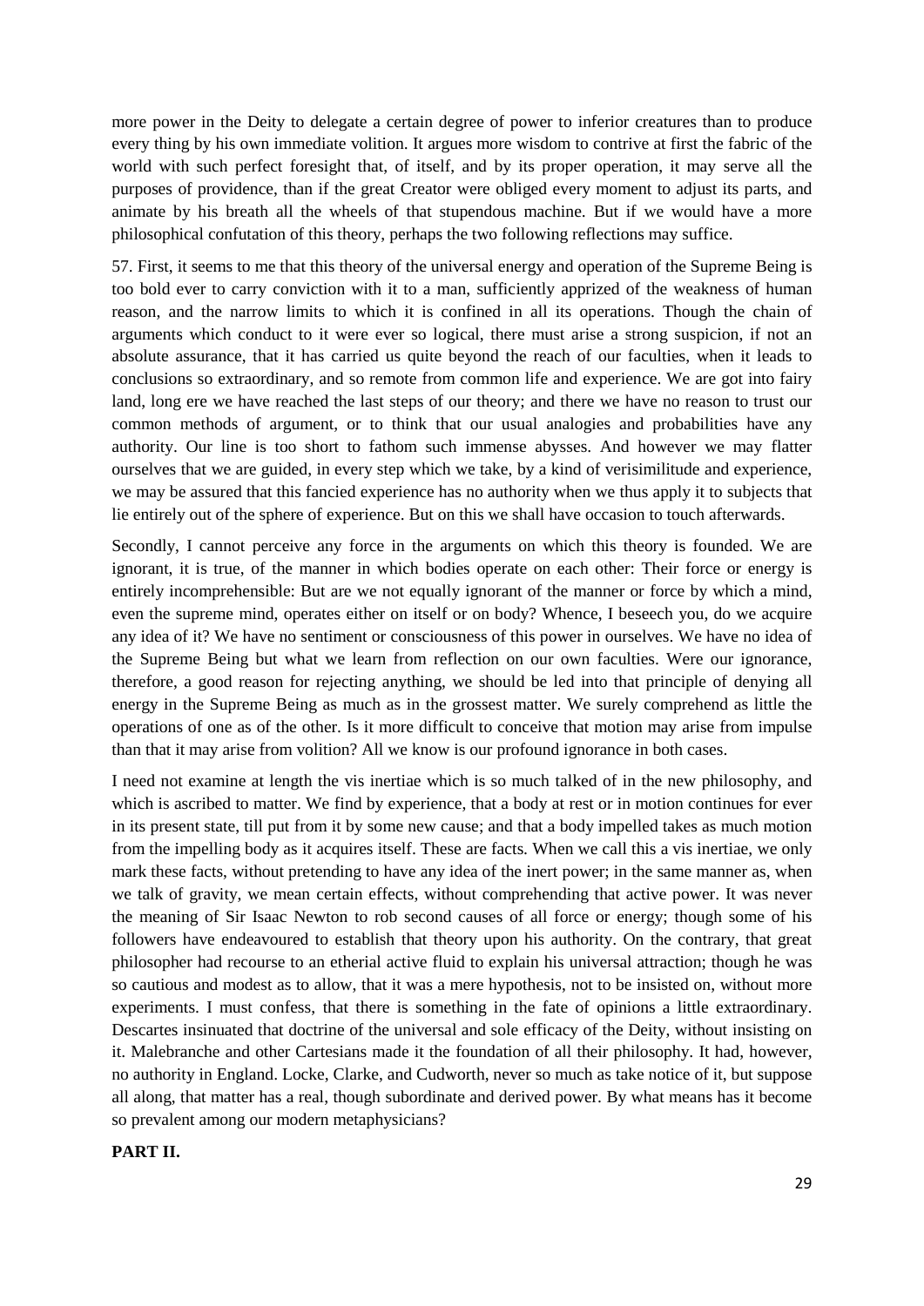more power in the Deity to delegate a certain degree of power to inferior creatures than to produce every thing by his own immediate volition. It argues more wisdom to contrive at first the fabric of the world with such perfect foresight that, of itself, and by its proper operation, it may serve all the purposes of providence, than if the great Creator were obliged every moment to adjust its parts, and animate by his breath all the wheels of that stupendous machine. But if we would have a more philosophical confutation of this theory, perhaps the two following reflections may suffice.

57. First, it seems to me that this theory of the universal energy and operation of the Supreme Being is too bold ever to carry conviction with it to a man, sufficiently apprized of the weakness of human reason, and the narrow limits to which it is confined in all its operations. Though the chain of arguments which conduct to it were ever so logical, there must arise a strong suspicion, if not an absolute assurance, that it has carried us quite beyond the reach of our faculties, when it leads to conclusions so extraordinary, and so remote from common life and experience. We are got into fairy land, long ere we have reached the last steps of our theory; and there we have no reason to trust our common methods of argument, or to think that our usual analogies and probabilities have any authority. Our line is too short to fathom such immense abysses. And however we may flatter ourselves that we are guided, in every step which we take, by a kind of verisimilitude and experience, we may be assured that this fancied experience has no authority when we thus apply it to subjects that lie entirely out of the sphere of experience. But on this we shall have occasion to touch afterwards.

Secondly, I cannot perceive any force in the arguments on which this theory is founded. We are ignorant, it is true, of the manner in which bodies operate on each other: Their force or energy is entirely incomprehensible: But are we not equally ignorant of the manner or force by which a mind, even the supreme mind, operates either on itself or on body? Whence, I beseech you, do we acquire any idea of it? We have no sentiment or consciousness of this power in ourselves. We have no idea of the Supreme Being but what we learn from reflection on our own faculties. Were our ignorance, therefore, a good reason for rejecting anything, we should be led into that principle of denying all energy in the Supreme Being as much as in the grossest matter. We surely comprehend as little the operations of one as of the other. Is it more difficult to conceive that motion may arise from impulse than that it may arise from volition? All we know is our profound ignorance in both cases.

I need not examine at length the vis inertiae which is so much talked of in the new philosophy, and which is ascribed to matter. We find by experience, that a body at rest or in motion continues for ever in its present state, till put from it by some new cause; and that a body impelled takes as much motion from the impelling body as it acquires itself. These are facts. When we call this a vis inertiae, we only mark these facts, without pretending to have any idea of the inert power; in the same manner as, when we talk of gravity, we mean certain effects, without comprehending that active power. It was never the meaning of Sir Isaac Newton to rob second causes of all force or energy; though some of his followers have endeavoured to establish that theory upon his authority. On the contrary, that great philosopher had recourse to an etherial active fluid to explain his universal attraction; though he was so cautious and modest as to allow, that it was a mere hypothesis, not to be insisted on, without more experiments. I must confess, that there is something in the fate of opinions a little extraordinary. Descartes insinuated that doctrine of the universal and sole efficacy of the Deity, without insisting on it. Malebranche and other Cartesians made it the foundation of all their philosophy. It had, however, no authority in England. Locke, Clarke, and Cudworth, never so much as take notice of it, but suppose all along, that matter has a real, though subordinate and derived power. By what means has it become so prevalent among our modern metaphysicians?

**PART II.**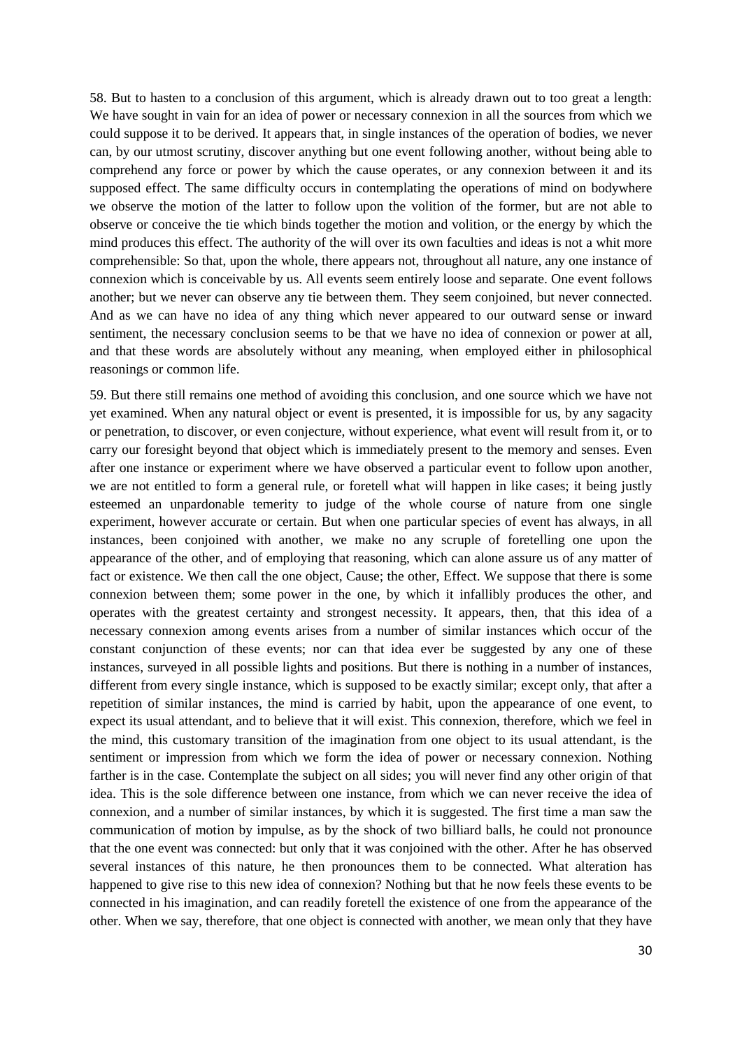58. But to hasten to a conclusion of this argument, which is already drawn out to too great a length: We have sought in vain for an idea of power or necessary connexion in all the sources from which we could suppose it to be derived. It appears that, in single instances of the operation of bodies, we never can, by our utmost scrutiny, discover anything but one event following another, without being able to comprehend any force or power by which the cause operates, or any connexion between it and its supposed effect. The same difficulty occurs in contemplating the operations of mind on bodywhere we observe the motion of the latter to follow upon the volition of the former, but are not able to observe or conceive the tie which binds together the motion and volition, or the energy by which the mind produces this effect. The authority of the will over its own faculties and ideas is not a whit more comprehensible: So that, upon the whole, there appears not, throughout all nature, any one instance of connexion which is conceivable by us. All events seem entirely loose and separate. One event follows another; but we never can observe any tie between them. They seem conjoined, but never connected. And as we can have no idea of any thing which never appeared to our outward sense or inward sentiment, the necessary conclusion seems to be that we have no idea of connexion or power at all, and that these words are absolutely without any meaning, when employed either in philosophical reasonings or common life.

59. But there still remains one method of avoiding this conclusion, and one source which we have not yet examined. When any natural object or event is presented, it is impossible for us, by any sagacity or penetration, to discover, or even conjecture, without experience, what event will result from it, or to carry our foresight beyond that object which is immediately present to the memory and senses. Even after one instance or experiment where we have observed a particular event to follow upon another, we are not entitled to form a general rule, or foretell what will happen in like cases; it being justly esteemed an unpardonable temerity to judge of the whole course of nature from one single experiment, however accurate or certain. But when one particular species of event has always, in all instances, been conjoined with another, we make no any scruple of foretelling one upon the appearance of the other, and of employing that reasoning, which can alone assure us of any matter of fact or existence. We then call the one object, Cause; the other, Effect. We suppose that there is some connexion between them; some power in the one, by which it infallibly produces the other, and operates with the greatest certainty and strongest necessity. It appears, then, that this idea of a necessary connexion among events arises from a number of similar instances which occur of the constant conjunction of these events; nor can that idea ever be suggested by any one of these instances, surveyed in all possible lights and positions. But there is nothing in a number of instances, different from every single instance, which is supposed to be exactly similar; except only, that after a repetition of similar instances, the mind is carried by habit, upon the appearance of one event, to expect its usual attendant, and to believe that it will exist. This connexion, therefore, which we feel in the mind, this customary transition of the imagination from one object to its usual attendant, is the sentiment or impression from which we form the idea of power or necessary connexion. Nothing farther is in the case. Contemplate the subject on all sides; you will never find any other origin of that idea. This is the sole difference between one instance, from which we can never receive the idea of connexion, and a number of similar instances, by which it is suggested. The first time a man saw the communication of motion by impulse, as by the shock of two billiard balls, he could not pronounce that the one event was connected: but only that it was conjoined with the other. After he has observed several instances of this nature, he then pronounces them to be connected. What alteration has happened to give rise to this new idea of connexion? Nothing but that he now feels these events to be connected in his imagination, and can readily foretell the existence of one from the appearance of the other. When we say, therefore, that one object is connected with another, we mean only that they have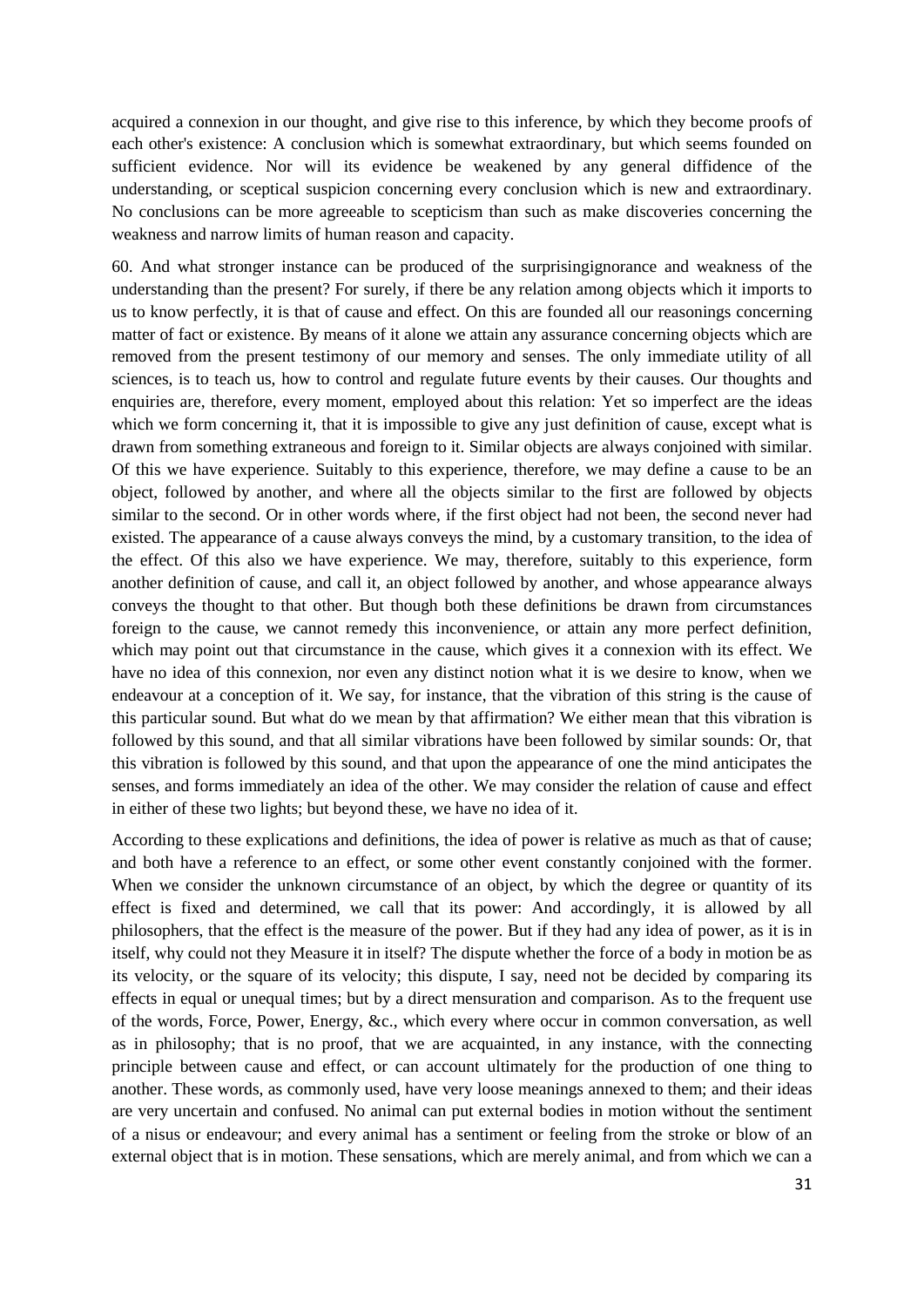acquired a connexion in our thought, and give rise to this inference, by which they become proofs of each other's existence: A conclusion which is somewhat extraordinary, but which seems founded on sufficient evidence. Nor will its evidence be weakened by any general diffidence of the understanding, or sceptical suspicion concerning every conclusion which is new and extraordinary. No conclusions can be more agreeable to scepticism than such as make discoveries concerning the weakness and narrow limits of human reason and capacity.

60. And what stronger instance can be produced of the surprisingignorance and weakness of the understanding than the present? For surely, if there be any relation among objects which it imports to us to know perfectly, it is that of cause and effect. On this are founded all our reasonings concerning matter of fact or existence. By means of it alone we attain any assurance concerning objects which are removed from the present testimony of our memory and senses. The only immediate utility of all sciences, is to teach us, how to control and regulate future events by their causes. Our thoughts and enquiries are, therefore, every moment, employed about this relation: Yet so imperfect are the ideas which we form concerning it, that it is impossible to give any just definition of cause, except what is drawn from something extraneous and foreign to it. Similar objects are always conjoined with similar. Of this we have experience. Suitably to this experience, therefore, we may define a cause to be an object, followed by another, and where all the objects similar to the first are followed by objects similar to the second. Or in other words where, if the first object had not been, the second never had existed. The appearance of a cause always conveys the mind, by a customary transition, to the idea of the effect. Of this also we have experience. We may, therefore, suitably to this experience, form another definition of cause, and call it, an object followed by another, and whose appearance always conveys the thought to that other. But though both these definitions be drawn from circumstances foreign to the cause, we cannot remedy this inconvenience, or attain any more perfect definition, which may point out that circumstance in the cause, which gives it a connexion with its effect. We have no idea of this connexion, nor even any distinct notion what it is we desire to know, when we endeavour at a conception of it. We say, for instance, that the vibration of this string is the cause of this particular sound. But what do we mean by that affirmation? We either mean that this vibration is followed by this sound, and that all similar vibrations have been followed by similar sounds: Or, that this vibration is followed by this sound, and that upon the appearance of one the mind anticipates the senses, and forms immediately an idea of the other. We may consider the relation of cause and effect in either of these two lights; but beyond these, we have no idea of it.

According to these explications and definitions, the idea of power is relative as much as that of cause; and both have a reference to an effect, or some other event constantly conjoined with the former. When we consider the unknown circumstance of an object, by which the degree or quantity of its effect is fixed and determined, we call that its power: And accordingly, it is allowed by all philosophers, that the effect is the measure of the power. But if they had any idea of power, as it is in itself, why could not they Measure it in itself? The dispute whether the force of a body in motion be as its velocity, or the square of its velocity; this dispute, I say, need not be decided by comparing its effects in equal or unequal times; but by a direct mensuration and comparison. As to the frequent use of the words, Force, Power, Energy, &c., which every where occur in common conversation, as well as in philosophy; that is no proof, that we are acquainted, in any instance, with the connecting principle between cause and effect, or can account ultimately for the production of one thing to another. These words, as commonly used, have very loose meanings annexed to them; and their ideas are very uncertain and confused. No animal can put external bodies in motion without the sentiment of a nisus or endeavour; and every animal has a sentiment or feeling from the stroke or blow of an external object that is in motion. These sensations, which are merely animal, and from which we can a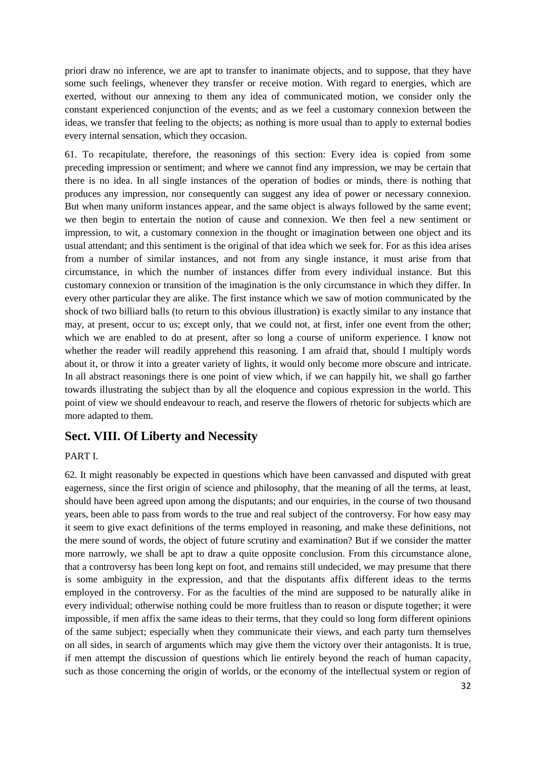priori draw no inference, we are apt to transfer to inanimate objects, and to suppose, that they have some such feelings, whenever they transfer or receive motion. With regard to energies, which are exerted, without our annexing to them any idea of communicated motion, we consider only the constant experienced conjunction of the events; and as we feel a customary connexion between the ideas, we transfer that feeling to the objects; as nothing is more usual than to apply to external bodies every internal sensation, which they occasion.

61. To recapitulate, therefore, the reasonings of this section: Every idea is copied from some preceding impression or sentiment; and where we cannot find any impression, we may be certain that there is no idea. In all single instances of the operation of bodies or minds, there is nothing that produces any impression, nor consequently can suggest any idea of power or necessary connexion. But when many uniform instances appear, and the same object is always followed by the same event; we then begin to entertain the notion of cause and connexion. We then feel a new sentiment or impression, to wit, a customary connexion in the thought or imagination between one object and its usual attendant; and this sentiment is the original of that idea which we seek for. For as this idea arises from a number of similar instances, and not from any single instance, it must arise from that circumstance, in which the number of instances differ from every individual instance. But this customary connexion or transition of the imagination is the only circumstance in which they differ. In every other particular they are alike. The first instance which we saw of motion communicated by the shock of two billiard balls (to return to this obvious illustration) is exactly similar to any instance that may, at present, occur to us; except only, that we could not, at first, infer one event from the other; which we are enabled to do at present, after so long a course of uniform experience. I know not whether the reader will readily apprehend this reasoning. I am afraid that, should I multiply words about it, or throw it into a greater variety of lights, it would only become more obscure and intricate. In all abstract reasonings there is one point of view which, if we can happily hit, we shall go farther towards illustrating the subject than by all the eloquence and copious expression in the world. This point of view we should endeavour to reach, and reserve the flowers of rhetoric for subjects which are more adapted to them.

## Sect. VIII. Of Liberty and Necessity

PART I.

62. It might reasonably be expected in questions which have been canvassed and disputed with great eagerness, since the first origin of science and philosophy, that the meaning of all the terms, at least, should have been agreed upon among the disputants; and our enquiries, in the course of two thousand years, been able to pass from words to the true and real subject of the controversy. For how easy may it seem to give exact definitions of the terms employed in reasoning, and make these definitions, not the mere sound of words, the object of future scrutiny and examination? But if we consider the matter more narrowly, we shall be apt to draw a quite opposite conclusion. From this circumstance alone, that a controversy has been long kept on foot, and remains still undecided, we may presume that there is some ambiguity in the expression, and that the disputants affix different ideas to the terms employed in the controversy. For as the faculties of the mind are supposed to be naturally alike in every individual; otherwise nothing could be more fruitless than to reason or dispute together; it were impossible, if men affix the same ideas to their terms, that they could so long form different opinions of the same subject; especially when they communicate their views, and each party turn themselves on all sides, in search of arguments which may give them the victory over their antagonists. It is true, if men attempt the discussion of questions which lie entirely beyond the reach of human capacity, such as those concerning the origin of worlds, or the economy of the intellectual system or region of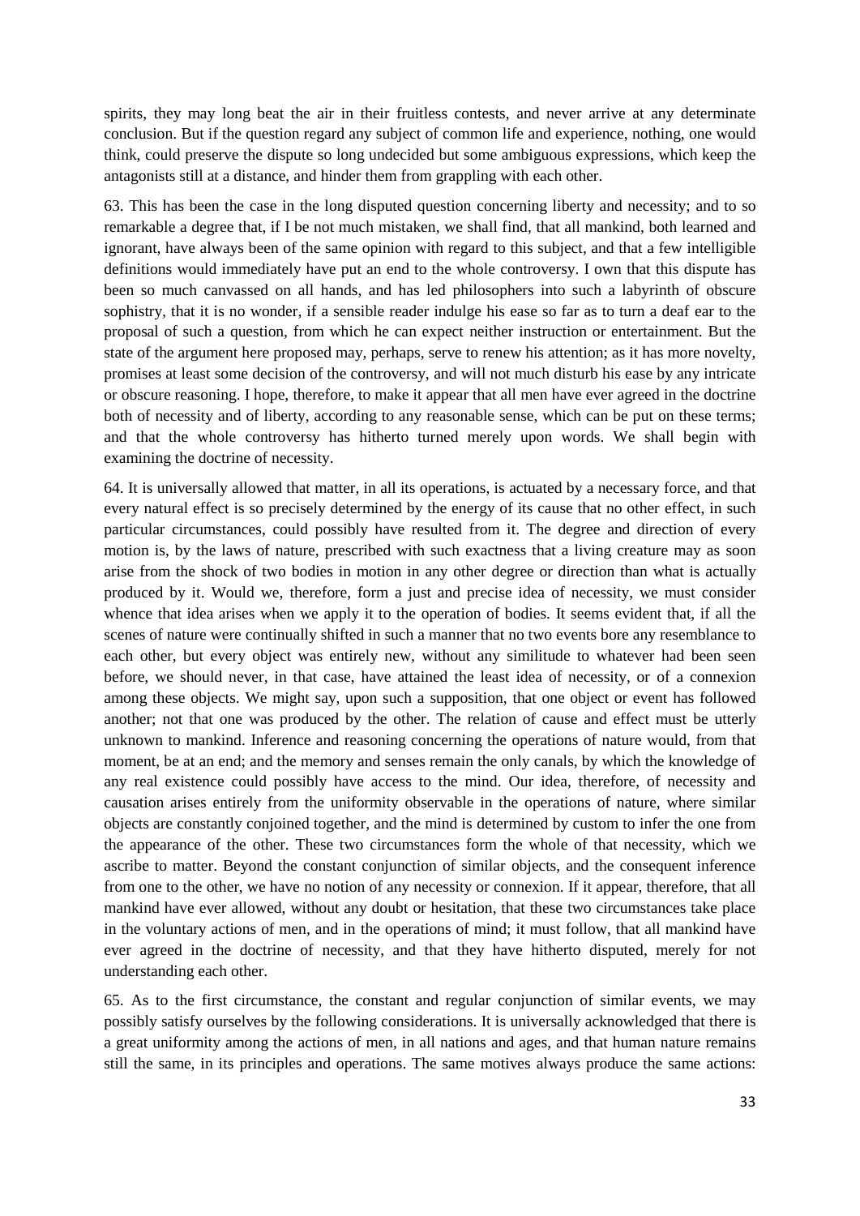spirits, they may long beat the air in their fruitless contests, and never arrive at any determinate conclusion. But if the question regard any subject of common life and experience, nothing, one would think, could preserve the dispute so long undecided but some ambiguous expressions, which keep the antagonists still at a distance, and hinder them from grappling with each other.

63. This has been the case in the long disputed question concerning liberty and necessity; and to so remarkable a degree that, if I be not much mistaken, we shall find, that all mankind, both learned and ignorant, have always been of the same opinion with regard to this subject, and that a few intelligible definitions would immediately have put an end to the whole controversy. I own that this dispute has been so much canvassed on all hands, and has led philosophers into such a labyrinth of obscure sophistry, that it is no wonder, if a sensible reader indulge his ease so far as to turn a deaf ear to the proposal of such a question, from which he can expect neither instruction or entertainment. But the state of the argument here proposed may, perhaps, serve to renew his attention; as it has more novelty, promises at least some decision of the controversy, and will not much disturb his ease by any intricate or obscure reasoning. I hope, therefore, to make it appear that all men have ever agreed in the doctrine both of necessity and of liberty, according to any reasonable sense, which can be put on these terms; and that the whole controversy has hitherto turned merely upon words. We shall begin with examining the doctrine of necessity.

64. It is universally allowed that matter, in all its operations, is actuated by a necessary force, and that every natural effect is so precisely determined by the energy of its cause that no other effect, in such particular circumstances, could possibly have resulted from it. The degree and direction of every motion is, by the laws of nature, prescribed with such exactness that a living creature may as soon arise from the shock of two bodies in motion in any other degree or direction than what is actually produced by it. Would we, therefore, form a just and precise idea of necessity, we must consider whence that idea arises when we apply it to the operation of bodies. It seems evident that, if all the scenes of nature were continually shifted in such a manner that no two events bore any resemblance to each other, but every object was entirely new, without any similitude to whatever had been seen before, we should never, in that case, have attained the least idea of necessity, or of a connexion among these objects. We might say, upon such a supposition, that one object or event has followed another; not that one was produced by the other. The relation of cause and effect must be utterly unknown to mankind. Inference and reasoning concerning the operations of nature would, from that moment, be at an end; and the memory and senses remain the only canals, by which the knowledge of any real existence could possibly have access to the mind. Our idea, therefore, of necessity and causation arises entirely from the uniformity observable in the operations of nature, where similar objects are constantly conjoined together, and the mind is determined by custom to infer the one from the appearance of the other. These two circumstances form the whole of that necessity, which we ascribe to matter. Beyond the constant conjunction of similar objects, and the consequent inference from one to the other, we have no notion of any necessity or connexion. If it appear, therefore, that all mankind have ever allowed, without any doubt or hesitation, that these two circumstances take place in the voluntary actions of men, and in the operations of mind; it must follow, that all mankind have ever agreed in the doctrine of necessity, and that they have hitherto disputed, merely for not understanding each other.

65. As to the first circumstance, the constant and regular conjunction of similar events, we may possibly satisfy ourselves by the following considerations. It is universally acknowledged that there is a great uniformity among the actions of men, in all nations and ages, and that human nature remains still the same, in its principles and operations. The same motives always produce the same actions: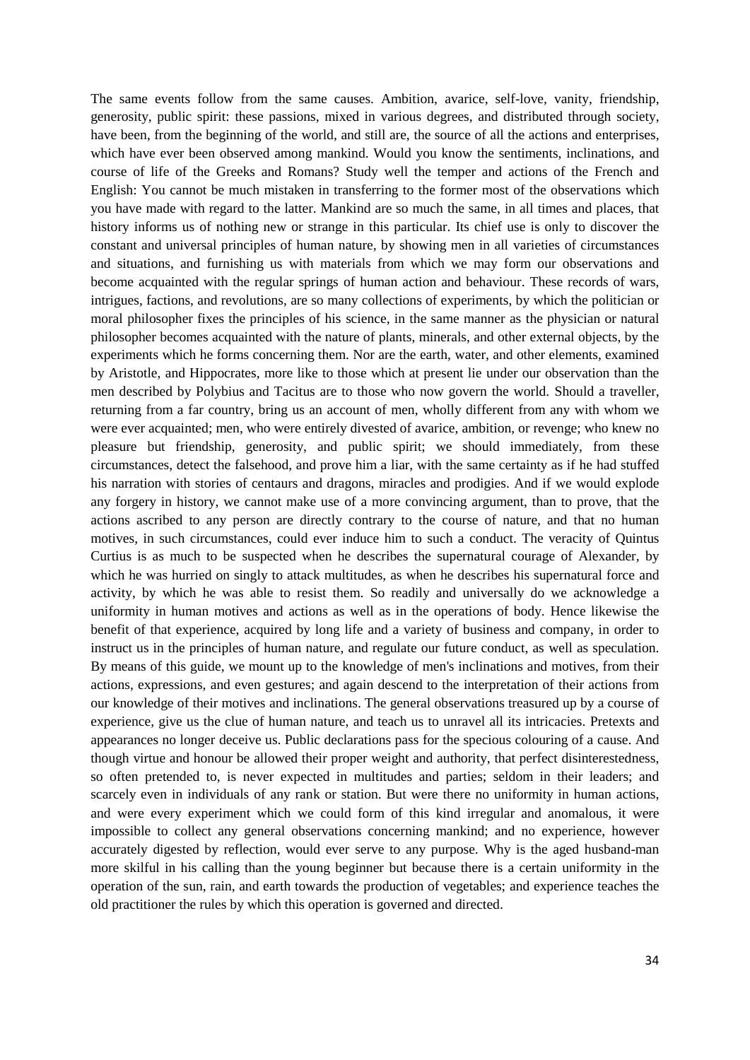The same events follow from the same causes. Ambition, avarice, self-love, vanity, friendship, generosity, public spirit: these passions, mixed in various degrees, and distributed through society, have been, from the beginning of the world, and still are, the source of all the actions and enterprises, which have ever been observed among mankind. Would you know the sentiments, inclinations, and course of life of the Greeks and Romans? Study well the temper and actions of the French and English: You cannot be much mistaken in transferring to the former most of the observations which you have made with regard to the latter. Mankind are so much the same, in all times and places, that history informs us of nothing new or strange in this particular. Its chief use is only to discover the constant and universal principles of human nature, by showing men in all varieties of circumstances and situations, and furnishing us with materials from which we may form our observations and become acquainted with the regular springs of human action and behaviour. These records of wars, intrigues, factions, and revolutions, are so many collections of experiments, by which the politician or moral philosopher fixes the principles of his science, in the same manner as the physician or natural philosopher becomes acquainted with the nature of plants, minerals, and other external objects, by the experiments which he forms concerning them. Nor are the earth, water, and other elements, examined by Aristotle, and Hippocrates, more like to those which at present lie under our observation than the men described by Polybius and Tacitus are to those who now govern the world. Should a traveller, returning from a far country, bring us an account of men, wholly different from any with whom we were ever acquainted; men, who were entirely divested of avarice, ambition, or revenge; who knew no pleasure but friendship, generosity, and public spirit; we should immediately, from these circumstances, detect the falsehood, and prove him a liar, with the same certainty as if he had stuffed his narration with stories of centaurs and dragons, miracles and prodigies. And if we would explode any forgery in history, we cannot make use of a more convincing argument, than to prove, that the actions ascribed to any person are directly contrary to the course of nature, and that no human motives, in such circumstances, could ever induce him to such a conduct. The veracity of Quintus Curtius is as much to be suspected when he describes the supernatural courage of Alexander, by which he was hurried on singly to attack multitudes, as when he describes his supernatural force and activity, by which he was able to resist them. So readily and universally do we acknowledge a uniformity in human motives and actions as well as in the operations of body. Hence likewise the benefit of that experience, acquired by long life and a variety of business and company, in order to instruct us in the principles of human nature, and regulate our future conduct, as well as speculation. By means of this guide, we mount up to the knowledge of men's inclinations and motives, from their actions, expressions, and even gestures; and again descend to the interpretation of their actions from our knowledge of their motives and inclinations. The general observations treasured up by a course of experience, give us the clue of human nature, and teach us to unravel all its intricacies. Pretexts and appearances no longer deceive us. Public declarations pass for the specious colouring of a cause. And though virtue and honour be allowed their proper weight and authority, that perfect disinterestedness, so often pretended to, is never expected in multitudes and parties; seldom in their leaders; and scarcely even in individuals of any rank or station. But were there no uniformity in human actions, and were every experiment which we could form of this kind irregular and anomalous, it were impossible to collect any general observations concerning mankind; and no experience, however accurately digested by reflection, would ever serve to any purpose. Why is the aged husband-man more skilful in his calling than the young beginner but because there is a certain uniformity in the operation of the sun, rain, and earth towards the production of vegetables; and experience teaches the old practitioner the rules by which this operation is governed and directed.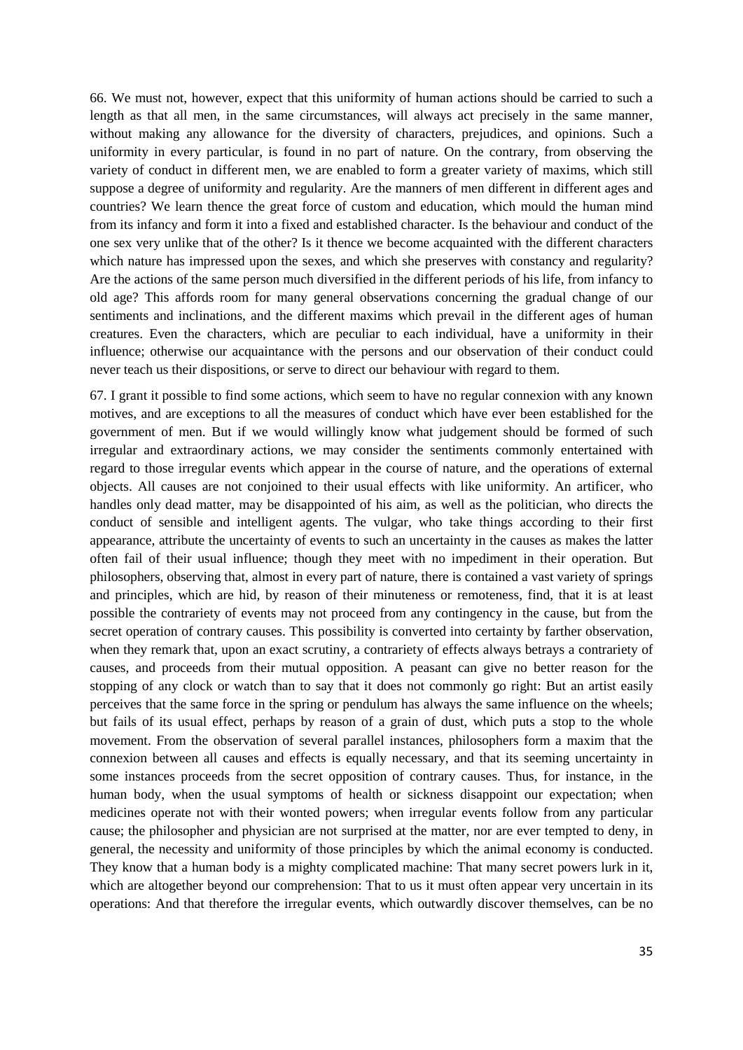66. We must not, however, expect that this uniformity of human actions should be carried to such a length as that all men, in the same circumstances, will always act precisely in the same manner, without making any allowance for the diversity of characters, prejudices, and opinions. Such a uniformity in every particular, is found in no part of nature. On the contrary, from observing the variety of conduct in different men, we are enabled to form a greater variety of maxims, which still suppose a degree of uniformity and regularity. Are the manners of men different in different ages and countries? We learn thence the great force of custom and education, which mould the human mind from its infancy and form it into a fixed and established character. Is the behaviour and conduct of the one sex very unlike that of the other? Is it thence we become acquainted with the different characters which nature has impressed upon the sexes, and which she preserves with constancy and regularity? Are the actions of the same person much diversified in the different periods of his life, from infancy to old age? This affords room for many general observations concerning the gradual change of our sentiments and inclinations, and the different maxims which prevail in the different ages of human creatures. Even the characters, which are peculiar to each individual, have a uniformity in their influence; otherwise our acquaintance with the persons and our observation of their conduct could never teach us their dispositions, or serve to direct our behaviour with regard to them.

67. I grant it possible to find some actions, which seem to have no regular connexion with any known motives, and are exceptions to all the measures of conduct which have ever been established for the government of men. But if we would willingly know what judgement should be formed of such irregular and extraordinary actions, we may consider the sentiments commonly entertained with regard to those irregular events which appear in the course of nature, and the operations of external objects. All causes are not conjoined to their usual effects with like uniformity. An artificer, who handles only dead matter, may be disappointed of his aim, as well as the politician, who directs the conduct of sensible and intelligent agents. The vulgar, who take things according to their first appearance, attribute the uncertainty of events to such an uncertainty in the causes as makes the latter often fail of their usual influence; though they meet with no impediment in their operation. But philosophers, observing that, almost in every part of nature, there is contained a vast variety of springs and principles, which are hid, by reason of their minuteness or remoteness, find, that it is at least possible the contrariety of events may not proceed from any contingency in the cause, but from the secret operation of contrary causes. This possibility is converted into certainty by farther observation, when they remark that, upon an exact scrutiny, a contrariety of effects always betrays a contrariety of causes, and proceeds from their mutual opposition. A peasant can give no better reason for the stopping of any clock or watch than to say that it does not commonly go right: But an artist easily perceives that the same force in the spring or pendulum has always the same influence on the wheels; but fails of its usual effect, perhaps by reason of a grain of dust, which puts a stop to the whole movement. From the observation of several parallel instances, philosophers form a maxim that the connexion between all causes and effects is equally necessary, and that its seeming uncertainty in some instances proceeds from the secret opposition of contrary causes. Thus, for instance, in the human body, when the usual symptoms of health or sickness disappoint our expectation; when medicines operate not with their wonted powers; when irregular events follow from any particular cause; the philosopher and physician are not surprised at the matter, nor are ever tempted to deny, in general, the necessity and uniformity of those principles by which the animal economy is conducted. They know that a human body is a mighty complicated machine: That many secret powers lurk in it, which are altogether beyond our comprehension: That to us it must often appear very uncertain in its operations: And that therefore the irregular events, which outwardly discover themselves, can be no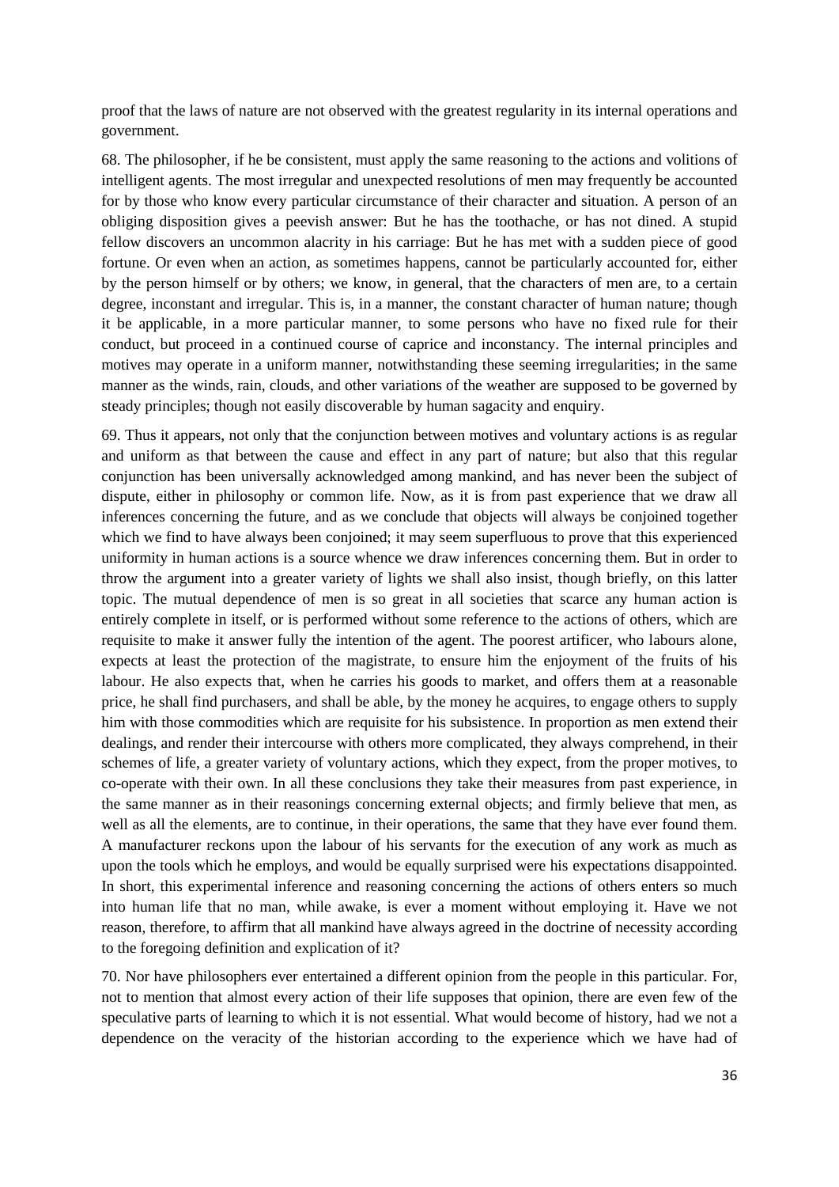proof that the laws of nature are not observed with the greatest regularity in its internal operations and government.

68. The philosopher, if he be consistent, must apply the same reasoning to the actions and volitions of intelligent agents. The most irregular and unexpected resolutions of men may frequently be accounted for by those who know every particular circumstance of their character and situation. A person of an obliging disposition gives a peevish answer: But he has the toothache, or has not dined. A stupid fellow discovers an uncommon alacrity in his carriage: But he has met with a sudden piece of good fortune. Or even when an action, as sometimes happens, cannot be particularly accounted for, either by the person himself or by others; we know, in general, that the characters of men are, to a certain degree, inconstant and irregular. This is, in a manner, the constant character of human nature; though it be applicable, in a more particular manner, to some persons who have no fixed rule for their conduct, but proceed in a continued course of caprice and inconstancy. The internal principles and motives may operate in a uniform manner, notwithstanding these seeming irregularities; in the same manner as the winds, rain, clouds, and other variations of the weather are supposed to be governed by steady principles; though not easily discoverable by human sagacity and enquiry.

69. Thus it appears, not only that the conjunction between motives and voluntary actions is as regular and uniform as that between the cause and effect in any part of nature; but also that this regular conjunction has been universally acknowledged among mankind, and has never been the subject of dispute, either in philosophy or common life. Now, as it is from past experience that we draw all inferences concerning the future, and as we conclude that objects will always be conjoined together which we find to have always been conjoined; it may seem superfluous to prove that this experienced uniformity in human actions is a source whence we draw inferences concerning them. But in order to throw the argument into a greater variety of lights we shall also insist, though briefly, on this latter topic. The mutual dependence of men is so great in all societies that scarce any human action is entirely complete in itself, or is performed without some reference to the actions of others, which are requisite to make it answer fully the intention of the agent. The poorest artificer, who labours alone, expects at least the protection of the magistrate, to ensure him the enjoyment of the fruits of his labour. He also expects that, when he carries his goods to market, and offers them at a reasonable price, he shall find purchasers, and shall be able, by the money he acquires, to engage others to supply him with those commodities which are requisite for his subsistence. In proportion as men extend their dealings, and render their intercourse with others more complicated, they always comprehend, in their schemes of life, a greater variety of voluntary actions, which they expect, from the proper motives, to co-operate with their own. In all these conclusions they take their measures from past experience, in the same manner as in their reasonings concerning external objects; and firmly believe that men, as well as all the elements, are to continue, in their operations, the same that they have ever found them. A manufacturer reckons upon the labour of his servants for the execution of any work as much as upon the tools which he employs, and would be equally surprised were his expectations disappointed. In short, this experimental inference and reasoning concerning the actions of others enters so much into human life that no man, while awake, is ever a moment without employing it. Have we not reason, therefore, to affirm that all mankind have always agreed in the doctrine of necessity according to the foregoing definition and explication of it?

70. Nor have philosophers ever entertained a different opinion from the people in this particular. For, not to mention that almost every action of their life supposes that opinion, there are even few of the speculative parts of learning to which it is not essential. What would become of history, had we not a dependence on the veracity of the historian according to the experience which we have had of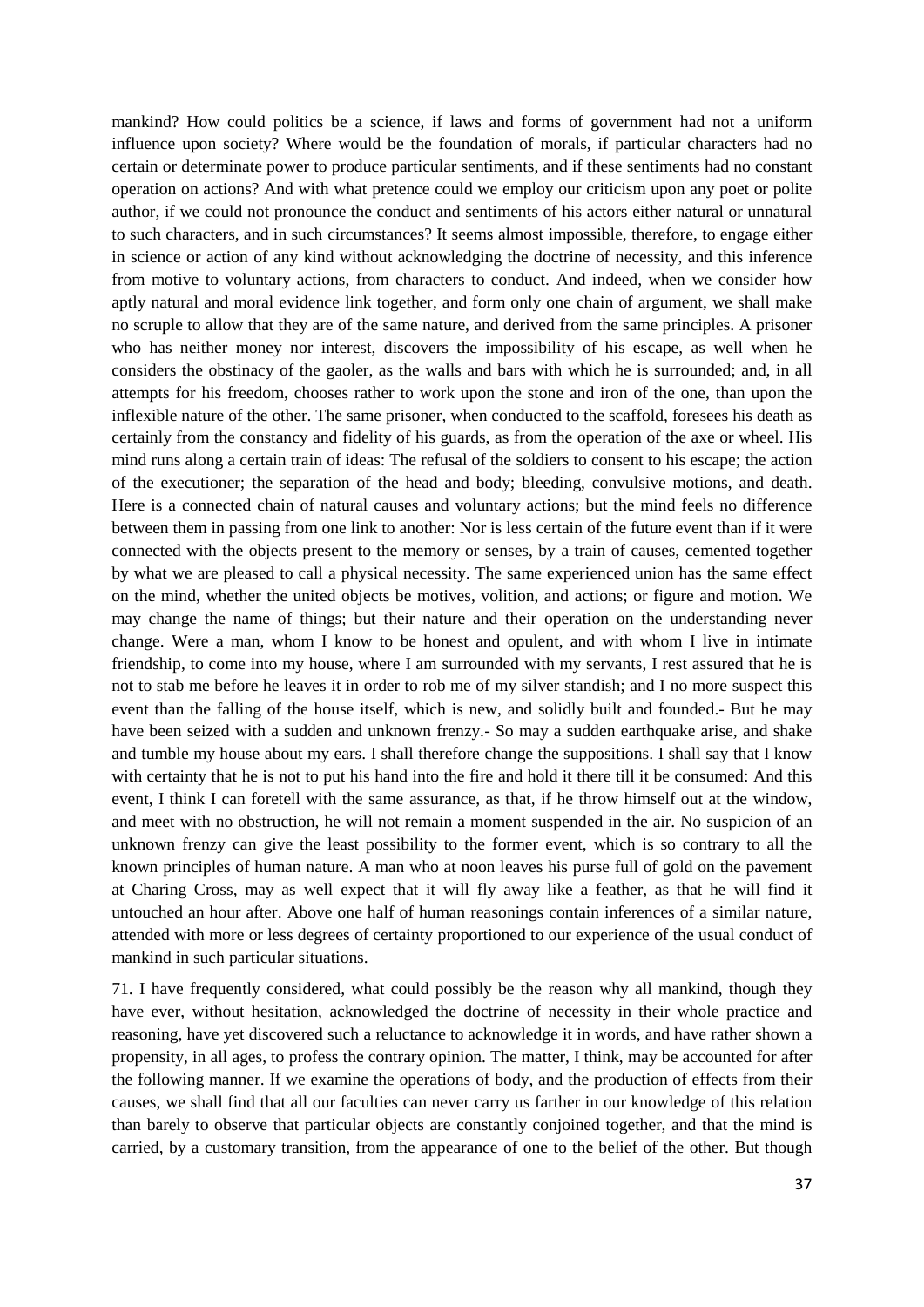mankind? How could politics be a science, if laws and forms of government had not a uniform influence upon society? Where would be the foundation of morals, if particular characters had no certain or determinate power to produce particular sentiments, and if these sentiments had no constant operation on actions? And with what pretence could we employ our criticism upon any poet or polite author, if we could not pronounce the conduct and sentiments of his actors either natural or unnatural to such characters, and in such circumstances? It seems almost impossible, therefore, to engage either in science or action of any kind without acknowledging the doctrine of necessity, and this inference from motive to voluntary actions, from characters to conduct. And indeed, when we consider how aptly natural and moral evidence link together, and form only one chain of argument, we shall make no scruple to allow that they are of the same nature, and derived from the same principles. A prisoner who has neither money nor interest, discovers the impossibility of his escape, as well when he considers the obstinacy of the gaoler, as the walls and bars with which he is surrounded; and, in all attempts for his freedom, chooses rather to work upon the stone and iron of the one, than upon the inflexible nature of the other. The same prisoner, when conducted to the scaffold, foresees his death as certainly from the constancy and fidelity of his guards, as from the operation of the axe or wheel. His mind runs along a certain train of ideas: The refusal of the soldiers to consent to his escape; the action of the executioner; the separation of the head and body; bleeding, convulsive motions, and death. Here is a connected chain of natural causes and voluntary actions; but the mind feels no difference between them in passing from one link to another: Nor is less certain of the future event than if it were connected with the objects present to the memory or senses, by a train of causes, cemented together by what we are pleased to call a physical necessity. The same experienced union has the same effect on the mind, whether the united objects be motives, volition, and actions; or figure and motion. We may change the name of things; but their nature and their operation on the understanding never change. Were a man, whom I know to be honest and opulent, and with whom I live in intimate friendship, to come into my house, where I am surrounded with my servants, I rest assured that he is not to stab me before he leaves it in order to rob me of my silver standish; and I no more suspect this event than the falling of the house itself, which is new, and solidly built and founded.- But he may have been seized with a sudden and unknown frenzy.- So may a sudden earthquake arise, and shake and tumble my house about my ears. I shall therefore change the suppositions. I shall say that I know with certainty that he is not to put his hand into the fire and hold it there till it be consumed: And this event, I think I can foretell with the same assurance, as that, if he throw himself out at the window, and meet with no obstruction, he will not remain a moment suspended in the air. No suspicion of an unknown frenzy can give the least possibility to the former event, which is so contrary to all the known principles of human nature. A man who at noon leaves his purse full of gold on the pavement at Charing Cross, may as well expect that it will fly away like a feather, as that he will find it untouched an hour after. Above one half of human reasonings contain inferences of a similar nature, attended with more or less degrees of certainty proportioned to our experience of the usual conduct of mankind in such particular situations.

71. I have frequently considered, what could possibly be the reason why all mankind, though they have ever, without hesitation, acknowledged the doctrine of necessity in their whole practice and reasoning, have yet discovered such a reluctance to acknowledge it in words, and have rather shown a propensity, in all ages, to profess the contrary opinion. The matter, I think, may be accounted for after the following manner. If we examine the operations of body, and the production of effects from their causes, we shall find that all our faculties can never carry us farther in our knowledge of this relation than barely to observe that particular objects are constantly conjoined together, and that the mind is carried, by a customary transition, from the appearance of one to the belief of the other. But though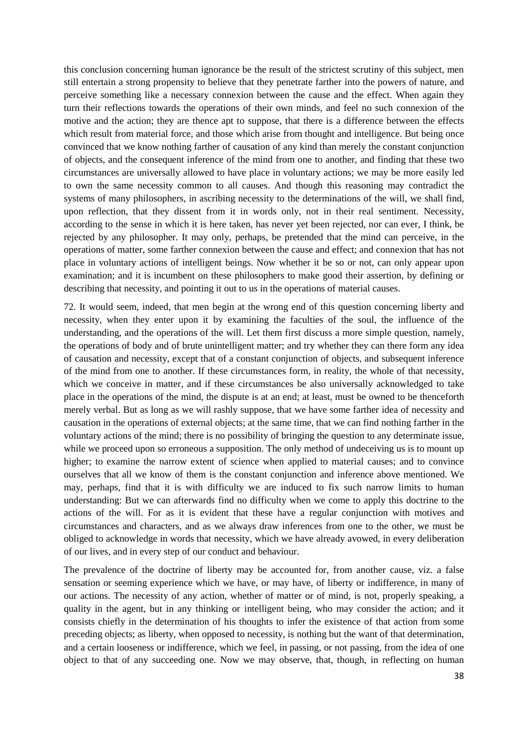this conclusion concerning human ignorance be the result of the strictest scrutiny of this subject, men still entertain a strong propensity to believe that they penetrate farther into the powers of nature, and perceive something like a necessary connexion between the cause and the effect. When again they turn their reflections towards the operations of their own minds, and feel no such connexion of the motive and the action; they are thence apt to suppose, that there is a difference between the effects which result from material force, and those which arise from thought and intelligence. But being once convinced that we know nothing farther of causation of any kind than merely the constant conjunction of objects, and the consequent inference of the mind from one to another, and finding that these two circumstances are universally allowed to have place in voluntary actions; we may be more easily led to own the same necessity common to all causes. And though this reasoning may contradict the systems of many philosophers, in ascribing necessity to the determinations of the will, we shall find, upon reflection, that they dissent from it in words only, not in their real sentiment. Necessity, according to the sense in which it is here taken, has never yet been rejected, nor can ever, I think, be rejected by any philosopher. It may only, perhaps, be pretended that the mind can perceive, in the operations of matter, some farther connexion between the cause and effect; and connexion that has not place in voluntary actions of intelligent beings. Now whether it be so or not, can only appear upon examination; and it is incumbent on these philosophers to make good their assertion, by defining or describing that necessity, and pointing it out to us in the operations of material causes.

72. It would seem, indeed, that men begin at the wrong end of this question concerning liberty and necessity, when they enter upon it by examining the faculties of the soul, the influence of the understanding, and the operations of the will. Let them first discuss a more simple question, namely, the operations of body and of brute unintelligent matter; and try whether they can there form any idea of causation and necessity, except that of a constant conjunction of objects, and subsequent inference of the mind from one to another. If these circumstances form, in reality, the whole of that necessity, which we conceive in matter, and if these circumstances be also universally acknowledged to take place in the operations of the mind, the dispute is at an end; at least, must be owned to be thenceforth merely verbal. But as long as we will rashly suppose, that we have some farther idea of necessity and causation in the operations of external objects; at the same time, that we can find nothing farther in the voluntary actions of the mind; there is no possibility of bringing the question to any determinate issue, while we proceed upon so erroneous a supposition. The only method of undeceiving us is to mount up higher; to examine the narrow extent of science when applied to material causes; and to convince ourselves that all we know of them is the constant conjunction and inference above mentioned. We may, perhaps, find that it is with difficulty we are induced to fix such narrow limits to human understanding: But we can afterwards find no difficulty when we come to apply this doctrine to the actions of the will. For as it is evident that these have a regular conjunction with motives and circumstances and characters, and as we always draw inferences from one to the other, we must be obliged to acknowledge in words that necessity, which we have already avowed, in every deliberation of our lives, and in every step of our conduct and behaviour.

The prevalence of the doctrine of liberty may be accounted for, from another cause, viz. a false sensation or seeming experience which we have, or may have, of liberty or indifference, in many of our actions. The necessity of any action, whether of matter or of mind, is not, properly speaking, a quality in the agent, but in any thinking or intelligent being, who may consider the action; and it consists chiefly in the determination of his thoughts to infer the existence of that action from some preceding objects; as liberty, when opposed to necessity, is nothing but the want of that determination, and a certain looseness or indifference, which we feel, in passing, or not passing, from the idea of one object to that of any succeeding one. Now we may observe, that, though, in reflecting on human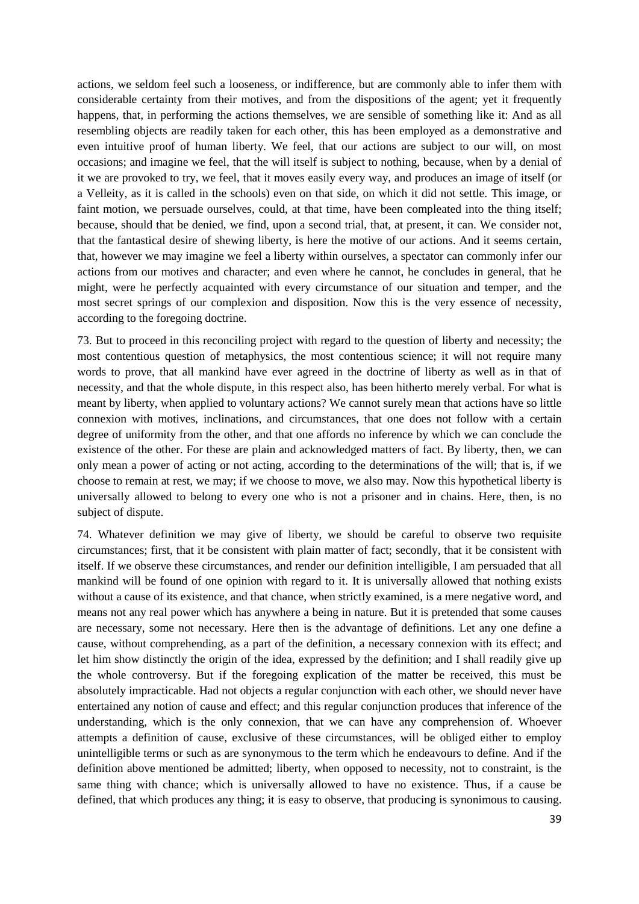actions, we seldom feel such a looseness, or indifference, but are commonly able to infer them with considerable certainty from their motives, and from the dispositions of the agent; yet it frequently happens, that, in performing the actions themselves, we are sensible of something like it: And as all resembling objects are readily taken for each other, this has been employed as a demonstrative and even intuitive proof of human liberty. We feel, that our actions are subject to our will, on most occasions; and imagine we feel, that the will itself is subject to nothing, because, when by a denial of it we are provoked to try, we feel, that it moves easily every way, and produces an image of itself (or a Velleity, as it is called in the schools) even on that side, on which it did not settle. This image, or faint motion, we persuade ourselves, could, at that time, have been compleated into the thing itself; because, should that be denied, we find, upon a second trial, that, at present, it can. We consider not, that the fantastical desire of shewing liberty, is here the motive of our actions. And it seems certain, that, however we may imagine we feel a liberty within ourselves, a spectator can commonly infer our actions from our motives and character; and even where he cannot, he concludes in general, that he might, were he perfectly acquainted with every circumstance of our situation and temper, and the most secret springs of our complexion and disposition. Now this is the very essence of necessity, according to the foregoing doctrine.

73. But to proceed in this reconciling project with regard to the question of liberty and necessity; the most contentious question of metaphysics, the most contentious science; it will not require many words to prove, that all mankind have ever agreed in the doctrine of liberty as well as in that of necessity, and that the whole dispute, in this respect also, has been hitherto merely verbal. For what is meant by liberty, when applied to voluntary actions? We cannot surely mean that actions have so little connexion with motives, inclinations, and circumstances, that one does not follow with a certain degree of uniformity from the other, and that one affords no inference by which we can conclude the existence of the other. For these are plain and acknowledged matters of fact. By liberty, then, we can only mean a power of acting or not acting, according to the determinations of the will; that is, if we choose to remain at rest, we may; if we choose to move, we also may. Now this hypothetical liberty is universally allowed to belong to every one who is not a prisoner and in chains. Here, then, is no subject of dispute.

74. Whatever definition we may give of liberty, we should be careful to observe two requisite circumstances; first, that it be consistent with plain matter of fact; secondly, that it be consistent with itself. If we observe these circumstances, and render our definition intelligible, I am persuaded that all mankind will be found of one opinion with regard to it. It is universally allowed that nothing exists without a cause of its existence, and that chance, when strictly examined, is a mere negative word, and means not any real power which has anywhere a being in nature. But it is pretended that some causes are necessary, some not necessary. Here then is the advantage of definitions. Let any one define a cause, without comprehending, as a part of the definition, a necessary connexion with its effect; and let him show distinctly the origin of the idea, expressed by the definition; and I shall readily give up the whole controversy. But if the foregoing explication of the matter be received, this must be absolutely impracticable. Had not objects a regular conjunction with each other, we should never have entertained any notion of cause and effect; and this regular conjunction produces that inference of the understanding, which is the only connexion, that we can have any comprehension of. Whoever attempts a definition of cause, exclusive of these circumstances, will be obliged either to employ unintelligible terms or such as are synonymous to the term which he endeavours to define. And if the definition above mentioned be admitted; liberty, when opposed to necessity, not to constraint, is the same thing with chance; which is universally allowed to have no existence. Thus, if a cause be defined, that which produces any thing; it is easy to observe, that producing is synonimous to causing.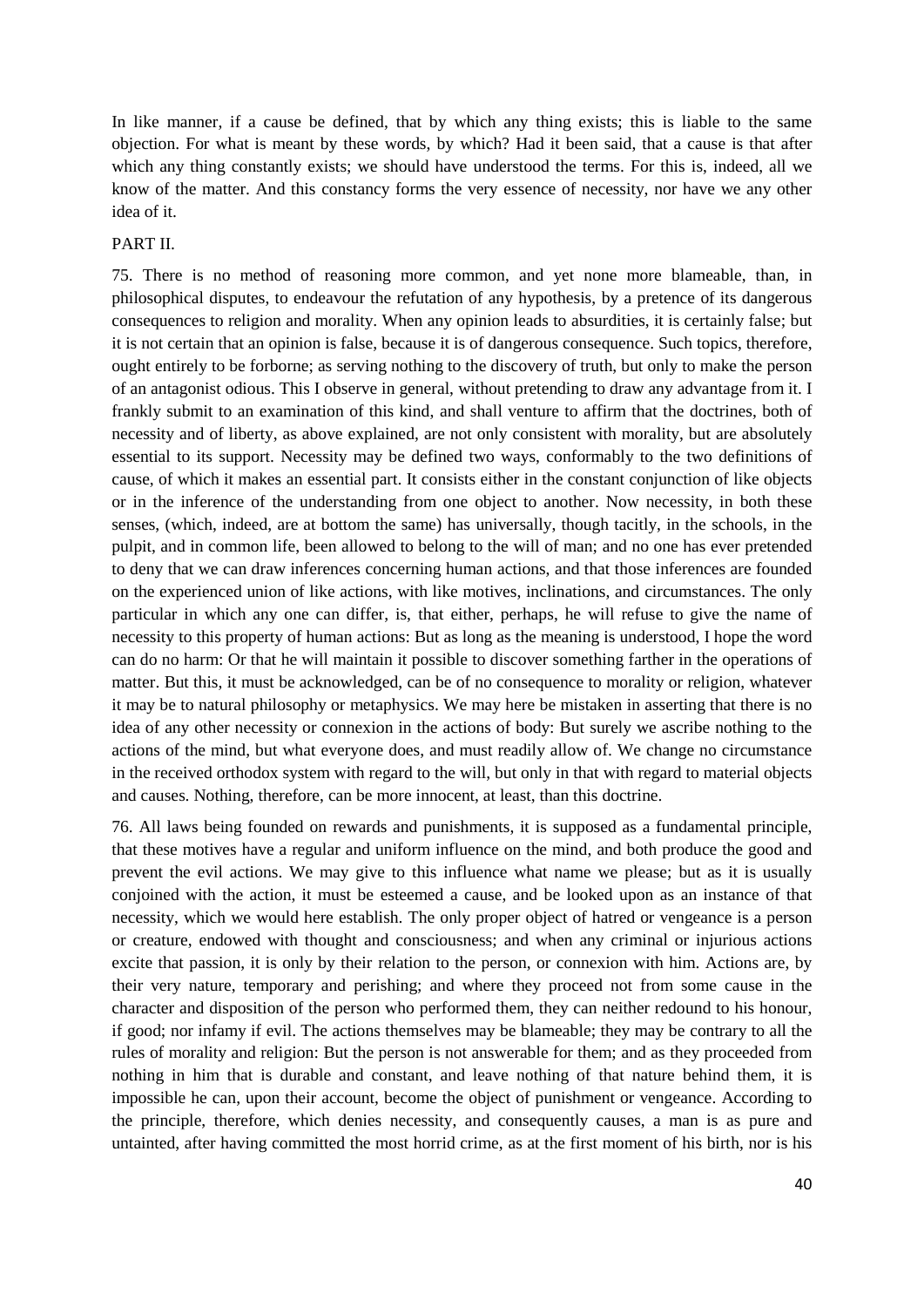In like manner, if a cause be defined, that by which any thing exists; this is liable to the same objection. For what is meant by these words, by which? Had it been said, that a cause is that after which any thing constantly exists; we should have understood the terms. For this is, indeed, all we know of the matter. And this constancy forms the very essence of necessity, nor have we any other idea of it.

## PART II.

75. There is no method of reasoning more common, and yet none more blameable, than, in philosophical disputes, to endeavour the refutation of any hypothesis, by a pretence of its dangerous consequences to religion and morality. When any opinion leads to absurdities, it is certainly false; but it is not certain that an opinion is false, because it is of dangerous consequence. Such topics, therefore, ought entirely to be forborne; as serving nothing to the discovery of truth, but only to make the person of an antagonist odious. This I observe in general, without pretending to draw any advantage from it. I frankly submit to an examination of this kind, and shall venture to affirm that the doctrines, both of necessity and of liberty, as above explained, are not only consistent with morality, but are absolutely essential to its support. Necessity may be defined two ways, conformably to the two definitions of cause, of which it makes an essential part. It consists either in the constant conjunction of like objects or in the inference of the understanding from one object to another. Now necessity, in both these senses, (which, indeed, are at bottom the same) has universally, though tacitly, in the schools, in the pulpit, and in common life, been allowed to belong to the will of man; and no one has ever pretended to deny that we can draw inferences concerning human actions, and that those inferences are founded on the experienced union of like actions, with like motives, inclinations, and circumstances. The only particular in which any one can differ, is, that either, perhaps, he will refuse to give the name of necessity to this property of human actions: But as long as the meaning is understood, I hope the word can do no harm: Or that he will maintain it possible to discover something farther in the operations of matter. But this, it must be acknowledged, can be of no consequence to morality or religion, whatever it may be to natural philosophy or metaphysics. We may here be mistaken in asserting that there is no idea of any other necessity or connexion in the actions of body: But surely we ascribe nothing to the actions of the mind, but what everyone does, and must readily allow of. We change no circumstance in the received orthodox system with regard to the will, but only in that with regard to material objects and causes. Nothing, therefore, can be more innocent, at least, than this doctrine.

76. All laws being founded on rewards and punishments, it is supposed as a fundamental principle, that these motives have a regular and uniform influence on the mind, and both produce the good and prevent the evil actions. We may give to this influence what name we please; but as it is usually conjoined with the action, it must be esteemed a cause, and be looked upon as an instance of that necessity, which we would here establish. The only proper object of hatred or vengeance is a person or creature, endowed with thought and consciousness; and when any criminal or injurious actions excite that passion, it is only by their relation to the person, or connexion with him. Actions are, by their very nature, temporary and perishing; and where they proceed not from some cause in the character and disposition of the person who performed them, they can neither redound to his honour, if good; nor infamy if evil. The actions themselves may be blameable; they may be contrary to all the rules of morality and religion: But the person is not answerable for them; and as they proceeded from nothing in him that is durable and constant, and leave nothing of that nature behind them, it is impossible he can, upon their account, become the object of punishment or vengeance. According to the principle, therefore, which denies necessity, and consequently causes, a man is as pure and untainted, after having committed the most horrid crime, as at the first moment of his birth, nor is his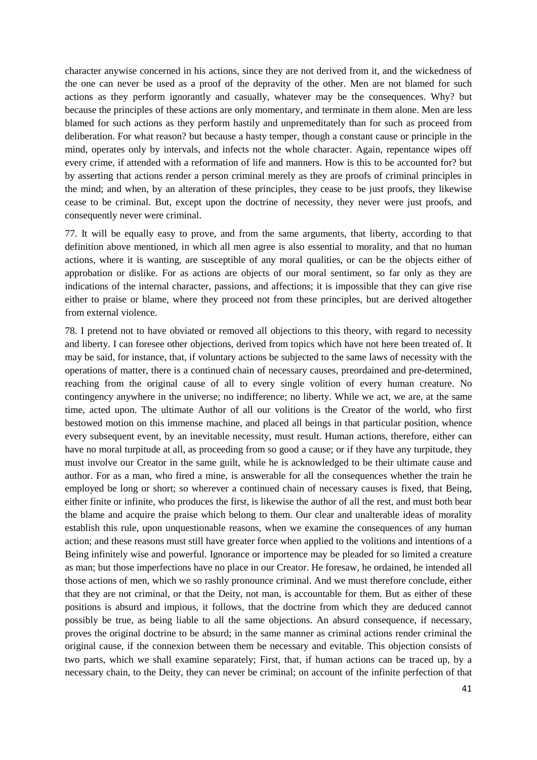character anywise concerned in his actions, since they are not derived from it, and the wickedness of the one can never be used as a proof of the depravity of the other. Men are not blamed for such actions as they perform ignorantly and casually, whatever may be the consequences. Why? but because the principles of these actions are only momentary, and terminate in them alone. Men are less blamed for such actions as they perform hastily and unpremeditately than for such as proceed from deliberation. For what reason? but because a hasty temper, though a constant cause or principle in the mind, operates only by intervals, and infects not the whole character. Again, repentance wipes off every crime, if attended with a reformation of life and manners. How is this to be accounted for? but by asserting that actions render a person criminal merely as they are proofs of criminal principles in the mind; and when, by an alteration of these principles, they cease to be just proofs, they likewise cease to be criminal. But, except upon the doctrine of necessity, they never were just proofs, and consequently never were criminal.

77. It will be equally easy to prove, and from the same arguments, that liberty, according to that definition above mentioned, in which all men agree is also essential to morality, and that no human actions, where it is wanting, are susceptible of any moral qualities, or can be the objects either of approbation or dislike. For as actions are objects of our moral sentiment, so far only as they are indications of the internal character, passions, and affections; it is impossible that they can give rise either to praise or blame, where they proceed not from these principles, but are derived altogether from external violence.

78. I pretend not to have obviated or removed all objections to this theory, with regard to necessity and liberty. I can foresee other objections, derived from topics which have not here been treated of. It may be said, for instance, that, if voluntary actions be subjected to the same laws of necessity with the operations of matter, there is a continued chain of necessary causes, preordained and pre-determined, reaching from the original cause of all to every single volition of every human creature. No contingency anywhere in the universe; no indifference; no liberty. While we act, we are, at the same time, acted upon. The ultimate Author of all our volitions is the Creator of the world, who first bestowed motion on this immense machine, and placed all beings in that particular position, whence every subsequent event, by an inevitable necessity, must result. Human actions, therefore, either can have no moral turpitude at all, as proceeding from so good a cause; or if they have any turpitude, they must involve our Creator in the same guilt, while he is acknowledged to be their ultimate cause and author. For as a man, who fired a mine, is answerable for all the consequences whether the train he employed be long or short; so wherever a continued chain of necessary causes is fixed, that Being, either finite or infinite, who produces the first, is likewise the author of all the rest, and must both bear the blame and acquire the praise which belong to them. Our clear and unalterable ideas of morality establish this rule, upon unquestionable reasons, when we examine the consequences of any human action; and these reasons must still have greater force when applied to the volitions and intentions of a Being infinitely wise and powerful. Ignorance or importence may be pleaded for so limited a creature as man; but those imperfections have no place in our Creator. He foresaw, he ordained, he intended all those actions of men, which we so rashly pronounce criminal. And we must therefore conclude, either that they are not criminal, or that the Deity, not man, is accountable for them. But as either of these positions is absurd and impious, it follows, that the doctrine from which they are deduced cannot possibly be true, as being liable to all the same objections. An absurd consequence, if necessary, proves the original doctrine to be absurd; in the same manner as criminal actions render criminal the original cause, if the connexion between them be necessary and evitable. This objection consists of two parts, which we shall examine separately; First, that, if human actions can be traced up, by a necessary chain, to the Deity, they can never be criminal; on account of the infinite perfection of that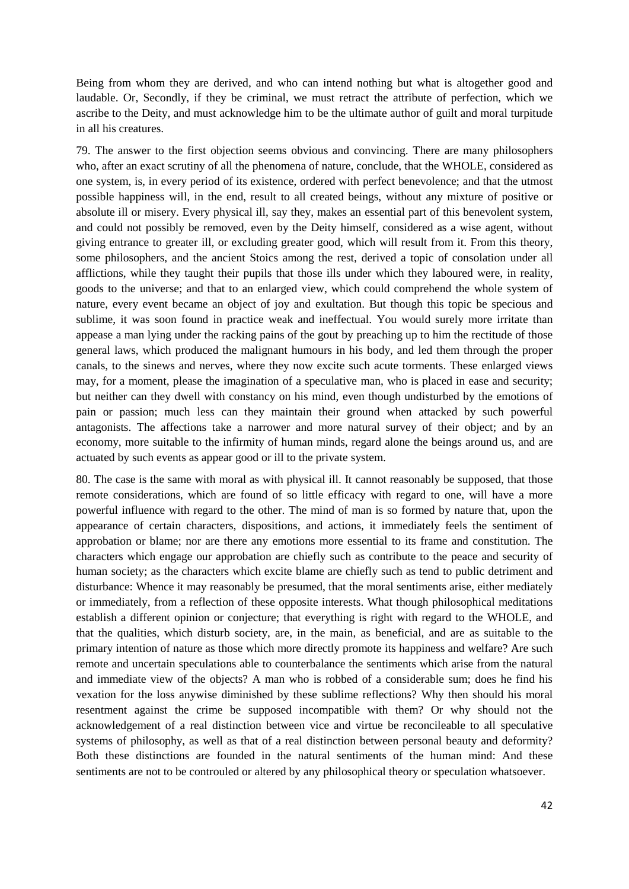Being from whom they are derived, and who can intend nothing but what is altogether good and laudable. Or, Secondly, if they be criminal, we must retract the attribute of perfection, which we ascribe to the Deity, and must acknowledge him to be the ultimate author of guilt and moral turpitude in all his creatures.

79. The answer to the first objection seems obvious and convincing. There are many philosophers who, after an exact scrutiny of all the phenomena of nature, conclude, that the WHOLE, considered as one system, is, in every period of its existence, ordered with perfect benevolence; and that the utmost possible happiness will, in the end, result to all created beings, without any mixture of positive or absolute ill or misery. Every physical ill, say they, makes an essential part of this benevolent system, and could not possibly be removed, even by the Deity himself, considered as a wise agent, without giving entrance to greater ill, or excluding greater good, which will result from it. From this theory, some philosophers, and the ancient Stoics among the rest, derived a topic of consolation under all afflictions, while they taught their pupils that those ills under which they laboured were, in reality, goods to the universe; and that to an enlarged view, which could comprehend the whole system of nature, every event became an object of joy and exultation. But though this topic be specious and sublime, it was soon found in practice weak and ineffectual. You would surely more irritate than appease a man lying under the racking pains of the gout by preaching up to him the rectitude of those general laws, which produced the malignant humours in his body, and led them through the proper canals, to the sinews and nerves, where they now excite such acute torments. These enlarged views may, for a moment, please the imagination of a speculative man, who is placed in ease and security; but neither can they dwell with constancy on his mind, even though undisturbed by the emotions of pain or passion; much less can they maintain their ground when attacked by such powerful antagonists. The affections take a narrower and more natural survey of their object; and by an economy, more suitable to the infirmity of human minds, regard alone the beings around us, and are actuated by such events as appear good or ill to the private system.

80. The case is the same with moral as with physical ill. It cannot reasonably be supposed, that those remote considerations, which are found of so little efficacy with regard to one, will have a more powerful influence with regard to the other. The mind of man is so formed by nature that, upon the appearance of certain characters, dispositions, and actions, it immediately feels the sentiment of approbation or blame; nor are there any emotions more essential to its frame and constitution. The characters which engage our approbation are chiefly such as contribute to the peace and security of human society; as the characters which excite blame are chiefly such as tend to public detriment and disturbance: Whence it may reasonably be presumed, that the moral sentiments arise, either mediately or immediately, from a reflection of these opposite interests. What though philosophical meditations establish a different opinion or conjecture; that everything is right with regard to the WHOLE, and that the qualities, which disturb society, are, in the main, as beneficial, and are as suitable to the primary intention of nature as those which more directly promote its happiness and welfare? Are such remote and uncertain speculations able to counterbalance the sentiments which arise from the natural and immediate view of the objects? A man who is robbed of a considerable sum; does he find his vexation for the loss anywise diminished by these sublime reflections? Why then should his moral resentment against the crime be supposed incompatible with them? Or why should not the acknowledgement of a real distinction between vice and virtue be reconcileable to all speculative systems of philosophy, as well as that of a real distinction between personal beauty and deformity? Both these distinctions are founded in the natural sentiments of the human mind: And these sentiments are not to be controuled or altered by any philosophical theory or speculation whatsoever.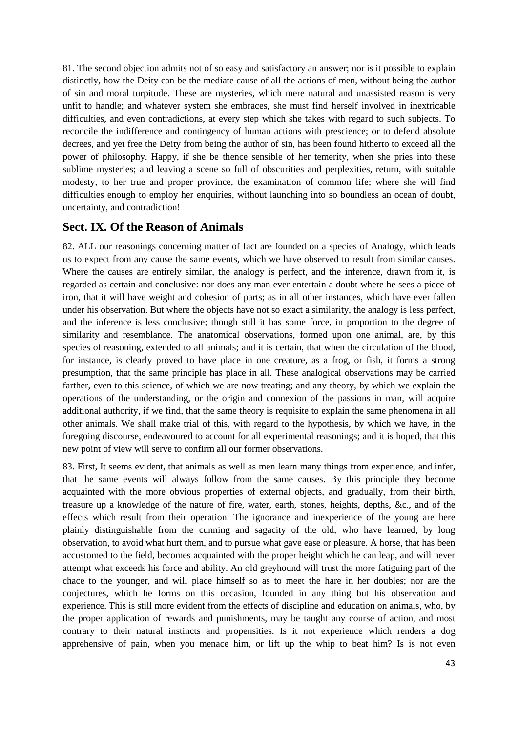81. The second objection admits not of so easy and satisfactory an answer; nor is it possible to explain distinctly, how the Deity can be the mediate cause of all the actions of men, without being the author of sin and moral turpitude. These are mysteries, which mere natural and unassisted reason is very unfit to handle; and whatever system she embraces, she must find herself involved in inextricable difficulties, and even contradictions, at every step which she takes with regard to such subjects. To reconcile the indifference and contingency of human actions with prescience; or to defend absolute decrees, and yet free the Deity from being the author of sin, has been found hitherto to exceed all the power of philosophy. Happy, if she be thence sensible of her temerity, when she pries into these sublime mysteries; and leaving a scene so full of obscurities and perplexities, return, with suitable modesty, to her true and proper province, the examination of common life; where she will find difficulties enough to employ her enquiries, without launching into so boundless an ocean of doubt, uncertainty, and contradiction!

## Sect. IX. Of the Reason of Animals

82. ALL our reasonings concerning matter of fact are founded on a species of Analogy, which leads us to expect from any cause the same events, which we have observed to result from similar causes. Where the causes are entirely similar, the analogy is perfect, and the inference, drawn from it, is regarded as certain and conclusive: nor does any man ever entertain a doubt where he sees a piece of iron, that it will have weight and cohesion of parts; as in all other instances, which have ever fallen under his observation. But where the objects have not so exact a similarity, the analogy is less perfect, and the inference is less conclusive; though still it has some force, in proportion to the degree of similarity and resemblance. The anatomical observations, formed upon one animal, are, by this species of reasoning, extended to all animals; and it is certain, that when the circulation of the blood, for instance, is clearly proved to have place in one creature, as a frog, or fish, it forms a strong presumption, that the same principle has place in all. These analogical observations may be carried farther, even to this science, of which we are now treating; and any theory, by which we explain the operations of the understanding, or the origin and connexion of the passions in man, will acquire additional authority, if we find, that the same theory is requisite to explain the same phenomena in all other animals. We shall make trial of this, with regard to the hypothesis, by which we have, in the foregoing discourse, endeavoured to account for all experimental reasonings; and it is hoped, that this new point of view will serve to confirm all our former observations.

83. First, It seems evident, that animals as well as men learn many things from experience, and infer, that the same events will always follow from the same causes. By this principle they become acquainted with the more obvious properties of external objects, and gradually, from their birth, treasure up a knowledge of the nature of fire, water, earth, stones, heights, depths, &c., and of the effects which result from their operation. The ignorance and inexperience of the young are here plainly distinguishable from the cunning and sagacity of the old, who have learned, by long observation, to avoid what hurt them, and to pursue what gave ease or pleasure. A horse, that has been accustomed to the field, becomes acquainted with the proper height which he can leap, and will never attempt what exceeds his force and ability. An old greyhound will trust the more fatiguing part of the chace to the younger, and will place himself so as to meet the hare in her doubles; nor are the conjectures, which he forms on this occasion, founded in any thing but his observation and experience. This is still more evident from the effects of discipline and education on animals, who, by the proper application of rewards and punishments, may be taught any course of action, and most contrary to their natural instincts and propensities. Is it not experience which renders a dog apprehensive of pain, when you menace him, or lift up the whip to beat him? Is is not even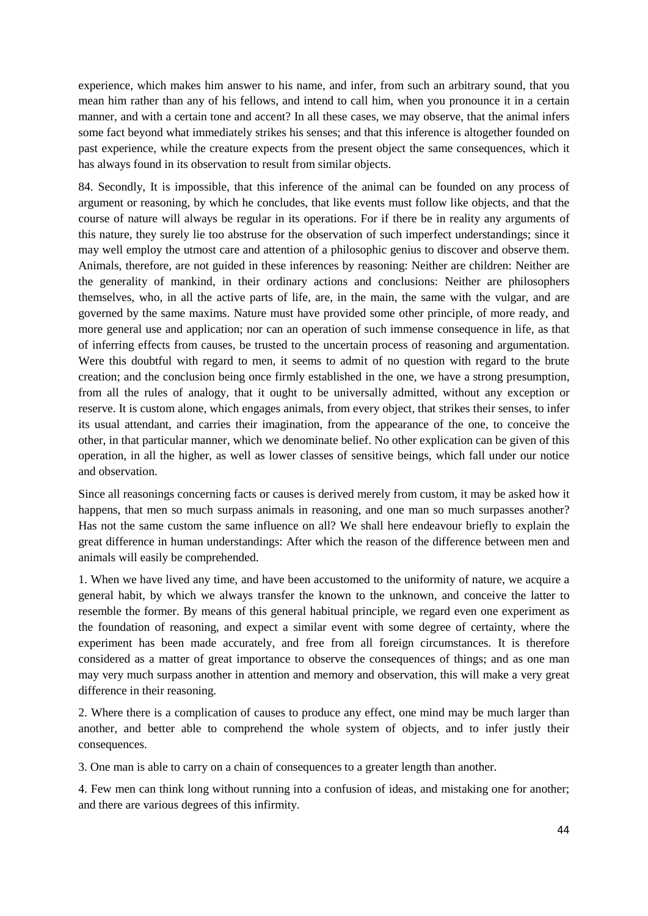experience, which makes him answer to his name, and infer, from such an arbitrary sound, that you mean him rather than any of his fellows, and intend to call him, when you pronounce it in a certain manner, and with a certain tone and accent? In all these cases, we may observe, that the animal infers some fact beyond what immediately strikes his senses; and that this inference is altogether founded on past experience, while the creature expects from the present object the same consequences, which it has always found in its observation to result from similar objects.

84. Secondly, It is impossible, that this inference of the animal can be founded on any process of argument or reasoning, by which he concludes, that like events must follow like objects, and that the course of nature will always be regular in its operations. For if there be in reality any arguments of this nature, they surely lie too abstruse for the observation of such imperfect understandings; since it may well employ the utmost care and attention of a philosophic genius to discover and observe them. Animals, therefore, are not guided in these inferences by reasoning: Neither are children: Neither are the generality of mankind, in their ordinary actions and conclusions: Neither are philosophers themselves, who, in all the active parts of life, are, in the main, the same with the vulgar, and are governed by the same maxims. Nature must have provided some other principle, of more ready, and more general use and application; nor can an operation of such immense consequence in life, as that of inferring effects from causes, be trusted to the uncertain process of reasoning and argumentation. Were this doubtful with regard to men, it seems to admit of no question with regard to the brute creation; and the conclusion being once firmly established in the one, we have a strong presumption, from all the rules of analogy, that it ought to be universally admitted, without any exception or reserve. It is custom alone, which engages animals, from every object, that strikes their senses, to infer its usual attendant, and carries their imagination, from the appearance of the one, to conceive the other, in that particular manner, which we denominate belief. No other explication can be given of this operation, in all the higher, as well as lower classes of sensitive beings, which fall under our notice and observation.

Since all reasonings concerning facts or causes is derived merely from custom, it may be asked how it happens, that men so much surpass animals in reasoning, and one man so much surpasses another? Has not the same custom the same influence on all? We shall here endeavour briefly to explain the great difference in human understandings: After which the reason of the difference between men and animals will easily be comprehended.

1. When we have lived any time, and have been accustomed to the uniformity of nature, we acquire a general habit, by which we always transfer the known to the unknown, and conceive the latter to resemble the former. By means of this general habitual principle, we regard even one experiment as the foundation of reasoning, and expect a similar event with some degree of certainty, where the experiment has been made accurately, and free from all foreign circumstances. It is therefore considered as a matter of great importance to observe the consequences of things; and as one man may very much surpass another in attention and memory and observation, this will make a very great difference in their reasoning.

2. Where there is a complication of causes to produce any effect, one mind may be much larger than another, and better able to comprehend the whole system of objects, and to infer justly their consequences.

3. One man is able to carry on a chain of consequences to a greater length than another.

4. Few men can think long without running into a confusion of ideas, and mistaking one for another; and there are various degrees of this infirmity.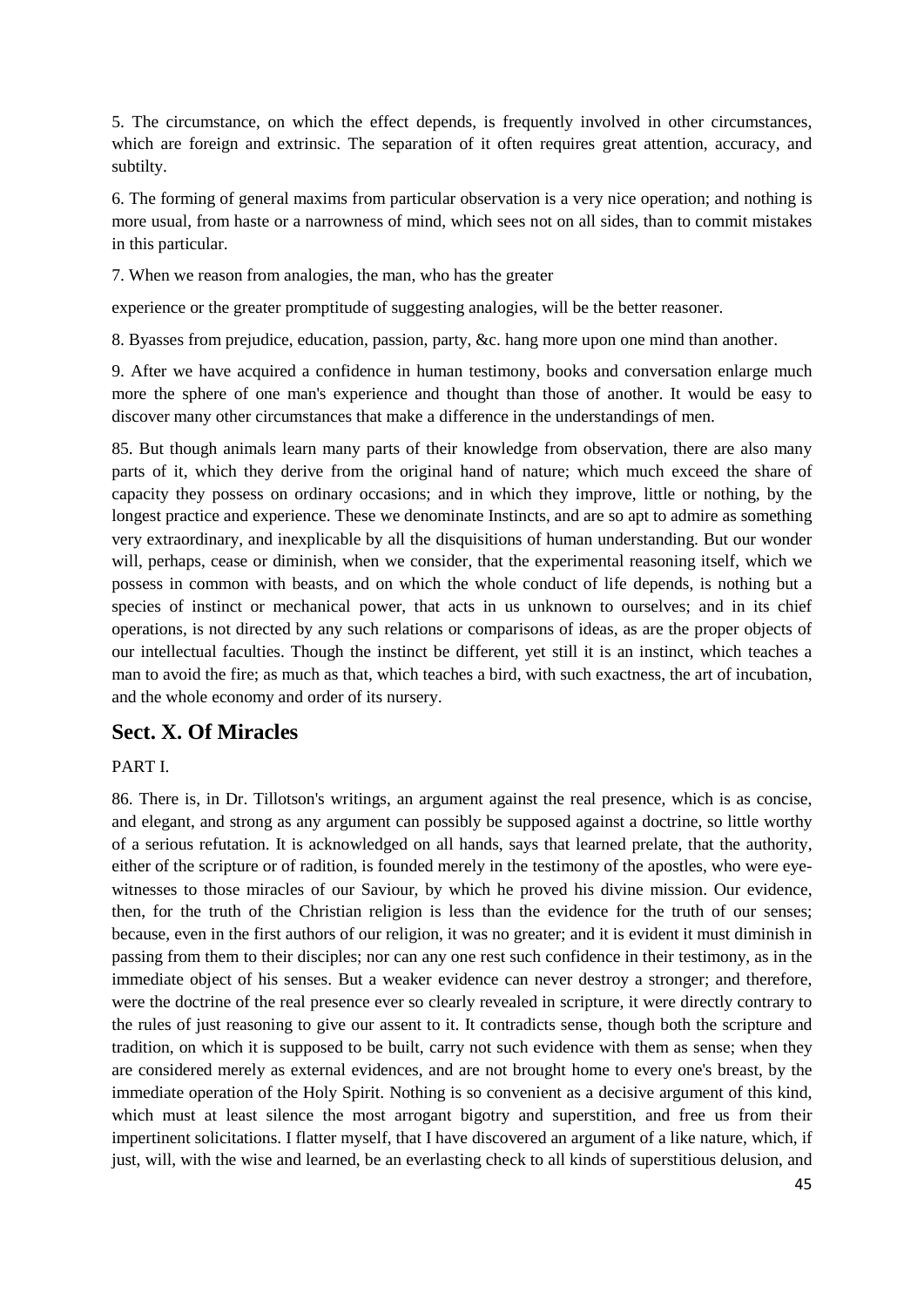5. The circumstance, on which the effect depends, is frequently involved in other circumstances, which are foreign and extrinsic. The separation of it often requires great attention, accuracy, and subtilty.

6. The forming of general maxims from particular observation is a very nice operation; and nothing is more usual, from haste or a narrowness of mind, which sees not on all sides, than to commit mistakes in this particular.

7. When we reason from analogies, the man, who has the greater

experience or the greater promptitude of suggesting analogies, will be the better reasoner.

8. Byasses from prejudice, education, passion, party, &c. hang more upon one mind than another.

9. After we have acquired a confidence in human testimony, books and conversation enlarge much more the sphere of one man's experience and thought than those of another. It would be easy to discover many other circumstances that make a difference in the understandings of men.

85. But though animals learn many parts of their knowledge from observation, there are also many parts of it, which they derive from the original hand of nature; which much exceed the share of capacity they possess on ordinary occasions; and in which they improve, little or nothing, by the longest practice and experience. These we denominate Instincts, and are so apt to admire as something very extraordinary, and inexplicable by all the disquisitions of human understanding. But our wonder will, perhaps, cease or diminish, when we consider, that the experimental reasoning itself, which we possess in common with beasts, and on which the whole conduct of life depends, is nothing but a species of instinct or mechanical power, that acts in us unknown to ourselves; and in its chief operations, is not directed by any such relations or comparisons of ideas, as are the proper objects of our intellectual faculties. Though the instinct be different, yet still it is an instinct, which teaches a man to avoid the fire; as much as that, which teaches a bird, with such exactness, the art of incubation, and the whole economy and order of its nursery.

## Sect. X. Of Miracles

PART I.

86. There is, in Dr. Tillotson's writings, an argument against the real presence, which is as concise, and elegant, and strong as any argument can possibly be supposed against a doctrine, so little worthy of a serious refutation. It is acknowledged on all hands, says that learned prelate, that the authority, either of the scripture or of radition, is founded merely in the testimony of the apostles, who were eye-witnesses to those miracles of our Saviour, by which he proved his divine mission. Our evidence, then, for the truth of the Christian religion is less than the evidence for the truth of our senses; because, even in the first authors of our religion, it was no greater; and it is evident it must diminish in passing from them to their disciples; nor can any one rest such confidence in their testimony, as in the immediate object of his senses. But a weaker evidence can never destroy a stronger; and therefore, were the doctrine of the real presence ever so clearly revealed in scripture, it were directly contrary to the rules of just reasoning to give our assent to it. It contradicts sense, though both the scripture and tradition, on which it is supposed to be built, carry not such evidence with them as sense; when they are considered merely as external evidences, and are not brought home to every one's breast, by the immediate operation of the Holy Spirit. Nothing is so convenient as a decisive argument of this kind, which must at least silence the most arrogant bigotry and superstition, and free us from their impertinent solicitations. I flatter myself, that I have discovered an argument of a like nature, which, if just, will, with the wise and learned, be an everlasting check to all kinds of superstitious delusion, and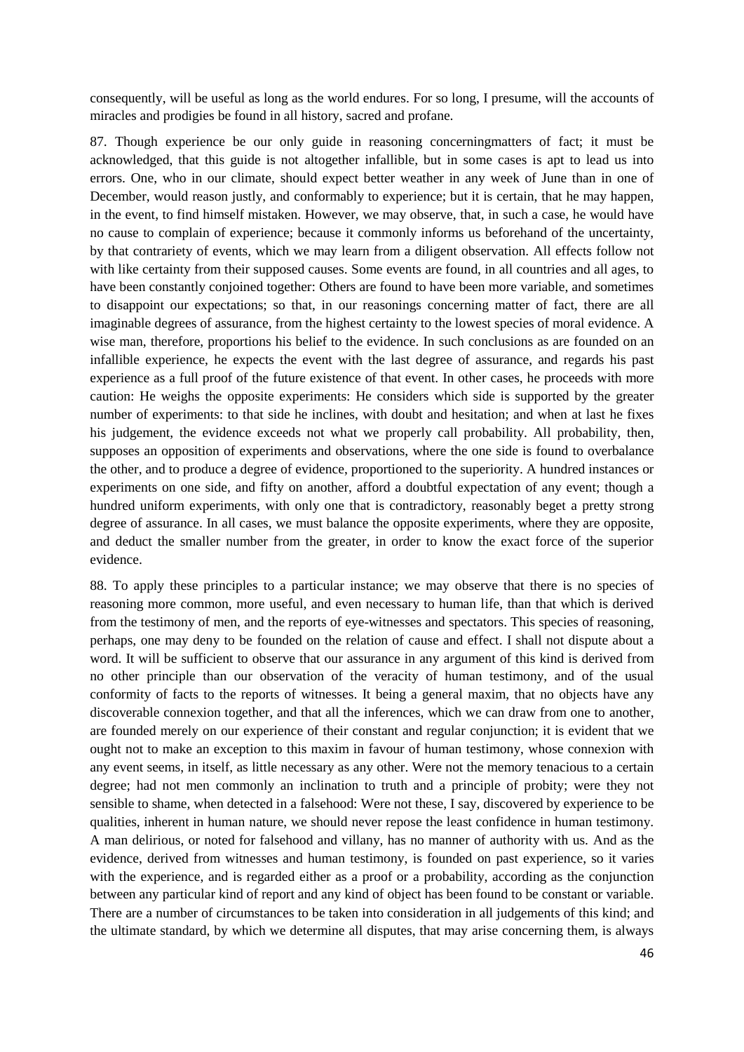consequently, will be useful as long as the world endures. For so long, I presume, will the accounts of miracles and prodigies be found in all history, sacred and profane.

87. Though experience be our only guide in reasoning concerningmatters of fact; it must be acknowledged, that this guide is not altogether infallible, but in some cases is apt to lead us into errors. One, who in our climate, should expect better weather in any week of June than in one of December, would reason justly, and conformably to experience; but it is certain, that he may happen, in the event, to find himself mistaken. However, we may observe, that, in such a case, he would have no cause to complain of experience; because it commonly informs us beforehand of the uncertainty, by that contrariety of events, which we may learn from a diligent observation. All effects follow not with like certainty from their supposed causes. Some events are found, in all countries and all ages, to have been constantly conjoined together: Others are found to have been more variable, and sometimes to disappoint our expectations; so that, in our reasonings concerning matter of fact, there are all imaginable degrees of assurance, from the highest certainty to the lowest species of moral evidence. A wise man, therefore, proportions his belief to the evidence. In such conclusions as are founded on an infallible experience, he expects the event with the last degree of assurance, and regards his past experience as a full proof of the future existence of that event. In other cases, he proceeds with more caution: He weighs the opposite experiments: He considers which side is supported by the greater number of experiments: to that side he inclines, with doubt and hesitation; and when at last he fixes his judgement, the evidence exceeds not what we properly call probability. All probability, then, supposes an opposition of experiments and observations, where the one side is found to overbalance the other, and to produce a degree of evidence, proportioned to the superiority. A hundred instances or experiments on one side, and fifty on another, afford a doubtful expectation of any event; though a hundred uniform experiments, with only one that is contradictory, reasonably beget a pretty strong degree of assurance. In all cases, we must balance the opposite experiments, where they are opposite, and deduct the smaller number from the greater, in order to know the exact force of the superior evidence.

88. To apply these principles to a particular instance; we may observe that there is no species of reasoning more common, more useful, and even necessary to human life, than that which is derived from the testimony of men, and the reports of eye-witnesses and spectators. This species of reasoning, perhaps, one may deny to be founded on the relation of cause and effect. I shall not dispute about a word. It will be sufficient to observe that our assurance in any argument of this kind is derived from no other principle than our observation of the veracity of human testimony, and of the usual conformity of facts to the reports of witnesses. It being a general maxim, that no objects have any discoverable connexion together, and that all the inferences, which we can draw from one to another, are founded merely on our experience of their constant and regular conjunction; it is evident that we ought not to make an exception to this maxim in favour of human testimony, whose connexion with any event seems, in itself, as little necessary as any other. Were not the memory tenacious to a certain degree; had not men commonly an inclination to truth and a principle of probity; were they not sensible to shame, when detected in a falsehood: Were not these, I say, discovered by experience to be qualities, inherent in human nature, we should never repose the least confidence in human testimony. A man delirious, or noted for falsehood and villany, has no manner of authority with us. And as the evidence, derived from witnesses and human testimony, is founded on past experience, so it varies with the experience, and is regarded either as a proof or a probability, according as the conjunction between any particular kind of report and any kind of object has been found to be constant or variable. There are a number of circumstances to be taken into consideration in all judgements of this kind; and the ultimate standard, by which we determine all disputes, that may arise concerning them, is always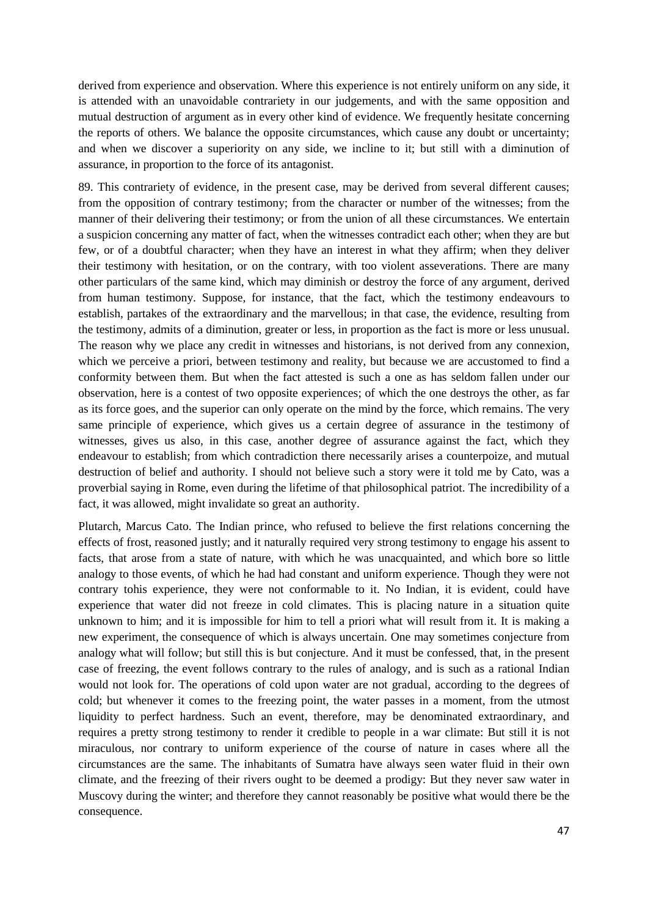derived from experience and observation. Where this experience is not entirely uniform on any side, it is attended with an unavoidable contrariety in our judgements, and with the same opposition and mutual destruction of argument as in every other kind of evidence. We frequently hesitate concerning the reports of others. We balance the opposite circumstances, which cause any doubt or uncertainty; and when we discover a superiority on any side, we incline to it; but still with a diminution of assurance, in proportion to the force of its antagonist.

89. This contrariety of evidence, in the present case, may be derived from several different causes; from the opposition of contrary testimony; from the character or number of the witnesses; from the manner of their delivering their testimony; or from the union of all these circumstances. We entertain a suspicion concerning any matter of fact, when the witnesses contradict each other; when they are but few, or of a doubtful character; when they have an interest in what they affirm; when they deliver their testimony with hesitation, or on the contrary, with too violent asseverations. There are many other particulars of the same kind, which may diminish or destroy the force of any argument, derived from human testimony. Suppose, for instance, that the fact, which the testimony endeavours to establish, partakes of the extraordinary and the marvellous; in that case, the evidence, resulting from the testimony, admits of a diminution, greater or less, in proportion as the fact is more or less unusual. The reason why we place any credit in witnesses and historians, is not derived from any connexion, which we perceive a priori, between testimony and reality, but because we are accustomed to find a conformity between them. But when the fact attested is such a one as has seldom fallen under our observation, here is a contest of two opposite experiences; of which the one destroys the other, as far as its force goes, and the superior can only operate on the mind by the force, which remains. The very same principle of experience, which gives us a certain degree of assurance in the testimony of witnesses, gives us also, in this case, another degree of assurance against the fact, which they endeavour to establish; from which contradiction there necessarily arises a counterpoize, and mutual destruction of belief and authority. I should not believe such a story were it told me by Cato, was a proverbial saying in Rome, even during the lifetime of that philosophical patriot. The incredibility of a fact, it was allowed, might invalidate so great an authority.

Plutarch, Marcus Cato. The Indian prince, who refused to believe the first relations concerning the effects of frost, reasoned justly; and it naturally required very strong testimony to engage his assent to facts, that arose from a state of nature, with which he was unacquainted, and which bore so little analogy to those events, of which he had had constant and uniform experience. Though they were not contrary tohis experience, they were not conformable to it. No Indian, it is evident, could have experience that water did not freeze in cold climates. This is placing nature in a situation quite unknown to him; and it is impossible for him to tell a priori what will result from it. It is making a new experiment, the consequence of which is always uncertain. One may sometimes conjecture from analogy what will follow; but still this is but conjecture. And it must be confessed, that, in the present case of freezing, the event follows contrary to the rules of analogy, and is such as a rational Indian would not look for. The operations of cold upon water are not gradual, according to the degrees of cold; but whenever it comes to the freezing point, the water passes in a moment, from the utmost liquidity to perfect hardness. Such an event, therefore, may be denominated extraordinary, and requires a pretty strong testimony to render it credible to people in a war climate: But still it is not miraculous, nor contrary to uniform experience of the course of nature in cases where all the circumstances are the same. The inhabitants of Sumatra have always seen water fluid in their own climate, and the freezing of their rivers ought to be deemed a prodigy: But they never saw water in Muscovy during the winter; and therefore they cannot reasonably be positive what would there be the consequence.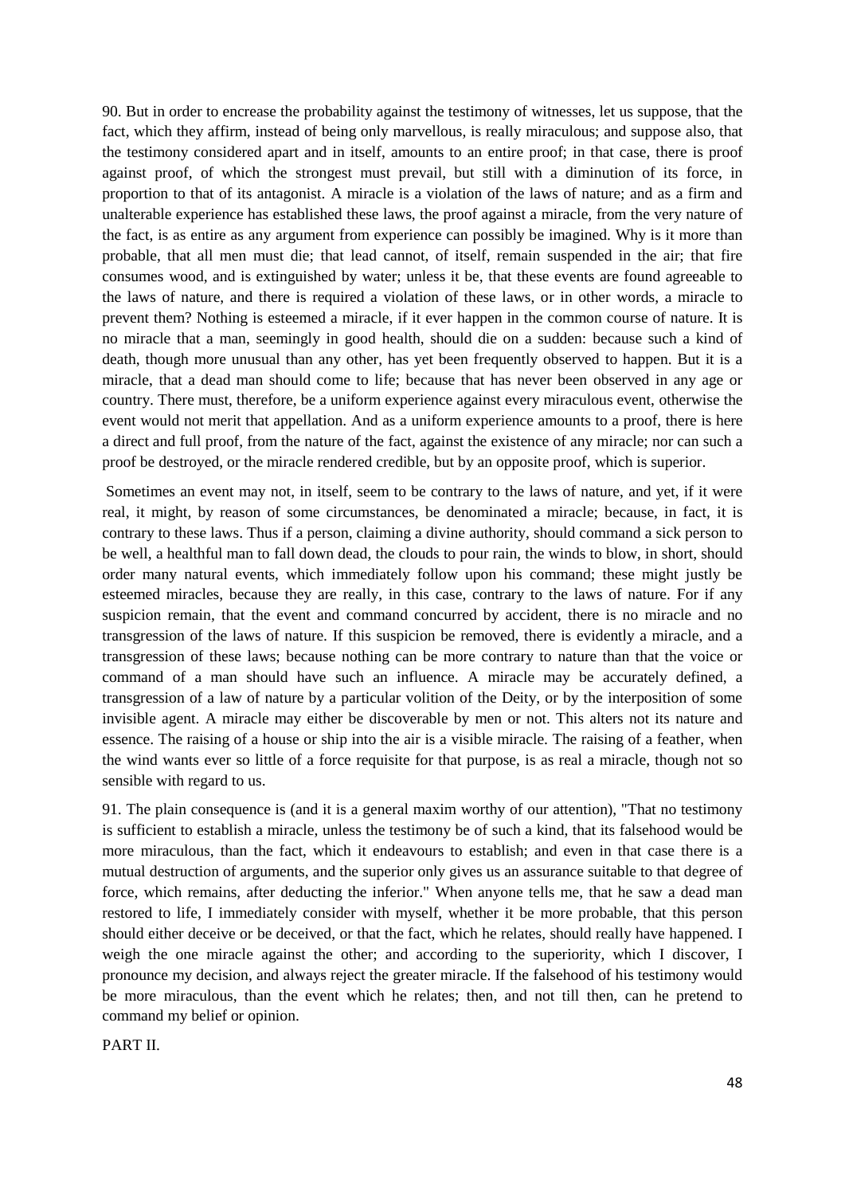90. But in order to encrease the probability against the testimony of witnesses, let us suppose, that the fact, which they affirm, instead of being only marvellous, is really miraculous; and suppose also, that the testimony considered apart and in itself, amounts to an entire proof; in that case, there is proof against proof, of which the strongest must prevail, but still with a diminution of its force, in proportion to that of its antagonist. A miracle is a violation of the laws of nature; and as a firm and unalterable experience has established these laws, the proof against a miracle, from the very nature of the fact, is as entire as any argument from experience can possibly be imagined. Why is it more than probable, that all men must die; that lead cannot, of itself, remain suspended in the air; that fire consumes wood, and is extinguished by water; unless it be, that these events are found agreeable to the laws of nature, and there is required a violation of these laws, or in other words, a miracle to prevent them? Nothing is esteemed a miracle, if it ever happen in the common course of nature. It is no miracle that a man, seemingly in good health, should die on a sudden: because such a kind of death, though more unusual than any other, has yet been frequently observed to happen. But it is a miracle, that a dead man should come to life; because that has never been observed in any age or country. There must, therefore, be a uniform experience against every miraculous event, otherwise the event would not merit that appellation. And as a uniform experience amounts to a proof, there is here a direct and full proof, from the nature of the fact, against the existence of any miracle; nor can such a proof be destroyed, or the miracle rendered credible, but by an opposite proof, which is superior.

Sometimes an event may not, in itself, seem to be contrary to the laws of nature, and yet, if it were real, it might, by reason of some circumstances, be denominated a miracle; because, in fact, it is contrary to these laws. Thus if a person, claiming a divine authority, should command a sick person to be well, a healthful man to fall down dead, the clouds to pour rain, the winds to blow, in short, should order many natural events, which immediately follow upon his command; these might justly be esteemed miracles, because they are really, in this case, contrary to the laws of nature. For if any suspicion remain, that the event and command concurred by accident, there is no miracle and no transgression of the laws of nature. If this suspicion be removed, there is evidently a miracle, and a transgression of these laws; because nothing can be more contrary to nature than that the voice or command of a man should have such an influence. A miracle may be accurately defined, a transgression of a law of nature by a particular volition of the Deity, or by the interposition of some invisible agent. A miracle may either be discoverable by men or not. This alters not its nature and essence. The raising of a house or ship into the air is a visible miracle. The raising of a feather, when the wind wants ever so little of a force requisite for that purpose, is as real a miracle, though not so sensible with regard to us.

91. The plain consequence is (and it is a general maxim worthy of our attention), "That no testimony is sufficient to establish a miracle, unless the testimony be of such a kind, that its falsehood would be more miraculous, than the fact, which it endeavours to establish; and even in that case there is a mutual destruction of arguments, and the superior only gives us an assurance suitable to that degree of force, which remains, after deducting the inferior." When anyone tells me, that he saw a dead man restored to life, I immediately consider with myself, whether it be more probable, that this person should either deceive or be deceived, or that the fact, which he relates, should really have happened. I weigh the one miracle against the other; and according to the superiority, which I discover, I pronounce my decision, and always reject the greater miracle. If the falsehood of his testimony would be more miraculous, than the event which he relates; then, and not till then, can he pretend to command my belief or opinion.

## PART II.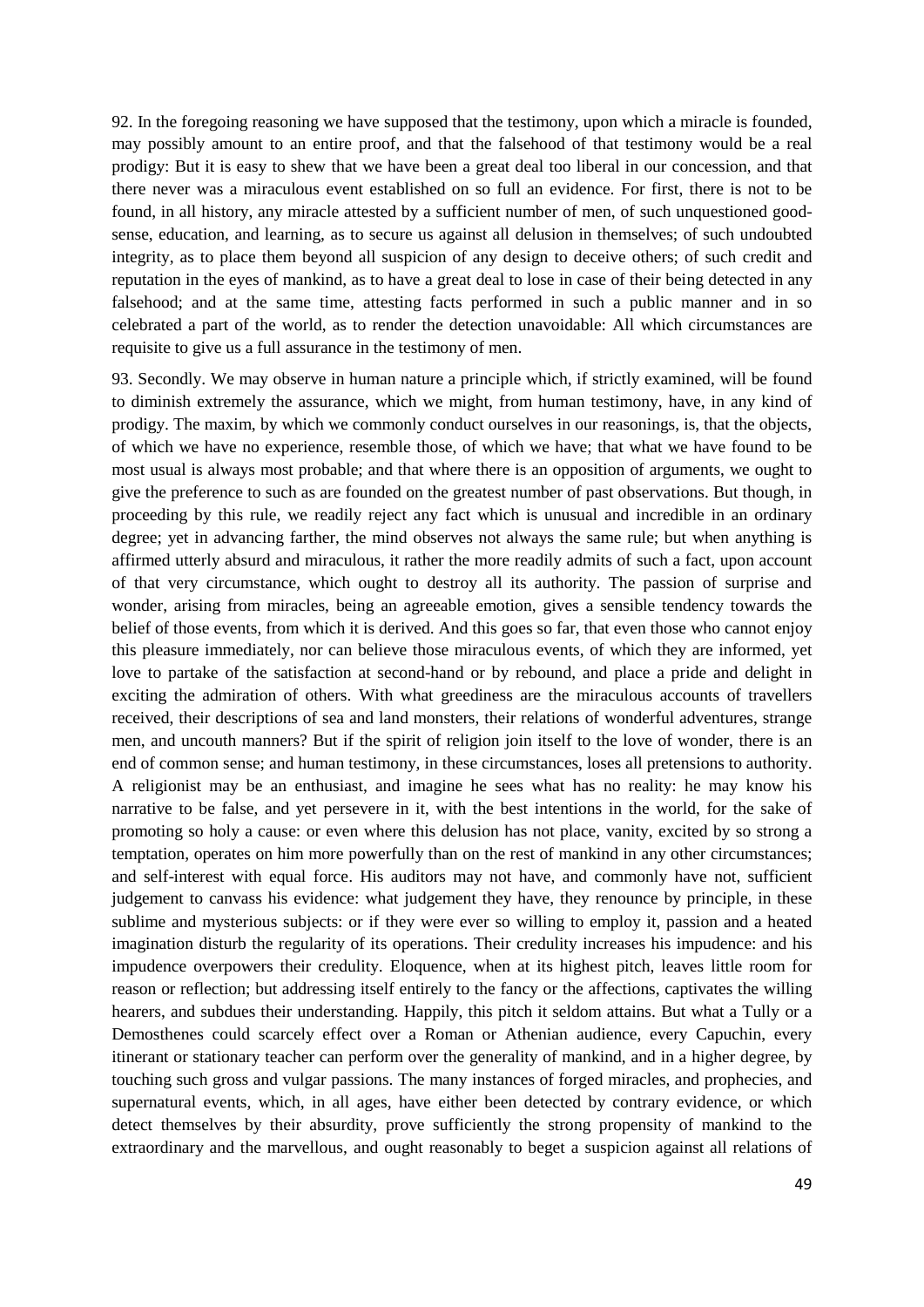92. In the foregoing reasoning we have supposed that the testimony, upon which a miracle is founded, may possibly amount to an entire proof, and that the falsehood of that testimony would be a real prodigy: But it is easy to shew that we have been a great deal too liberal in our concession, and that there never was a miraculous event established on so full an evidence. For first, there is not to be found, in all history, any miracle attested by a sufficient number of men, of such unquestioned good-sense, education, and learning, as to secure us against all delusion in themselves; of such undoubted integrity, as to place them beyond all suspicion of any design to deceive others; of such credit and reputation in the eyes of mankind, as to have a great deal to lose in case of their being detected in any falsehood; and at the same time, attesting facts performed in such a public manner and in so celebrated a part of the world, as to render the detection unavoidable: All which circumstances are requisite to give us a full assurance in the testimony of men.

93. Secondly. We may observe in human nature a principle which, if strictly examined, will be found to diminish extremely the assurance, which we might, from human testimony, have, in any kind of prodigy. The maxim, by which we commonly conduct ourselves in our reasonings, is, that the objects, of which we have no experience, resemble those, of which we have; that what we have found to be most usual is always most probable; and that where there is an opposition of arguments, we ought to give the preference to such as are founded on the greatest number of past observations. But though, in proceeding by this rule, we readily reject any fact which is unusual and incredible in an ordinary degree; yet in advancing farther, the mind observes not always the same rule; but when anything is affirmed utterly absurd and miraculous, it rather the more readily admits of such a fact, upon account of that very circumstance, which ought to destroy all its authority. The passion of surprise and wonder, arising from miracles, being an agreeable emotion, gives a sensible tendency towards the belief of those events, from which it is derived. And this goes so far, that even those who cannot enjoy this pleasure immediately, nor can believe those miraculous events, of which they are informed, yet love to partake of the satisfaction at second-hand or by rebound, and place a pride and delight in exciting the admiration of others. With what greediness are the miraculous accounts of travellers received, their descriptions of sea and land monsters, their relations of wonderful adventures, strange men, and uncouth manners? But if the spirit of religion join itself to the love of wonder, there is an end of common sense; and human testimony, in these circumstances, loses all pretensions to authority. A religionist may be an enthusiast, and imagine he sees what has no reality: he may know his narrative to be false, and yet persevere in it, with the best intentions in the world, for the sake of promoting so holy a cause: or even where this delusion has not place, vanity, excited by so strong a temptation, operates on him more powerfully than on the rest of mankind in any other circumstances; and self-interest with equal force. His auditors may not have, and commonly have not, sufficient judgement to canvass his evidence: what judgement they have, they renounce by principle, in these sublime and mysterious subjects: or if they were ever so willing to employ it, passion and a heated imagination disturb the regularity of its operations. Their credulity increases his impudence: and his impudence overpowers their credulity. Eloquence, when at its highest pitch, leaves little room for reason or reflection; but addressing itself entirely to the fancy or the affections, captivates the willing hearers, and subdues their understanding. Happily, this pitch it seldom attains. But what a Tully or a Demosthenes could scarcely effect over a Roman or Athenian audience, every Capuchin, every itinerant or stationary teacher can perform over the generality of mankind, and in a higher degree, by touching such gross and vulgar passions. The many instances of forged miracles, and prophecies, and supernatural events, which, in all ages, have either been detected by contrary evidence, or which detect themselves by their absurdity, prove sufficiently the strong propensity of mankind to the extraordinary and the marvellous, and ought reasonably to beget a suspicion against all relations of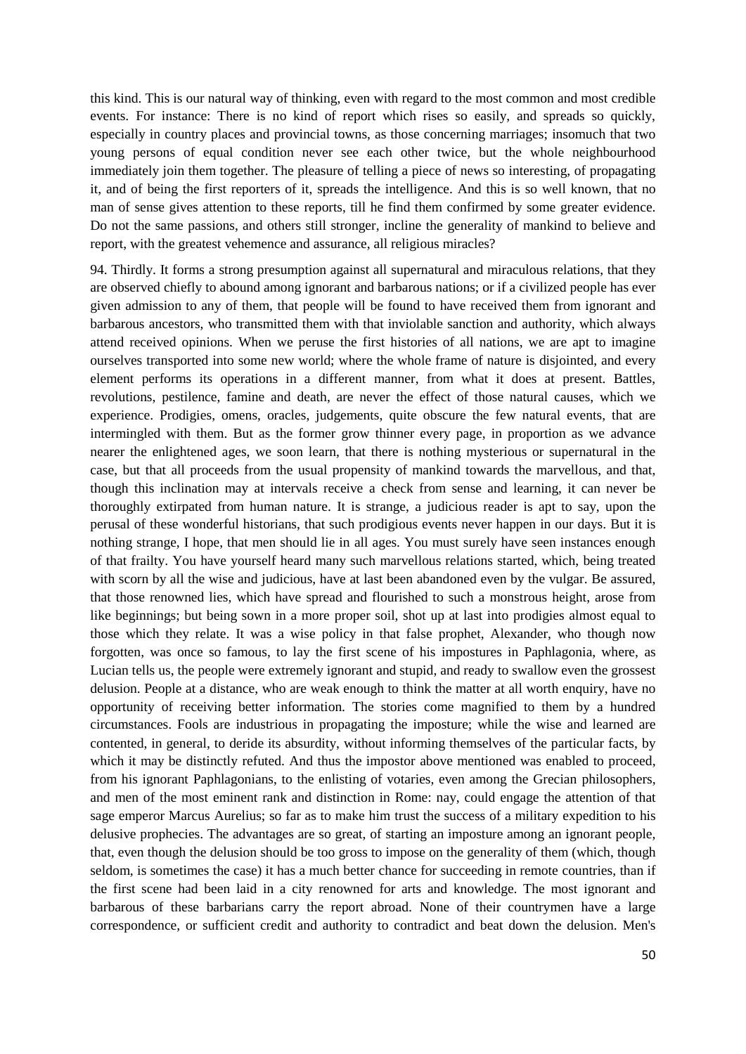this kind. This is our natural way of thinking, even with regard to the most common and most credible events. For instance: There is no kind of report which rises so easily, and spreads so quickly, especially in country places and provincial towns, as those concerning marriages; insomuch that two young persons of equal condition never see each other twice, but the whole neighbourhood immediately join them together. The pleasure of telling a piece of news so interesting, of propagating it, and of being the first reporters of it, spreads the intelligence. And this is so well known, that no man of sense gives attention to these reports, till he find them confirmed by some greater evidence. Do not the same passions, and others still stronger, incline the generality of mankind to believe and report, with the greatest vehemence and assurance, all religious miracles?

94. Thirdly. It forms a strong presumption against all supernatural and miraculous relations, that they are observed chiefly to abound among ignorant and barbarous nations; or if a civilized people has ever given admission to any of them, that people will be found to have received them from ignorant and barbarous ancestors, who transmitted them with that inviolable sanction and authority, which always attend received opinions. When we peruse the first histories of all nations, we are apt to imagine ourselves transported into some new world; where the whole frame of nature is disjointed, and every element performs its operations in a different manner, from what it does at present. Battles, revolutions, pestilence, famine and death, are never the effect of those natural causes, which we experience. Prodigies, omens, oracles, judgements, quite obscure the few natural events, that are intermingled with them. But as the former grow thinner every page, in proportion as we advance nearer the enlightened ages, we soon learn, that there is nothing mysterious or supernatural in the case, but that all proceeds from the usual propensity of mankind towards the marvellous, and that, though this inclination may at intervals receive a check from sense and learning, it can never be thoroughly extirpated from human nature. It is strange, a judicious reader is apt to say, upon the perusal of these wonderful historians, that such prodigious events never happen in our days. But it is nothing strange, I hope, that men should lie in all ages. You must surely have seen instances enough of that frailty. You have yourself heard many such marvellous relations started, which, being treated with scorn by all the wise and judicious, have at last been abandoned even by the vulgar. Be assured, that those renowned lies, which have spread and flourished to such a monstrous height, arose from like beginnings; but being sown in a more proper soil, shot up at last into prodigies almost equal to those which they relate. It was a wise policy in that false prophet, Alexander, who though now forgotten, was once so famous, to lay the first scene of his impostures in Paphlagonia, where, as Lucian tells us, the people were extremely ignorant and stupid, and ready to swallow even the grossest delusion. People at a distance, who are weak enough to think the matter at all worth enquiry, have no opportunity of receiving better information. The stories come magnified to them by a hundred circumstances. Fools are industrious in propagating the imposture; while the wise and learned are contented, in general, to deride its absurdity, without informing themselves of the particular facts, by which it may be distinctly refuted. And thus the impostor above mentioned was enabled to proceed, from his ignorant Paphlagonians, to the enlisting of votaries, even among the Grecian philosophers, and men of the most eminent rank and distinction in Rome: nay, could engage the attention of that sage emperor Marcus Aurelius; so far as to make him trust the success of a military expedition to his delusive prophecies. The advantages are so great, of starting an imposture among an ignorant people, that, even though the delusion should be too gross to impose on the generality of them (which, though seldom, is sometimes the case) it has a much better chance for succeeding in remote countries, than if the first scene had been laid in a city renowned for arts and knowledge. The most ignorant and barbarous of these barbarians carry the report abroad. None of their countrymen have a large correspondence, or sufficient credit and authority to contradict and beat down the delusion. Men's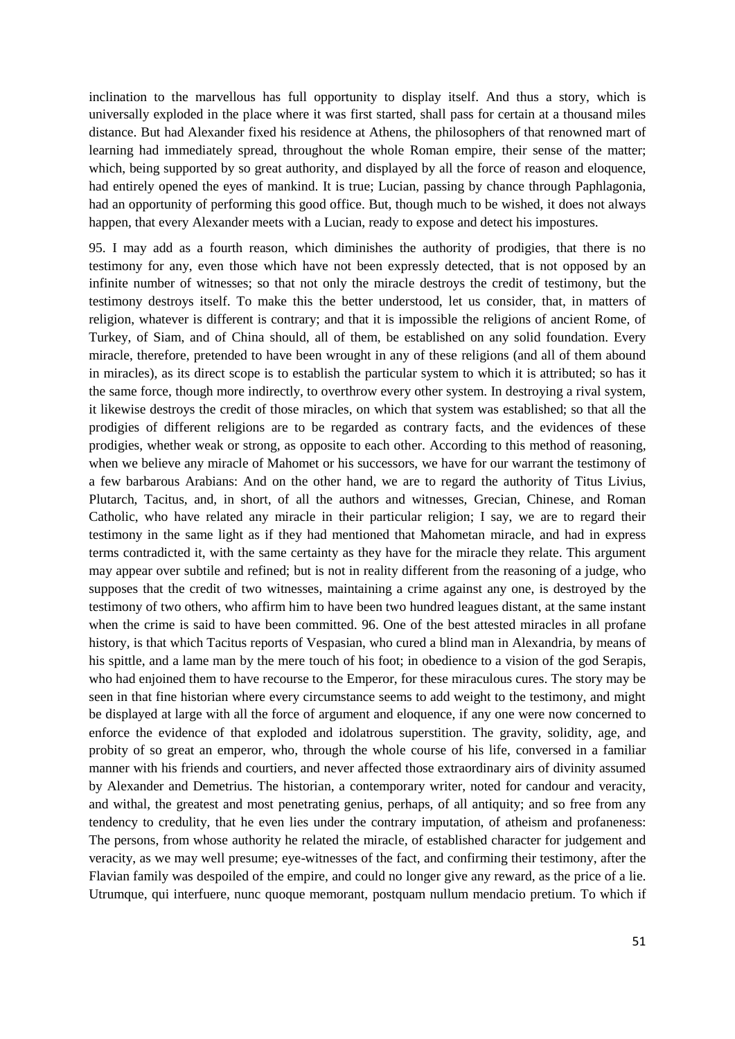inclination to the marvellous has full opportunity to display itself. And thus a story, which is universally exploded in the place where it was first started, shall pass for certain at a thousand miles distance. But had Alexander fixed his residence at Athens, the philosophers of that renowned mart of learning had immediately spread, throughout the whole Roman empire, their sense of the matter; which, being supported by so great authority, and displayed by all the force of reason and eloquence, had entirely opened the eyes of mankind. It is true; Lucian, passing by chance through Paphlagonia, had an opportunity of performing this good office. But, though much to be wished, it does not always happen, that every Alexander meets with a Lucian, ready to expose and detect his impostures.

95. I may add as a fourth reason, which diminishes the authority of prodigies, that there is no testimony for any, even those which have not been expressly detected, that is not opposed by an infinite number of witnesses; so that not only the miracle destroys the credit of testimony, but the testimony destroys itself. To make this the better understood, let us consider, that, in matters of religion, whatever is different is contrary; and that it is impossible the religions of ancient Rome, of Turkey, of Siam, and of China should, all of them, be established on any solid foundation. Every miracle, therefore, pretended to have been wrought in any of these religions (and all of them abound in miracles), as its direct scope is to establish the particular system to which it is attributed; so has it the same force, though more indirectly, to overthrow every other system. In destroying a rival system, it likewise destroys the credit of those miracles, on which that system was established; so that all the prodigies of different religions are to be regarded as contrary facts, and the evidences of these prodigies, whether weak or strong, as opposite to each other. According to this method of reasoning, when we believe any miracle of Mahomet or his successors, we have for our warrant the testimony of a few barbarous Arabians: And on the other hand, we are to regard the authority of Titus Livius, Plutarch, Tacitus, and, in short, of all the authors and witnesses, Grecian, Chinese, and Roman Catholic, who have related any miracle in their particular religion; I say, we are to regard their testimony in the same light as if they had mentioned that Mahometan miracle, and had in express terms contradicted it, with the same certainty as they have for the miracle they relate. This argument may appear over subtile and refined; but is not in reality different from the reasoning of a judge, who supposes that the credit of two witnesses, maintaining a crime against any one, is destroyed by the testimony of two others, who affirm him to have been two hundred leagues distant, at the same instant when the crime is said to have been committed. 96. One of the best attested miracles in all profane history, is that which Tacitus reports of Vespasian, who cured a blind man in Alexandria, by means of his spittle, and a lame man by the mere touch of his foot; in obedience to a vision of the god Serapis, who had enjoined them to have recourse to the Emperor, for these miraculous cures. The story may be seen in that fine historian where every circumstance seems to add weight to the testimony, and might be displayed at large with all the force of argument and eloquence, if any one were now concerned to enforce the evidence of that exploded and idolatrous superstition. The gravity, solidity, age, and probity of so great an emperor, who, through the whole course of his life, conversed in a familiar manner with his friends and courtiers, and never affected those extraordinary airs of divinity assumed by Alexander and Demetrius. The historian, a contemporary writer, noted for candour and veracity, and withal, the greatest and most penetrating genius, perhaps, of all antiquity; and so free from any tendency to credulity, that he even lies under the contrary imputation, of atheism and profaneness: The persons, from whose authority he related the miracle, of established character for judgement and veracity, as we may well presume; eye-witnesses of the fact, and confirming their testimony, after the Flavian family was despoiled of the empire, and could no longer give any reward, as the price of a lie. Utrumque, qui interfuere, nunc quoque memorant, postquam nullum mendacio pretium. To which if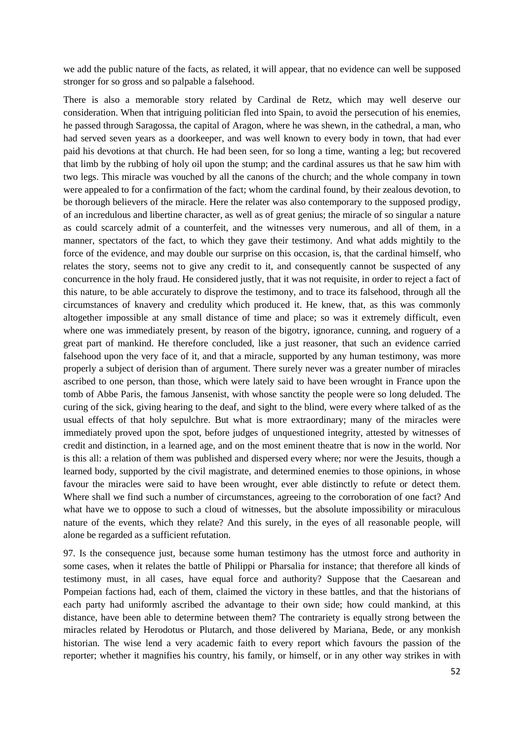we add the public nature of the facts, as related, it will appear, that no evidence can well be supposed stronger for so gross and so palpable a falsehood.

There is also a memorable story related by Cardinal de Retz, which may well deserve our consideration. When that intriguing politician fled into Spain, to avoid the persecution of his enemies, he passed through Saragossa, the capital of Aragon, where he was shewn, in the cathedral, a man, who had served seven years as a doorkeeper, and was well known to every body in town, that had ever paid his devotions at that church. He had been seen, for so long a time, wanting a leg; but recovered that limb by the rubbing of holy oil upon the stump; and the cardinal assures us that he saw him with two legs. This miracle was vouched by all the canons of the church; and the whole company in town were appealed to for a confirmation of the fact; whom the cardinal found, by their zealous devotion, to be thorough believers of the miracle. Here the relater was also contemporary to the supposed prodigy, of an incredulous and libertine character, as well as of great genius; the miracle of so singular a nature as could scarcely admit of a counterfeit, and the witnesses very numerous, and all of them, in a manner, spectators of the fact, to which they gave their testimony. And what adds mightily to the force of the evidence, and may double our surprise on this occasion, is, that the cardinal himself, who relates the story, seems not to give any credit to it, and consequently cannot be suspected of any concurrence in the holy fraud. He considered justly, that it was not requisite, in order to reject a fact of this nature, to be able accurately to disprove the testimony, and to trace its falsehood, through all the circumstances of knavery and credulity which produced it. He knew, that, as this was commonly altogether impossible at any small distance of time and place; so was it extremely difficult, even where one was immediately present, by reason of the bigotry, ignorance, cunning, and roguery of a great part of mankind. He therefore concluded, like a just reasoner, that such an evidence carried falsehood upon the very face of it, and that a miracle, supported by any human testimony, was more properly a subject of derision than of argument. There surely never was a greater number of miracles ascribed to one person, than those, which were lately said to have been wrought in France upon the tomb of Abbe Paris, the famous Jansenist, with whose sanctity the people were so long deluded. The curing of the sick, giving hearing to the deaf, and sight to the blind, were every where talked of as the usual effects of that holy sepulchre. But what is more extraordinary; many of the miracles were immediately proved upon the spot, before judges of unquestioned integrity, attested by witnesses of credit and distinction, in a learned age, and on the most eminent theatre that is now in the world. Nor is this all: a relation of them was published and dispersed every where; nor were the Jesuits, though a learned body, supported by the civil magistrate, and determined enemies to those opinions, in whose favour the miracles were said to have been wrought, ever able distinctly to refute or detect them. Where shall we find such a number of circumstances, agreeing to the corroboration of one fact? And what have we to oppose to such a cloud of witnesses, but the absolute impossibility or miraculous nature of the events, which they relate? And this surely, in the eyes of all reasonable people, will alone be regarded as a sufficient refutation.

97. Is the consequence just, because some human testimony has the utmost force and authority in some cases, when it relates the battle of Philippi or Pharsalia for instance; that therefore all kinds of testimony must, in all cases, have equal force and authority? Suppose that the Caesarean and Pompeian factions had, each of them, claimed the victory in these battles, and that the historians of each party had uniformly ascribed the advantage to their own side; how could mankind, at this distance, have been able to determine between them? The contrariety is equally strong between the miracles related by Herodotus or Plutarch, and those delivered by Mariana, Bede, or any monkish historian. The wise lend a very academic faith to every report which favours the passion of the reporter; whether it magnifies his country, his family, or himself, or in any other way strikes in with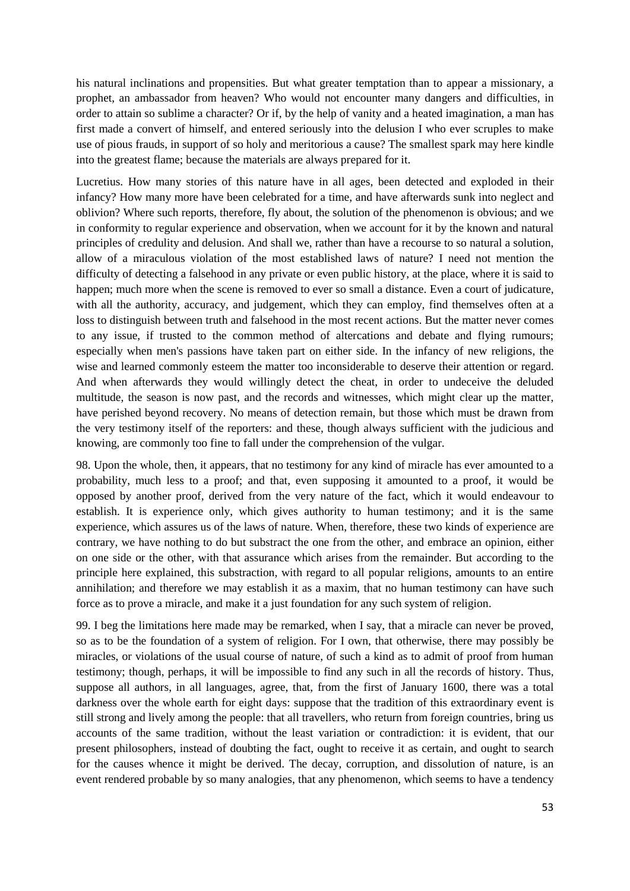his natural inclinations and propensities. But what greater temptation than to appear a missionary, a prophet, an ambassador from heaven? Who would not encounter many dangers and difficulties, in order to attain so sublime a character? Or if, by the help of vanity and a heated imagination, a man has first made a convert of himself, and entered seriously into the delusion I who ever scruples to make use of pious frauds, in support of so holy and meritorious a cause? The smallest spark may here kindle into the greatest flame; because the materials are always prepared for it.

Lucretius. How many stories of this nature have in all ages, been detected and exploded in their infancy? How many more have been celebrated for a time, and have afterwards sunk into neglect and oblivion? Where such reports, therefore, fly about, the solution of the phenomenon is obvious; and we in conformity to regular experience and observation, when we account for it by the known and natural principles of credulity and delusion. And shall we, rather than have a recourse to so natural a solution, allow of a miraculous violation of the most established laws of nature? I need not mention the difficulty of detecting a falsehood in any private or even public history, at the place, where it is said to happen; much more when the scene is removed to ever so small a distance. Even a court of judicature, with all the authority, accuracy, and judgement, which they can employ, find themselves often at a loss to distinguish between truth and falsehood in the most recent actions. But the matter never comes to any issue, if trusted to the common method of altercations and debate and flying rumours; especially when men's passions have taken part on either side. In the infancy of new religions, the wise and learned commonly esteem the matter too inconsiderable to deserve their attention or regard. And when afterwards they would willingly detect the cheat, in order to undeceive the deluded multitude, the season is now past, and the records and witnesses, which might clear up the matter, have perished beyond recovery. No means of detection remain, but those which must be drawn from the very testimony itself of the reporters: and these, though always sufficient with the judicious and knowing, are commonly too fine to fall under the comprehension of the vulgar.

98. Upon the whole, then, it appears, that no testimony for any kind of miracle has ever amounted to a probability, much less to a proof; and that, even supposing it amounted to a proof, it would be opposed by another proof, derived from the very nature of the fact, which it would endeavour to establish. It is experience only, which gives authority to human testimony; and it is the same experience, which assures us of the laws of nature. When, therefore, these two kinds of experience are contrary, we have nothing to do but substract the one from the other, and embrace an opinion, either on one side or the other, with that assurance which arises from the remainder. But according to the principle here explained, this substraction, with regard to all popular religions, amounts to an entire annihilation; and therefore we may establish it as a maxim, that no human testimony can have such force as to prove a miracle, and make it a just foundation for any such system of religion.

99. I beg the limitations here made may be remarked, when I say, that a miracle can never be proved, so as to be the foundation of a system of religion. For I own, that otherwise, there may possibly be miracles, or violations of the usual course of nature, of such a kind as to admit of proof from human testimony; though, perhaps, it will be impossible to find any such in all the records of history. Thus, suppose all authors, in all languages, agree, that, from the first of January 1600, there was a total darkness over the whole earth for eight days: suppose that the tradition of this extraordinary event is still strong and lively among the people: that all travellers, who return from foreign countries, bring us accounts of the same tradition, without the least variation or contradiction: it is evident, that our present philosophers, instead of doubting the fact, ought to receive it as certain, and ought to search for the causes whence it might be derived. The decay, corruption, and dissolution of nature, is an event rendered probable by so many analogies, that any phenomenon, which seems to have a tendency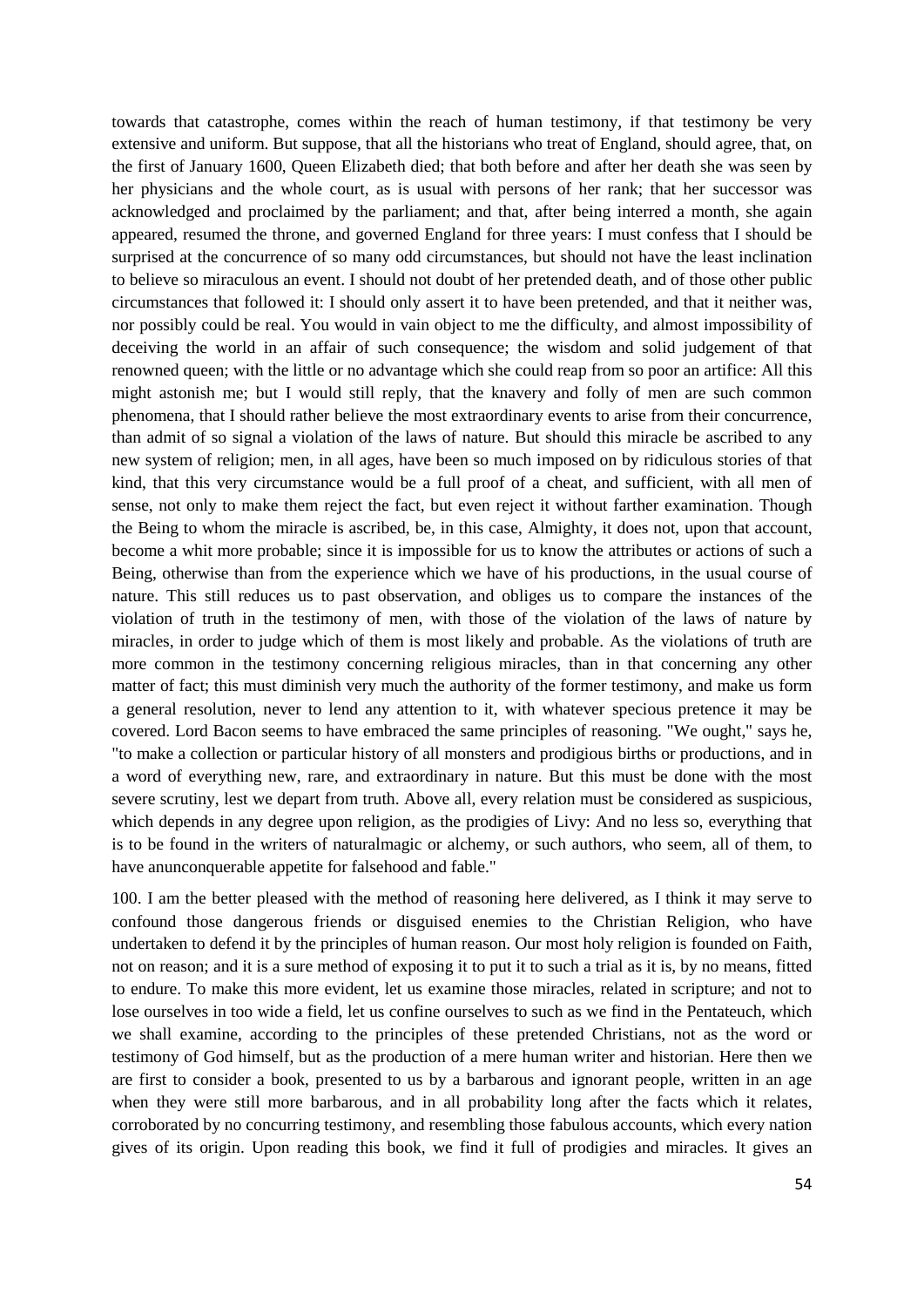towards that catastrophe, comes within the reach of human testimony, if that testimony be very extensive and uniform. But suppose, that all the historians who treat of England, should agree, that, on the first of January 1600, Queen Elizabeth died; that both before and after her death she was seen by her physicians and the whole court, as is usual with persons of her rank; that her successor was acknowledged and proclaimed by the parliament; and that, after being interred a month, she again appeared, resumed the throne, and governed England for three years: I must confess that I should be surprised at the concurrence of so many odd circumstances, but should not have the least inclination to believe so miraculous an event. I should not doubt of her pretended death, and of those other public circumstances that followed it: I should only assert it to have been pretended, and that it neither was, nor possibly could be real. You would in vain object to me the difficulty, and almost impossibility of deceiving the world in an affair of such consequence; the wisdom and solid judgement of that renowned queen; with the little or no advantage which she could reap from so poor an artifice: All this might astonish me; but I would still reply, that the knavery and folly of men are such common phenomena, that I should rather believe the most extraordinary events to arise from their concurrence, than admit of so signal a violation of the laws of nature. But should this miracle be ascribed to any new system of religion; men, in all ages, have been so much imposed on by ridiculous stories of that kind, that this very circumstance would be a full proof of a cheat, and sufficient, with all men of sense, not only to make them reject the fact, but even reject it without farther examination. Though the Being to whom the miracle is ascribed, be, in this case, Almighty, it does not, upon that account, become a whit more probable; since it is impossible for us to know the attributes or actions of such a Being, otherwise than from the experience which we have of his productions, in the usual course of nature. This still reduces us to past observation, and obliges us to compare the instances of the violation of truth in the testimony of men, with those of the violation of the laws of nature by miracles, in order to judge which of them is most likely and probable. As the violations of truth are more common in the testimony concerning religious miracles, than in that concerning any other matter of fact; this must diminish very much the authority of the former testimony, and make us form a general resolution, never to lend any attention to it, with whatever specious pretence it may be covered. Lord Bacon seems to have embraced the same principles of reasoning. "We ought," says he, "to make a collection or particular history of all monsters and prodigious births or productions, and in a word of everything new, rare, and extraordinary in nature. But this must be done with the most severe scrutiny, lest we depart from truth. Above all, every relation must be considered as suspicious, which depends in any degree upon religion, as the prodigies of Livy: And no less so, everything that is to be found in the writers of naturalmagic or alchemy, or such authors, who seem, all of them, to have anunconquerable appetite for falsehood and fable."

100. I am the better pleased with the method of reasoning here delivered, as I think it may serve to confound those dangerous friends or disguised enemies to the Christian Religion, who have undertaken to defend it by the principles of human reason. Our most holy religion is founded on Faith, not on reason; and it is a sure method of exposing it to put it to such a trial as it is, by no means, fitted to endure. To make this more evident, let us examine those miracles, related in scripture; and not to lose ourselves in too wide a field, let us confine ourselves to such as we find in the Pentateuch, which we shall examine, according to the principles of these pretended Christians, not as the word or testimony of God himself, but as the production of a mere human writer and historian. Here then we are first to consider a book, presented to us by a barbarous and ignorant people, written in an age when they were still more barbarous, and in all probability long after the facts which it relates, corroborated by no concurring testimony, and resembling those fabulous accounts, which every nation gives of its origin. Upon reading this book, we find it full of prodigies and miracles. It gives an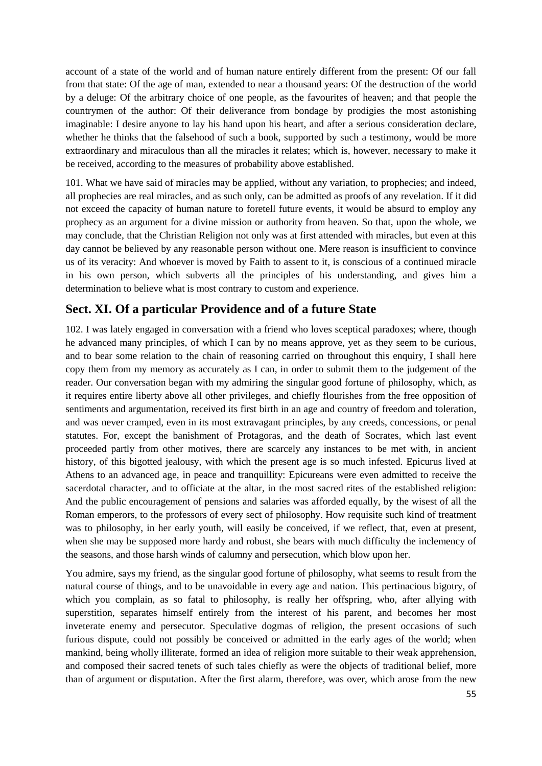account of a state of the world and of human nature entirely different from the present: Of our fall from that state: Of the age of man, extended to near a thousand years: Of the destruction of the world by a deluge: Of the arbitrary choice of one people, as the favourites of heaven; and that people the countrymen of the author: Of their deliverance from bondage by prodigies the most astonishing imaginable: I desire anyone to lay his hand upon his heart, and after a serious consideration declare, whether he thinks that the falsehood of such a book, supported by such a testimony, would be more extraordinary and miraculous than all the miracles it relates; which is, however, necessary to make it be received, according to the measures of probability above established.

101. What we have said of miracles may be applied, without any variation, to prophecies; and indeed, all prophecies are real miracles, and as such only, can be admitted as proofs of any revelation. If it did not exceed the capacity of human nature to foretell future events, it would be absurd to employ any prophecy as an argument for a divine mission or authority from heaven. So that, upon the whole, we may conclude, that the Christian Religion not only was at first attended with miracles, but even at this day cannot be believed by any reasonable person without one. Mere reason is insufficient to convince us of its veracity: And whoever is moved by Faith to assent to it, is conscious of a continued miracle in his own person, which subverts all the principles of his understanding, and gives him a determination to believe what is most contrary to custom and experience.

## Sect. XI. Of a particular Providence and of a future State

102. I was lately engaged in conversation with a friend who loves sceptical paradoxes; where, though he advanced many principles, of which I can by no means approve, yet as they seem to be curious, and to bear some relation to the chain of reasoning carried on throughout this enquiry, I shall here copy them from my memory as accurately as I can, in order to submit them to the judgement of the reader. Our conversation began with my admiring the singular good fortune of philosophy, which, as it requires entire liberty above all other privileges, and chiefly flourishes from the free opposition of sentiments and argumentation, received its first birth in an age and country of freedom and toleration, and was never cramped, even in its most extravagant principles, by any creeds, concessions, or penal statutes. For, except the banishment of Protagoras, and the death of Socrates, which last event proceeded partly from other motives, there are scarcely any instances to be met with, in ancient history, of this bigotted jealousy, with which the present age is so much infested. Epicurus lived at Athens to an advanced age, in peace and tranquillity: Epicureans were even admitted to receive the sacerdotal character, and to officiate at the altar, in the most sacred rites of the established religion: And the public encouragement of pensions and salaries was afforded equally, by the wisest of all the Roman emperors, to the professors of every sect of philosophy. How requisite such kind of treatment was to philosophy, in her early youth, will easily be conceived, if we reflect, that, even at present, when she may be supposed more hardy and robust, she bears with much difficulty the inclemency of the seasons, and those harsh winds of calumny and persecution, which blow upon her.

You admire, says my friend, as the singular good fortune of philosophy, what seems to result from the natural course of things, and to be unavoidable in every age and nation. This pertinacious bigotry, of which you complain, as so fatal to philosophy, is really her offspring, who, after allying with superstition, separates himself entirely from the interest of his parent, and becomes her most inveterate enemy and persecutor. Speculative dogmas of religion, the present occasions of such furious dispute, could not possibly be conceived or admitted in the early ages of the world; when mankind, being wholly illiterate, formed an idea of religion more suitable to their weak apprehension, and composed their sacred tenets of such tales chiefly as were the objects of traditional belief, more than of argument or disputation. After the first alarm, therefore, was over, which arose from the new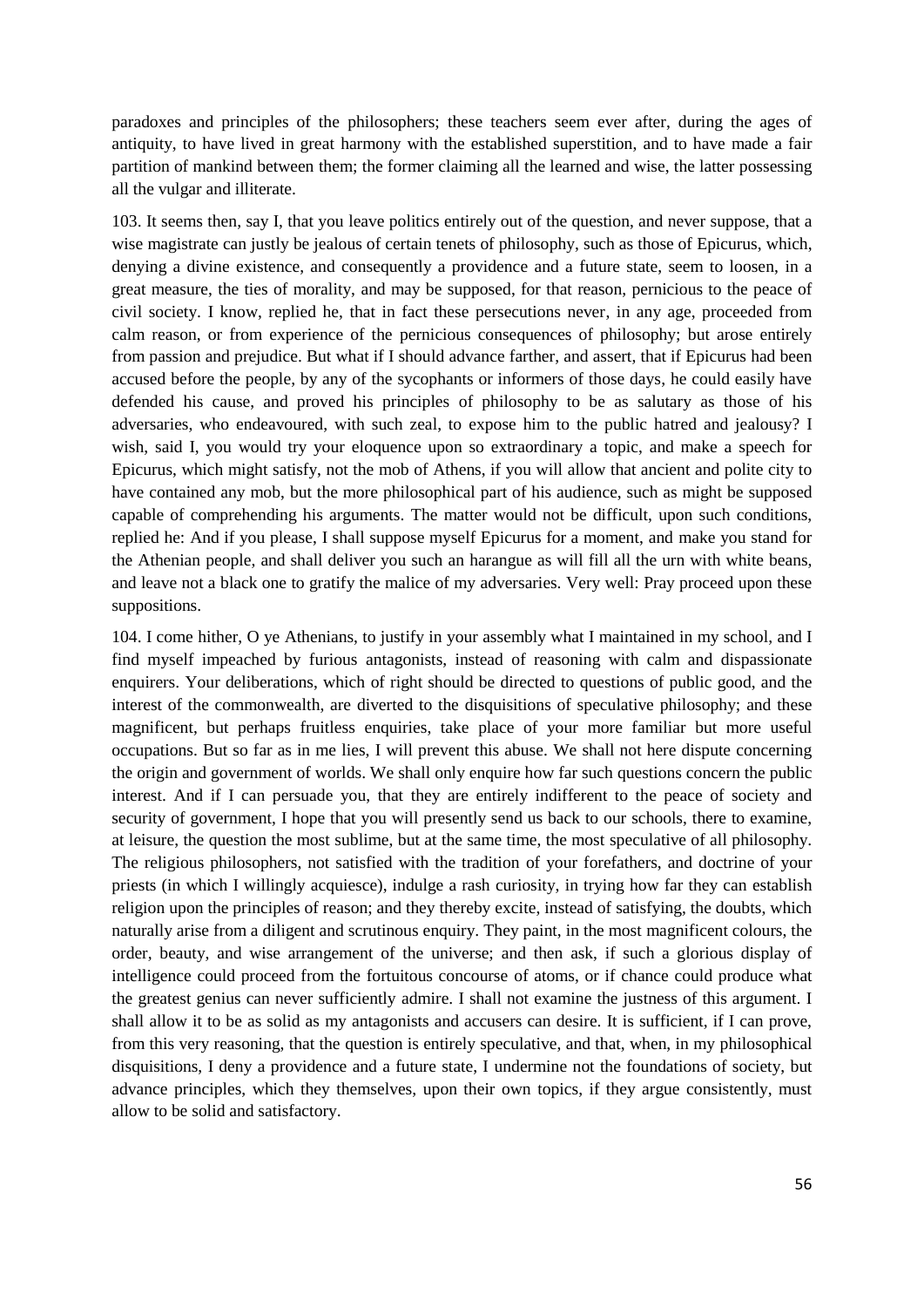paradoxes and principles of the philosophers; these teachers seem ever after, during the ages of antiquity, to have lived in great harmony with the established superstition, and to have made a fair partition of mankind between them; the former claiming all the learned and wise, the latter possessing all the vulgar and illiterate.

103. It seems then, say I, that you leave politics entirely out of the question, and never suppose, that a wise magistrate can justly be jealous of certain tenets of philosophy, such as those of Epicurus, which, denying a divine existence, and consequently a providence and a future state, seem to loosen, in a great measure, the ties of morality, and may be supposed, for that reason, pernicious to the peace of civil society. I know, replied he, that in fact these persecutions never, in any age, proceeded from calm reason, or from experience of the pernicious consequences of philosophy; but arose entirely from passion and prejudice. But what if I should advance farther, and assert, that if Epicurus had been accused before the people, by any of the sycophants or informers of those days, he could easily have defended his cause, and proved his principles of philosophy to be as salutary as those of his adversaries, who endeavoured, with such zeal, to expose him to the public hatred and jealousy? I wish, said I, you would try your eloquence upon so extraordinary a topic, and make a speech for Epicurus, which might satisfy, not the mob of Athens, if you will allow that ancient and polite city to have contained any mob, but the more philosophical part of his audience, such as might be supposed capable of comprehending his arguments. The matter would not be difficult, upon such conditions, replied he: And if you please, I shall suppose myself Epicurus for a moment, and make you stand for the Athenian people, and shall deliver you such an harangue as will fill all the urn with white beans, and leave not a black one to gratify the malice of my adversaries. Very well: Pray proceed upon these suppositions.

104. I come hither, O ye Athenians, to justify in your assembly what I maintained in my school, and I find myself impeached by furious antagonists, instead of reasoning with calm and dispassionate enquirers. Your deliberations, which of right should be directed to questions of public good, and the interest of the commonwealth, are diverted to the disquisitions of speculative philosophy; and these magnificent, but perhaps fruitless enquiries, take place of your more familiar but more useful occupations. But so far as in me lies, I will prevent this abuse. We shall not here dispute concerning the origin and government of worlds. We shall only enquire how far such questions concern the public interest. And if I can persuade you, that they are entirely indifferent to the peace of society and security of government, I hope that you will presently send us back to our schools, there to examine, at leisure, the question the most sublime, but at the same time, the most speculative of all philosophy. The religious philosophers, not satisfied with the tradition of your forefathers, and doctrine of your priests (in which I willingly acquiesce), indulge a rash curiosity, in trying how far they can establish religion upon the principles of reason; and they thereby excite, instead of satisfying, the doubts, which naturally arise from a diligent and scrutinous enquiry. They paint, in the most magnificent colours, the order, beauty, and wise arrangement of the universe; and then ask, if such a glorious display of intelligence could proceed from the fortuitous concourse of atoms, or if chance could produce what the greatest genius can never sufficiently admire. I shall not examine the justness of this argument. I shall allow it to be as solid as my antagonists and accusers can desire. It is sufficient, if I can prove, from this very reasoning, that the question is entirely speculative, and that, when, in my philosophical disquisitions, I deny a providence and a future state, I undermine not the foundations of society, but advance principles, which they themselves, upon their own topics, if they argue consistently, must allow to be solid and satisfactory.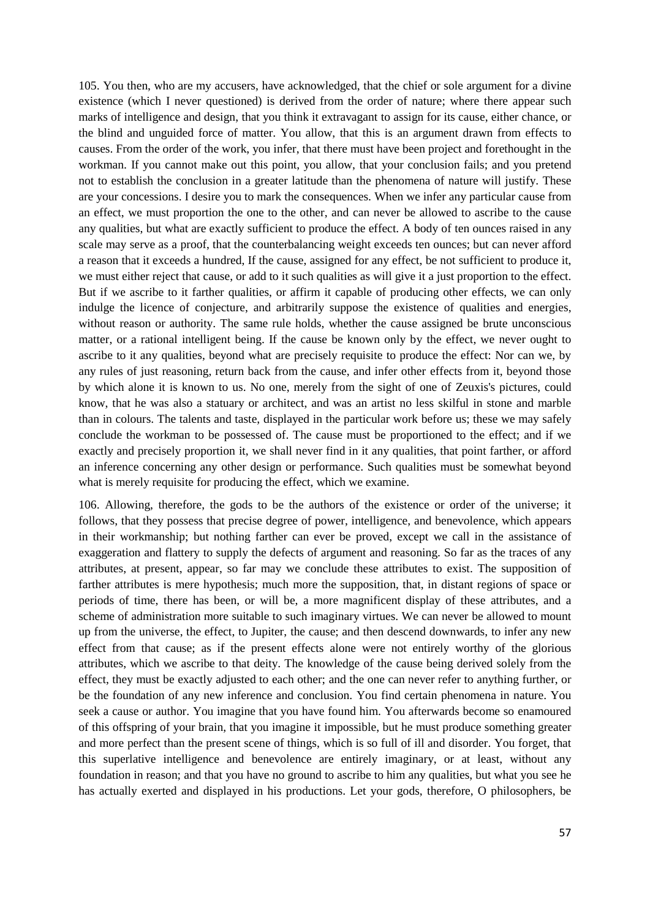105. You then, who are my accusers, have acknowledged, that the chief or sole argument for a divine existence (which I never questioned) is derived from the order of nature; where there appear such marks of intelligence and design, that you think it extravagant to assign for its cause, either chance, or the blind and unguided force of matter. You allow, that this is an argument drawn from effects to causes. From the order of the work, you infer, that there must have been project and forethought in the workman. If you cannot make out this point, you allow, that your conclusion fails; and you pretend not to establish the conclusion in a greater latitude than the phenomena of nature will justify. These are your concessions. I desire you to mark the consequences. When we infer any particular cause from an effect, we must proportion the one to the other, and can never be allowed to ascribe to the cause any qualities, but what are exactly sufficient to produce the effect. A body of ten ounces raised in any scale may serve as a proof, that the counterbalancing weight exceeds ten ounces; but can never afford a reason that it exceeds a hundred, If the cause, assigned for any effect, be not sufficient to produce it, we must either reject that cause, or add to it such qualities as will give it a just proportion to the effect. But if we ascribe to it farther qualities, or affirm it capable of producing other effects, we can only indulge the licence of conjecture, and arbitrarily suppose the existence of qualities and energies, without reason or authority. The same rule holds, whether the cause assigned be brute unconscious matter, or a rational intelligent being. If the cause be known only by the effect, we never ought to ascribe to it any qualities, beyond what are precisely requisite to produce the effect: Nor can we, by any rules of just reasoning, return back from the cause, and infer other effects from it, beyond those by which alone it is known to us. No one, merely from the sight of one of Zeuxis's pictures, could know, that he was also a statuary or architect, and was an artist no less skilful in stone and marble than in colours. The talents and taste, displayed in the particular work before us; these we may safely conclude the workman to be possessed of. The cause must be proportioned to the effect; and if we exactly and precisely proportion it, we shall never find in it any qualities, that point farther, or afford an inference concerning any other design or performance. Such qualities must be somewhat beyond what is merely requisite for producing the effect, which we examine.

106. Allowing, therefore, the gods to be the authors of the existence or order of the universe; it follows, that they possess that precise degree of power, intelligence, and benevolence, which appears in their workmanship; but nothing farther can ever be proved, except we call in the assistance of exaggeration and flattery to supply the defects of argument and reasoning. So far as the traces of any attributes, at present, appear, so far may we conclude these attributes to exist. The supposition of farther attributes is mere hypothesis; much more the supposition, that, in distant regions of space or periods of time, there has been, or will be, a more magnificent display of these attributes, and a scheme of administration more suitable to such imaginary virtues. We can never be allowed to mount up from the universe, the effect, to Jupiter, the cause; and then descend downwards, to infer any new effect from that cause; as if the present effects alone were not entirely worthy of the glorious attributes, which we ascribe to that deity. The knowledge of the cause being derived solely from the effect, they must be exactly adjusted to each other; and the one can never refer to anything further, or be the foundation of any new inference and conclusion. You find certain phenomena in nature. You seek a cause or author. You imagine that you have found him. You afterwards become so enamoured of this offspring of your brain, that you imagine it impossible, but he must produce something greater and more perfect than the present scene of things, which is so full of ill and disorder. You forget, that this superlative intelligence and benevolence are entirely imaginary, or at least, without any foundation in reason; and that you have no ground to ascribe to him any qualities, but what you see he has actually exerted and displayed in his productions. Let your gods, therefore, O philosophers, be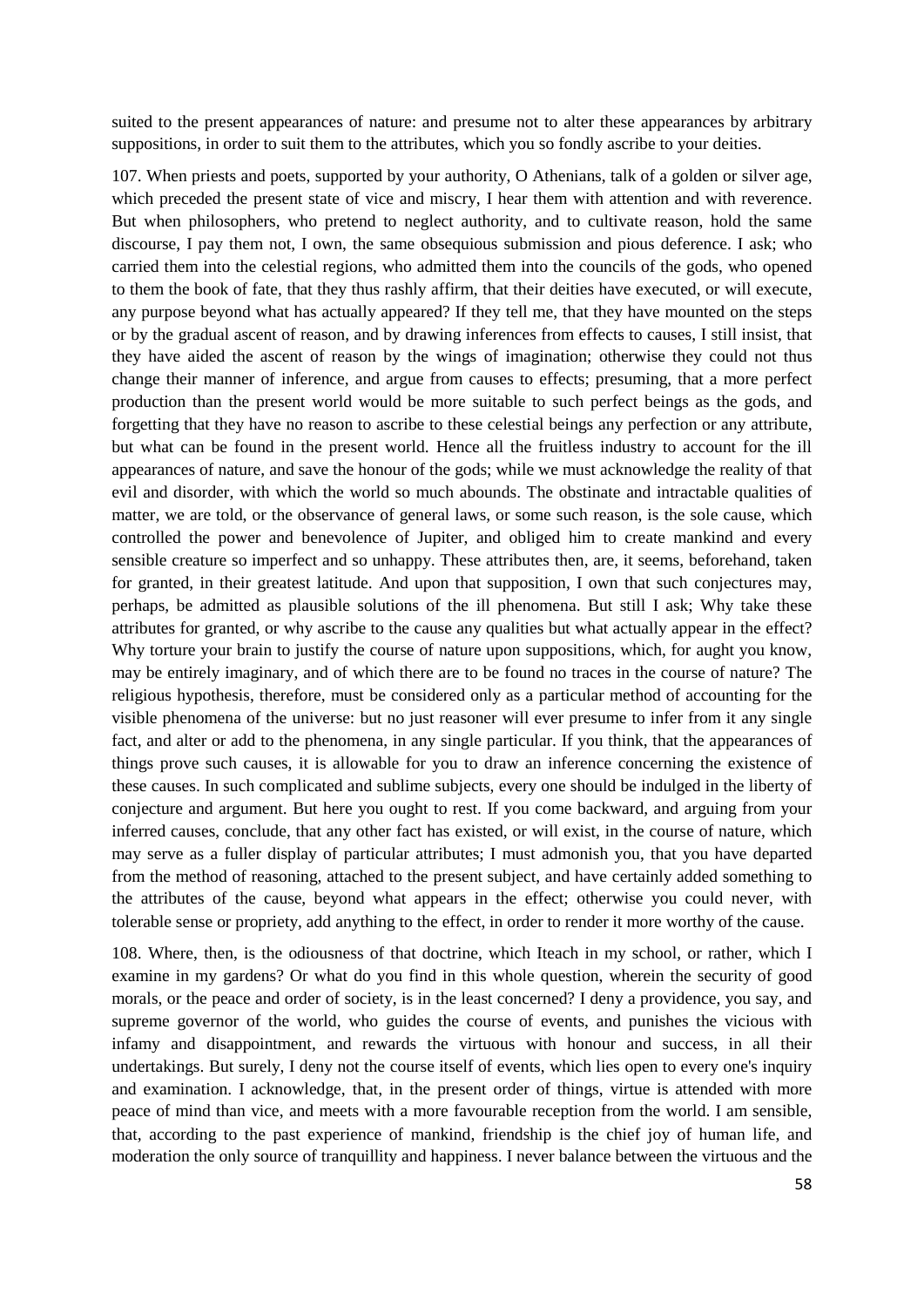suited to the present appearances of nature: and presume not to alter these appearances by arbitrary suppositions, in order to suit them to the attributes, which you so fondly ascribe to your deities.

107. When priests and poets, supported by your authority, O Athenians, talk of a golden or silver age, which preceded the present state of vice and miscry, I hear them with attention and with reverence. But when philosophers, who pretend to neglect authority, and to cultivate reason, hold the same discourse, I pay them not, I own, the same obsequious submission and pious deference. I ask; who carried them into the celestial regions, who admitted them into the councils of the gods, who opened to them the book of fate, that they thus rashly affirm, that their deities have executed, or will execute, any purpose beyond what has actually appeared? If they tell me, that they have mounted on the steps or by the gradual ascent of reason, and by drawing inferences from effects to causes, I still insist, that they have aided the ascent of reason by the wings of imagination; otherwise they could not thus change their manner of inference, and argue from causes to effects; presuming, that a more perfect production than the present world would be more suitable to such perfect beings as the gods, and forgetting that they have no reason to ascribe to these celestial beings any perfection or any attribute, but what can be found in the present world. Hence all the fruitless industry to account for the ill appearances of nature, and save the honour of the gods; while we must acknowledge the reality of that evil and disorder, with which the world so much abounds. The obstinate and intractable qualities of matter, we are told, or the observance of general laws, or some such reason, is the sole cause, which controlled the power and benevolence of Jupiter, and obliged him to create mankind and every sensible creature so imperfect and so unhappy. These attributes then, are, it seems, beforehand, taken for granted, in their greatest latitude. And upon that supposition, I own that such conjectures may, perhaps, be admitted as plausible solutions of the ill phenomena. But still I ask; Why take these attributes for granted, or why ascribe to the cause any qualities but what actually appear in the effect? Why torture your brain to justify the course of nature upon suppositions, which, for aught you know, may be entirely imaginary, and of which there are to be found no traces in the course of nature? The religious hypothesis, therefore, must be considered only as a particular method of accounting for the visible phenomena of the universe: but no just reasoner will ever presume to infer from it any single fact, and alter or add to the phenomena, in any single particular. If you think, that the appearances of things prove such causes, it is allowable for you to draw an inference concerning the existence of these causes. In such complicated and sublime subjects, every one should be indulged in the liberty of conjecture and argument. But here you ought to rest. If you come backward, and arguing from your inferred causes, conclude, that any other fact has existed, or will exist, in the course of nature, which may serve as a fuller display of particular attributes; I must admonish you, that you have departed from the method of reasoning, attached to the present subject, and have certainly added something to the attributes of the cause, beyond what appears in the effect; otherwise you could never, with tolerable sense or propriety, add anything to the effect, in order to render it more worthy of the cause.

108. Where, then, is the odiousness of that doctrine, which Iteach in my school, or rather, which I examine in my gardens? Or what do you find in this whole question, wherein the security of good morals, or the peace and order of society, is in the least concerned? I deny a providence, you say, and supreme governor of the world, who guides the course of events, and punishes the vicious with infamy and disappointment, and rewards the virtuous with honour and success, in all their undertakings. But surely, I deny not the course itself of events, which lies open to every one's inquiry and examination. I acknowledge, that, in the present order of things, virtue is attended with more peace of mind than vice, and meets with a more favourable reception from the world. I am sensible, that, according to the past experience of mankind, friendship is the chief joy of human life, and moderation the only source of tranquillity and happiness. I never balance between the virtuous and the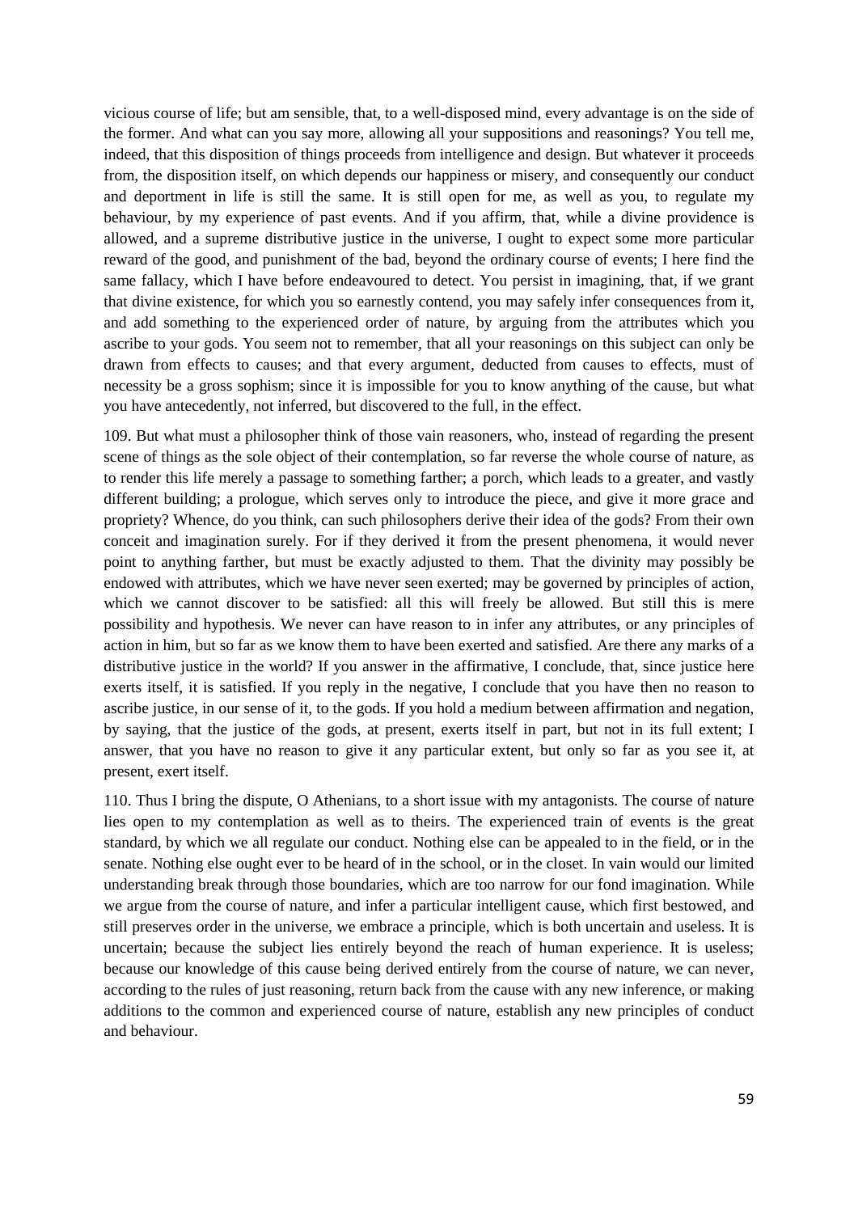vicious course of life; but am sensible, that, to a well-disposed mind, every advantage is on the side of the former. And what can you say more, allowing all your suppositions and reasonings? You tell me, indeed, that this disposition of things proceeds from intelligence and design. But whatever it proceeds from, the disposition itself, on which depends our happiness or misery, and consequently our conduct and deportment in life is still the same. It is still open for me, as well as you, to regulate my behaviour, by my experience of past events. And if you affirm, that, while a divine providence is allowed, and a supreme distributive justice in the universe, I ought to expect some more particular reward of the good, and punishment of the bad, beyond the ordinary course of events; I here find the same fallacy, which I have before endeavoured to detect. You persist in imagining, that, if we grant that divine existence, for which you so earnestly contend, you may safely infer consequences from it, and add something to the experienced order of nature, by arguing from the attributes which you ascribe to your gods. You seem not to remember, that all your reasonings on this subject can only be drawn from effects to causes; and that every argument, deducted from causes to effects, must of necessity be a gross sophism; since it is impossible for you to know anything of the cause, but what you have antecedently, not inferred, but discovered to the full, in the effect.

109. But what must a philosopher think of those vain reasoners, who, instead of regarding the present scene of things as the sole object of their contemplation, so far reverse the whole course of nature, as to render this life merely a passage to something farther; a porch, which leads to a greater, and vastly different building; a prologue, which serves only to introduce the piece, and give it more grace and propriety? Whence, do you think, can such philosophers derive their idea of the gods? From their own conceit and imagination surely. For if they derived it from the present phenomena, it would never point to anything farther, but must be exactly adjusted to them. That the divinity may possibly be endowed with attributes, which we have never seen exerted; may be governed by principles of action, which we cannot discover to be satisfied: all this will freely be allowed. But still this is mere possibility and hypothesis. We never can have reason to in infer any attributes, or any principles of action in him, but so far as we know them to have been exerted and satisfied. Are there any marks of a distributive justice in the world? If you answer in the affirmative, I conclude, that, since justice here exerts itself, it is satisfied. If you reply in the negative, I conclude that you have then no reason to ascribe justice, in our sense of it, to the gods. If you hold a medium between affirmation and negation, by saying, that the justice of the gods, at present, exerts itself in part, but not in its full extent; I answer, that you have no reason to give it any particular extent, but only so far as you see it, at present, exert itself.

110. Thus I bring the dispute, O Athenians, to a short issue with my antagonists. The course of nature lies open to my contemplation as well as to theirs. The experienced train of events is the great standard, by which we all regulate our conduct. Nothing else can be appealed to in the field, or in the senate. Nothing else ought ever to be heard of in the school, or in the closet. In vain would our limited understanding break through those boundaries, which are too narrow for our fond imagination. While we argue from the course of nature, and infer a particular intelligent cause, which first bestowed, and still preserves order in the universe, we embrace a principle, which is both uncertain and useless. It is uncertain; because the subject lies entirely beyond the reach of human experience. It is useless; because our knowledge of this cause being derived entirely from the course of nature, we can never, according to the rules of just reasoning, return back from the cause with any new inference, or making additions to the common and experienced course of nature, establish any new principles of conduct and behaviour.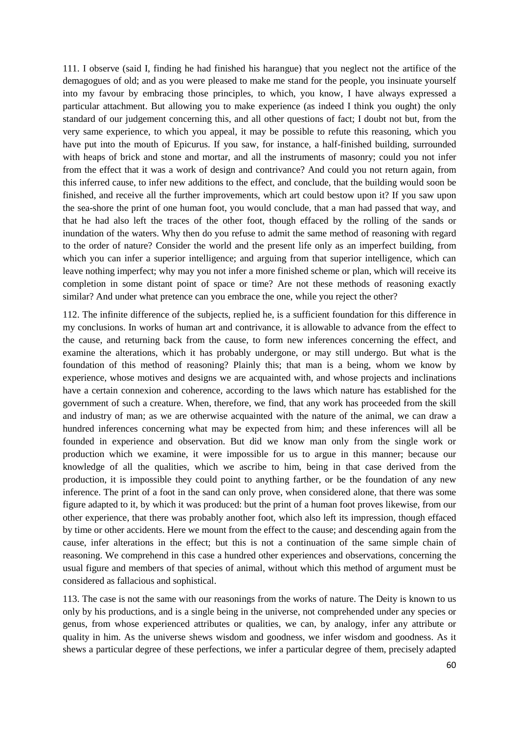111. I observe (said I, finding he had finished his harangue) that you neglect not the artifice of the demagogues of old; and as you were pleased to make me stand for the people, you insinuate yourself into my favour by embracing those principles, to which, you know, I have always expressed a particular attachment. But allowing you to make experience (as indeed I think you ought) the only standard of our judgement concerning this, and all other questions of fact; I doubt not but, from the very same experience, to which you appeal, it may be possible to refute this reasoning, which you have put into the mouth of Epicurus. If you saw, for instance, a half-finished building, surrounded with heaps of brick and stone and mortar, and all the instruments of masonry; could you not infer from the effect that it was a work of design and contrivance? And could you not return again, from this inferred cause, to infer new additions to the effect, and conclude, that the building would soon be finished, and receive all the further improvements, which art could bestow upon it? If you saw upon the sea-shore the print of one human foot, you would conclude, that a man had passed that way, and that he had also left the traces of the other foot, though effaced by the rolling of the sands or inundation of the waters. Why then do you refuse to admit the same method of reasoning with regard to the order of nature? Consider the world and the present life only as an imperfect building, from which you can infer a superior intelligence; and arguing from that superior intelligence, which can leave nothing imperfect; why may you not infer a more finished scheme or plan, which will receive its completion in some distant point of space or time? Are not these methods of reasoning exactly similar? And under what pretence can you embrace the one, while you reject the other?

112. The infinite difference of the subjects, replied he, is a sufficient foundation for this difference in my conclusions. In works of human art and contrivance, it is allowable to advance from the effect to the cause, and returning back from the cause, to form new inferences concerning the effect, and examine the alterations, which it has probably undergone, or may still undergo. But what is the foundation of this method of reasoning? Plainly this; that man is a being, whom we know by experience, whose motives and designs we are acquainted with, and whose projects and inclinations have a certain connexion and coherence, according to the laws which nature has established for the government of such a creature. When, therefore, we find, that any work has proceeded from the skill and industry of man; as we are otherwise acquainted with the nature of the animal, we can draw a hundred inferences concerning what may be expected from him; and these inferences will all be founded in experience and observation. But did we know man only from the single work or production which we examine, it were impossible for us to argue in this manner; because our knowledge of all the qualities, which we ascribe to him, being in that case derived from the production, it is impossible they could point to anything farther, or be the foundation of any new inference. The print of a foot in the sand can only prove, when considered alone, that there was some figure adapted to it, by which it was produced: but the print of a human foot proves likewise, from our other experience, that there was probably another foot, which also left its impression, though effaced by time or other accidents. Here we mount from the effect to the cause; and descending again from the cause, infer alterations in the effect; but this is not a continuation of the same simple chain of reasoning. We comprehend in this case a hundred other experiences and observations, concerning the usual figure and members of that species of animal, without which this method of argument must be considered as fallacious and sophistical.

113. The case is not the same with our reasonings from the works of nature. The Deity is known to us only by his productions, and is a single being in the universe, not comprehended under any species or genus, from whose experienced attributes or qualities, we can, by analogy, infer any attribute or quality in him. As the universe shews wisdom and goodness, we infer wisdom and goodness. As it shews a particular degree of these perfections, we infer a particular degree of them, precisely adapted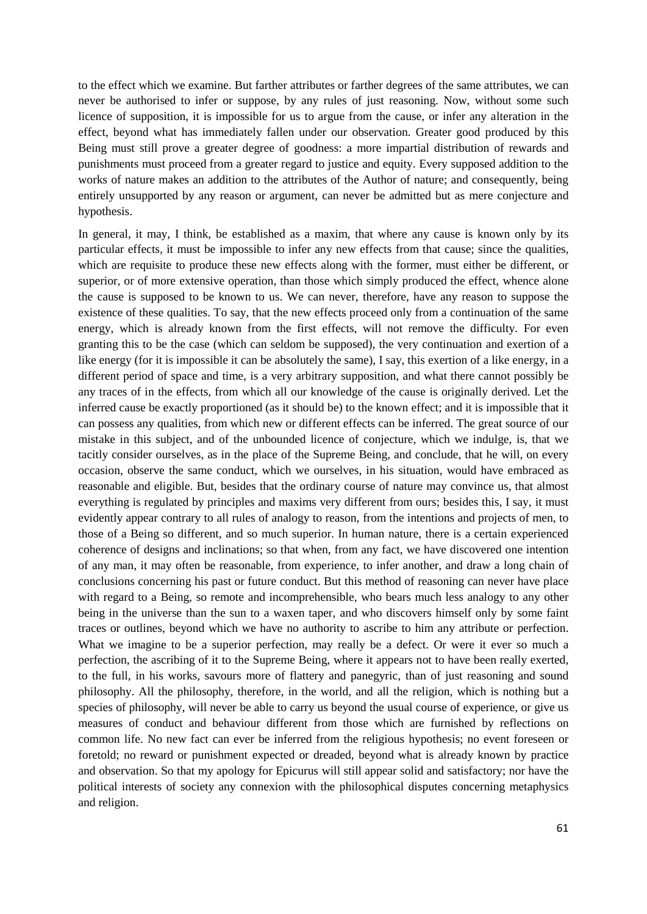to the effect which we examine. But farther attributes or farther degrees of the same attributes, we can never be authorised to infer or suppose, by any rules of just reasoning. Now, without some such licence of supposition, it is impossible for us to argue from the cause, or infer any alteration in the effect, beyond what has immediately fallen under our observation. Greater good produced by this Being must still prove a greater degree of goodness: a more impartial distribution of rewards and punishments must proceed from a greater regard to justice and equity. Every supposed addition to the works of nature makes an addition to the attributes of the Author of nature; and consequently, being entirely unsupported by any reason or argument, can never be admitted but as mere conjecture and hypothesis.

In general, it may, I think, be established as a maxim, that where any cause is known only by its particular effects, it must be impossible to infer any new effects from that cause; since the qualities, which are requisite to produce these new effects along with the former, must either be different, or superior, or of more extensive operation, than those which simply produced the effect, whence alone the cause is supposed to be known to us. We can never, therefore, have any reason to suppose the existence of these qualities. To say, that the new effects proceed only from a continuation of the same energy, which is already known from the first effects, will not remove the difficulty. For even granting this to be the case (which can seldom be supposed), the very continuation and exertion of a like energy (for it is impossible it can be absolutely the same), I say, this exertion of a like energy, in a different period of space and time, is a very arbitrary supposition, and what there cannot possibly be any traces of in the effects, from which all our knowledge of the cause is originally derived. Let the inferred cause be exactly proportioned (as it should be) to the known effect; and it is impossible that it can possess any qualities, from which new or different effects can be inferred. The great source of our mistake in this subject, and of the unbounded licence of conjecture, which we indulge, is, that we tacitly consider ourselves, as in the place of the Supreme Being, and conclude, that he will, on every occasion, observe the same conduct, which we ourselves, in his situation, would have embraced as reasonable and eligible. But, besides that the ordinary course of nature may convince us, that almost everything is regulated by principles and maxims very different from ours; besides this, I say, it must evidently appear contrary to all rules of analogy to reason, from the intentions and projects of men, to those of a Being so different, and so much superior. In human nature, there is a certain experienced coherence of designs and inclinations; so that when, from any fact, we have discovered one intention of any man, it may often be reasonable, from experience, to infer another, and draw a long chain of conclusions concerning his past or future conduct. But this method of reasoning can never have place with regard to a Being, so remote and incomprehensible, who bears much less analogy to any other being in the universe than the sun to a waxen taper, and who discovers himself only by some faint traces or outlines, beyond which we have no authority to ascribe to him any attribute or perfection. What we imagine to be a superior perfection, may really be a defect. Or were it ever so much a perfection, the ascribing of it to the Supreme Being, where it appears not to have been really exerted, to the full, in his works, savours more of flattery and panegyric, than of just reasoning and sound philosophy. All the philosophy, therefore, in the world, and all the religion, which is nothing but a species of philosophy, will never be able to carry us beyond the usual course of experience, or give us measures of conduct and behaviour different from those which are furnished by reflections on common life. No new fact can ever be inferred from the religious hypothesis; no event foreseen or foretold; no reward or punishment expected or dreaded, beyond what is already known by practice and observation. So that my apology for Epicurus will still appear solid and satisfactory; nor have the political interests of society any connexion with the philosophical disputes concerning metaphysics and religion.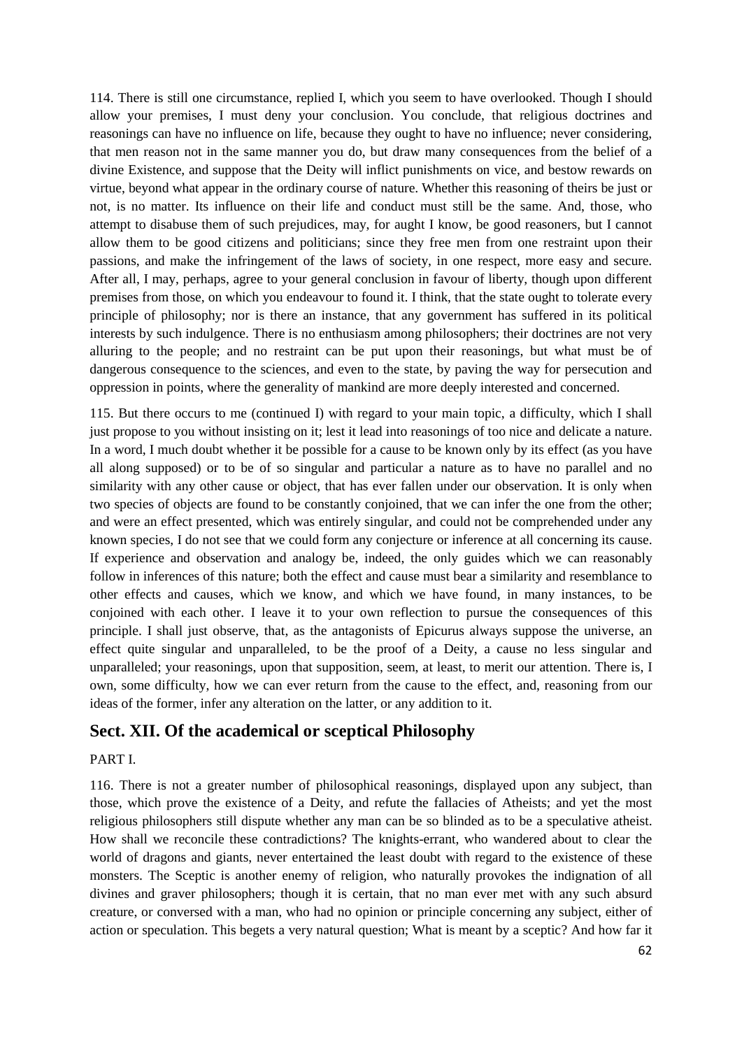114. There is still one circumstance, replied I, which you seem to have overlooked. Though I should allow your premises, I must deny your conclusion. You conclude, that religious doctrines and reasonings can have no influence on life, because they ought to have no influence; never considering, that men reason not in the same manner you do, but draw many consequences from the belief of a divine Existence, and suppose that the Deity will inflict punishments on vice, and bestow rewards on virtue, beyond what appear in the ordinary course of nature. Whether this reasoning of theirs be just or not, is no matter. Its influence on their life and conduct must still be the same. And, those, who attempt to disabuse them of such prejudices, may, for aught I know, be good reasoners, but I cannot allow them to be good citizens and politicians; since they free men from one restraint upon their passions, and make the infringement of the laws of society, in one respect, more easy and secure. After all, I may, perhaps, agree to your general conclusion in favour of liberty, though upon different premises from those, on which you endeavour to found it. I think, that the state ought to tolerate every principle of philosophy; nor is there an instance, that any government has suffered in its political interests by such indulgence. There is no enthusiasm among philosophers; their doctrines are not very alluring to the people; and no restraint can be put upon their reasonings, but what must be of dangerous consequence to the sciences, and even to the state, by paving the way for persecution and oppression in points, where the generality of mankind are more deeply interested and concerned.

115. But there occurs to me (continued I) with regard to your main topic, a difficulty, which I shall just propose to you without insisting on it; lest it lead into reasonings of too nice and delicate a nature. In a word, I much doubt whether it be possible for a cause to be known only by its effect (as you have all along supposed) or to be of so singular and particular a nature as to have no parallel and no similarity with any other cause or object, that has ever fallen under our observation. It is only when two species of objects are found to be constantly conjoined, that we can infer the one from the other; and were an effect presented, which was entirely singular, and could not be comprehended under any known species, I do not see that we could form any conjecture or inference at all concerning its cause. If experience and observation and analogy be, indeed, the only guides which we can reasonably follow in inferences of this nature; both the effect and cause must bear a similarity and resemblance to other effects and causes, which we know, and which we have found, in many instances, to be conjoined with each other. I leave it to your own reflection to pursue the consequences of this principle. I shall just observe, that, as the antagonists of Epicurus always suppose the universe, an effect quite singular and unparalleled, to be the proof of a Deity, a cause no less singular and unparalleled; your reasonings, upon that supposition, seem, at least, to merit our attention. There is, I own, some difficulty, how we can ever return from the cause to the effect, and, reasoning from our ideas of the former, infer any alteration on the latter, or any addition to it.

## Sect. XII. Of the academical or sceptical Philosophy

PART I.

116. There is not a greater number of philosophical reasonings, displayed upon any subject, than those, which prove the existence of a Deity, and refute the fallacies of Atheists; and yet the most religious philosophers still dispute whether any man can be so blinded as to be a speculative atheist. How shall we reconcile these contradictions? The knights-errant, who wandered about to clear the world of dragons and giants, never entertained the least doubt with regard to the existence of these monsters. The Sceptic is another enemy of religion, who naturally provokes the indignation of all divines and graver philosophers; though it is certain, that no man ever met with any such absurd creature, or conversed with a man, who had no opinion or principle concerning any subject, either of action or speculation. This begets a very natural question; What is meant by a sceptic? And how far it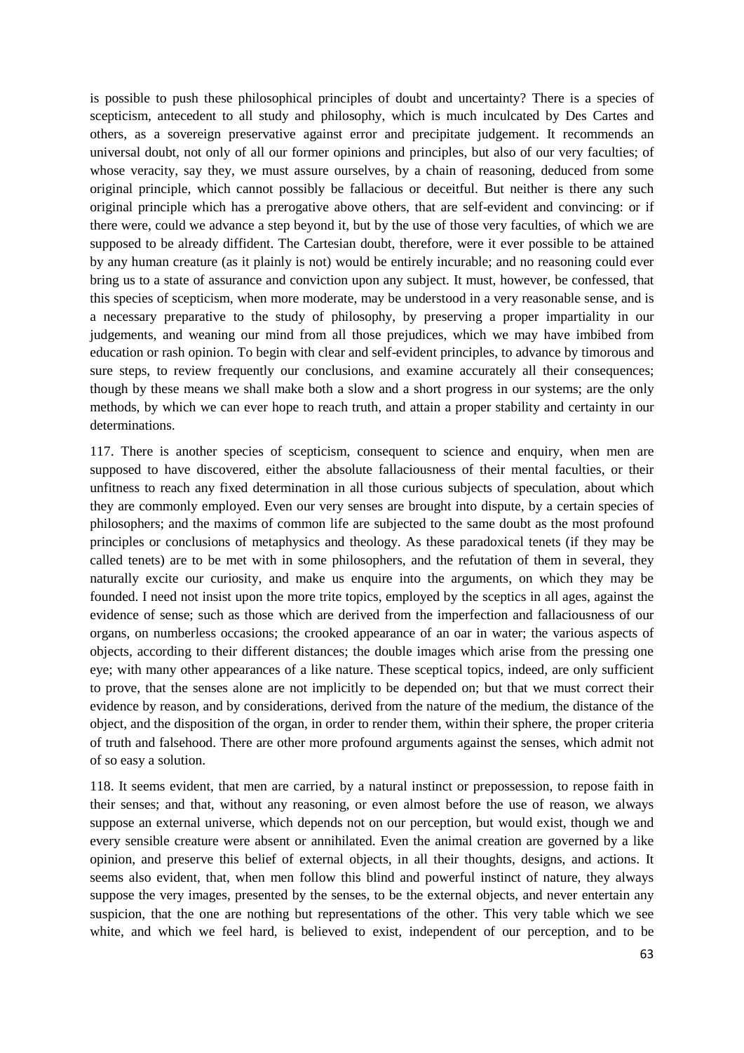is possible to push these philosophical principles of doubt and uncertainty? There is a species of scepticism, antecedent to all study and philosophy, which is much inculcated by Des Cartes and others, as a sovereign preservative against error and precipitate judgement. It recommends an universal doubt, not only of all our former opinions and principles, but also of our very faculties; of whose veracity, say they, we must assure ourselves, by a chain of reasoning, deduced from some original principle, which cannot possibly be fallacious or deceitful. But neither is there any such original principle which has a prerogative above others, that are self-evident and convincing: or if there were, could we advance a step beyond it, but by the use of those very faculties, of which we are supposed to be already diffident. The Cartesian doubt, therefore, were it ever possible to be attained by any human creature (as it plainly is not) would be entirely incurable; and no reasoning could ever bring us to a state of assurance and conviction upon any subject. It must, however, be confessed, that this species of scepticism, when more moderate, may be understood in a very reasonable sense, and is a necessary preparative to the study of philosophy, by preserving a proper impartiality in our judgements, and weaning our mind from all those prejudices, which we may have imbibed from education or rash opinion. To begin with clear and self-evident principles, to advance by timorous and sure steps, to review frequently our conclusions, and examine accurately all their consequences; though by these means we shall make both a slow and a short progress in our systems; are the only methods, by which we can ever hope to reach truth, and attain a proper stability and certainty in our determinations.

117. There is another species of scepticism, consequent to science and enquiry, when men are supposed to have discovered, either the absolute fallaciousness of their mental faculties, or their unfitness to reach any fixed determination in all those curious subjects of speculation, about which they are commonly employed. Even our very senses are brought into dispute, by a certain species of philosophers; and the maxims of common life are subjected to the same doubt as the most profound principles or conclusions of metaphysics and theology. As these paradoxical tenets (if they may be called tenets) are to be met with in some philosophers, and the refutation of them in several, they naturally excite our curiosity, and make us enquire into the arguments, on which they may be founded. I need not insist upon the more trite topics, employed by the sceptics in all ages, against the evidence of sense; such as those which are derived from the imperfection and fallaciousness of our organs, on numberless occasions; the crooked appearance of an oar in water; the various aspects of objects, according to their different distances; the double images which arise from the pressing one eye; with many other appearances of a like nature. These sceptical topics, indeed, are only sufficient to prove, that the senses alone are not implicitly to be depended on; but that we must correct their evidence by reason, and by considerations, derived from the nature of the medium, the distance of the object, and the disposition of the organ, in order to render them, within their sphere, the proper criteria of truth and falsehood. There are other more profound arguments against the senses, which admit not of so easy a solution.

118. It seems evident, that men are carried, by a natural instinct or prepossession, to repose faith in their senses; and that, without any reasoning, or even almost before the use of reason, we always suppose an external universe, which depends not on our perception, but would exist, though we and every sensible creature were absent or annihilated. Even the animal creation are governed by a like opinion, and preserve this belief of external objects, in all their thoughts, designs, and actions. It seems also evident, that, when men follow this blind and powerful instinct of nature, they always suppose the very images, presented by the senses, to be the external objects, and never entertain any suspicion, that the one are nothing but representations of the other. This very table which we see white, and which we feel hard, is believed to exist, independent of our perception, and to be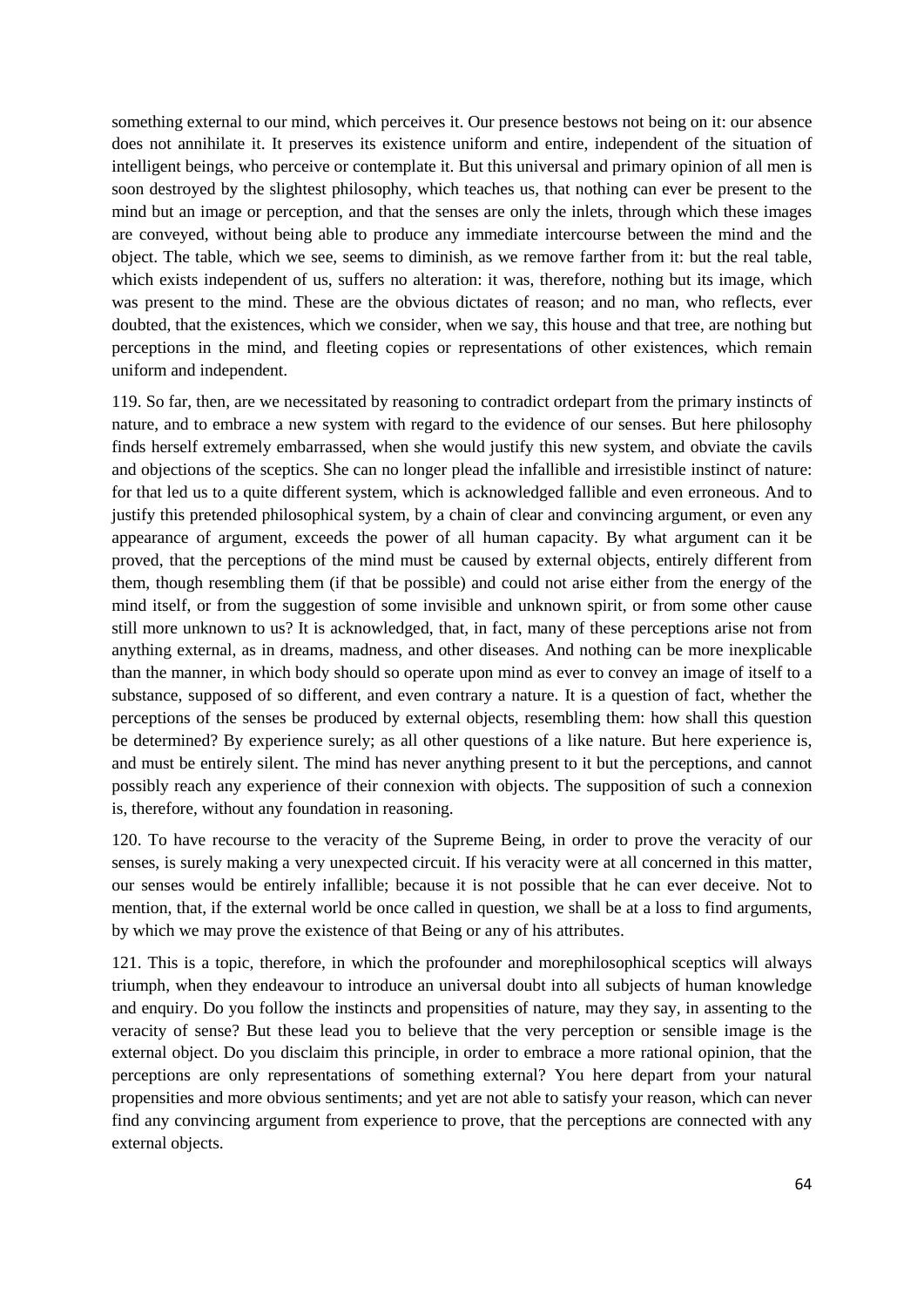something external to our mind, which perceives it. Our presence bestows not being on it: our absence does not annihilate it. It preserves its existence uniform and entire, independent of the situation of intelligent beings, who perceive or contemplate it. But this universal and primary opinion of all men is soon destroyed by the slightest philosophy, which teaches us, that nothing can ever be present to the mind but an image or perception, and that the senses are only the inlets, through which these images are conveyed, without being able to produce any immediate intercourse between the mind and the object. The table, which we see, seems to diminish, as we remove farther from it: but the real table, which exists independent of us, suffers no alteration: it was, therefore, nothing but its image, which was present to the mind. These are the obvious dictates of reason; and no man, who reflects, ever doubted, that the existences, which we consider, when we say, this house and that tree, are nothing but perceptions in the mind, and fleeting copies or representations of other existences, which remain uniform and independent.

119. So far, then, are we necessitated by reasoning to contradict ordepart from the primary instincts of nature, and to embrace a new system with regard to the evidence of our senses. But here philosophy finds herself extremely embarrassed, when she would justify this new system, and obviate the cavils and objections of the sceptics. She can no longer plead the infallible and irresistible instinct of nature: for that led us to a quite different system, which is acknowledged fallible and even erroneous. And to justify this pretended philosophical system, by a chain of clear and convincing argument, or even any appearance of argument, exceeds the power of all human capacity. By what argument can it be proved, that the perceptions of the mind must be caused by external objects, entirely different from them, though resembling them (if that be possible) and could not arise either from the energy of the mind itself, or from the suggestion of some invisible and unknown spirit, or from some other cause still more unknown to us? It is acknowledged, that, in fact, many of these perceptions arise not from anything external, as in dreams, madness, and other diseases. And nothing can be more inexplicable than the manner, in which body should so operate upon mind as ever to convey an image of itself to a substance, supposed of so different, and even contrary a nature. It is a question of fact, whether the perceptions of the senses be produced by external objects, resembling them: how shall this question be determined? By experience surely; as all other questions of a like nature. But here experience is, and must be entirely silent. The mind has never anything present to it but the perceptions, and cannot possibly reach any experience of their connexion with objects. The supposition of such a connexion is, therefore, without any foundation in reasoning.

120. To have recourse to the veracity of the Supreme Being, in order to prove the veracity of our senses, is surely making a very unexpected circuit. If his veracity were at all concerned in this matter, our senses would be entirely infallible; because it is not possible that he can ever deceive. Not to mention, that, if the external world be once called in question, we shall be at a loss to find arguments, by which we may prove the existence of that Being or any of his attributes.

121. This is a topic, therefore, in which the profounder and morephilosophical sceptics will always triumph, when they endeavour to introduce an universal doubt into all subjects of human knowledge and enquiry. Do you follow the instincts and propensities of nature, may they say, in assenting to the veracity of sense? But these lead you to believe that the very perception or sensible image is the external object. Do you disclaim this principle, in order to embrace a more rational opinion, that the perceptions are only representations of something external? You here depart from your natural propensities and more obvious sentiments; and yet are not able to satisfy your reason, which can never find any convincing argument from experience to prove, that the perceptions are connected with any external objects.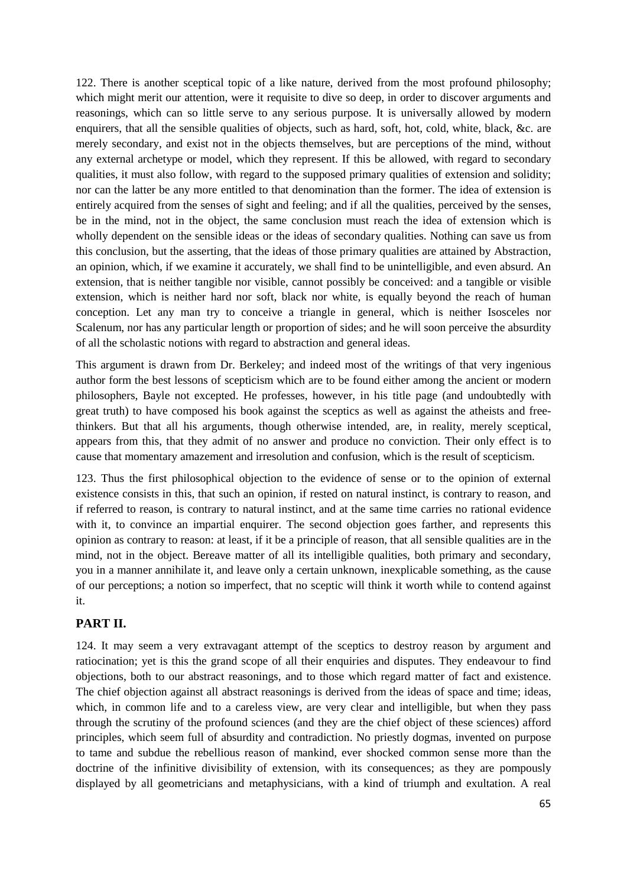122. There is another sceptical topic of a like nature, derived from the most profound philosophy; which might merit our attention, were it requisite to dive so deep, in order to discover arguments and reasonings, which can so little serve to any serious purpose. It is universally allowed by modern enquirers, that all the sensible qualities of objects, such as hard, soft, hot, cold, white, black, &c. are merely secondary, and exist not in the objects themselves, but are perceptions of the mind, without any external archetype or model, which they represent. If this be allowed, with regard to secondary qualities, it must also follow, with regard to the supposed primary qualities of extension and solidity; nor can the latter be any more entitled to that denomination than the former. The idea of extension is entirely acquired from the senses of sight and feeling; and if all the qualities, perceived by the senses, be in the mind, not in the object, the same conclusion must reach the idea of extension which is wholly dependent on the sensible ideas or the ideas of secondary qualities. Nothing can save us from this conclusion, but the asserting, that the ideas of those primary qualities are attained by Abstraction, an opinion, which, if we examine it accurately, we shall find to be unintelligible, and even absurd. An extension, that is neither tangible nor visible, cannot possibly be conceived: and a tangible or visible extension, which is neither hard nor soft, black nor white, is equally beyond the reach of human conception. Let any man try to conceive a triangle in general, which is neither Isosceles nor Scalenum, nor has any particular length or proportion of sides; and he will soon perceive the absurdity of all the scholastic notions with regard to abstraction and general ideas.

This argument is drawn from Dr. Berkeley; and indeed most of the writings of that very ingenious author form the best lessons of scepticism which are to be found either among the ancient or modern philosophers, Bayle not excepted. He professes, however, in his title page (and undoubtedly with great truth) to have composed his book against the sceptics as well as against the atheists and free-thinkers. But that all his arguments, though otherwise intended, are, in reality, merely sceptical, appears from this, that they admit of no answer and produce no conviction. Their only effect is to cause that momentary amazement and irresolution and confusion, which is the result of scepticism.

123. Thus the first philosophical objection to the evidence of sense or to the opinion of external existence consists in this, that such an opinion, if rested on natural instinct, is contrary to reason, and if referred to reason, is contrary to natural instinct, and at the same time carries no rational evidence with it, to convince an impartial enquirer. The second objection goes farther, and represents this opinion as contrary to reason: at least, if it be a principle of reason, that all sensible qualities are in the mind, not in the object. Bereave matter of all its intelligible qualities, both primary and secondary, you in a manner annihilate it, and leave only a certain unknown, inexplicable something, as the cause of our perceptions; a notion so imperfect, that no sceptic will think it worth while to contend against it.

## PART II.

124. It may seem a very extravagant attempt of the sceptics to destroy reason by argument and ratiocination; yet is this the grand scope of all their enquiries and disputes. They endeavour to find objections, both to our abstract reasonings, and to those which regard matter of fact and existence. The chief objection against all abstract reasonings is derived from the ideas of space and time; ideas, which, in common life and to a careless view, are very clear and intelligible, but when they pass through the scrutiny of the profound sciences (and they are the chief object of these sciences) afford principles, which seem full of absurdity and contradiction. No priestly dogmas, invented on purpose to tame and subdue the rebellious reason of mankind, ever shocked common sense more than the doctrine of the infinitive divisibility of extension, with its consequences; as they are pompously displayed by all geometricians and metaphysicians, with a kind of triumph and exultation. A real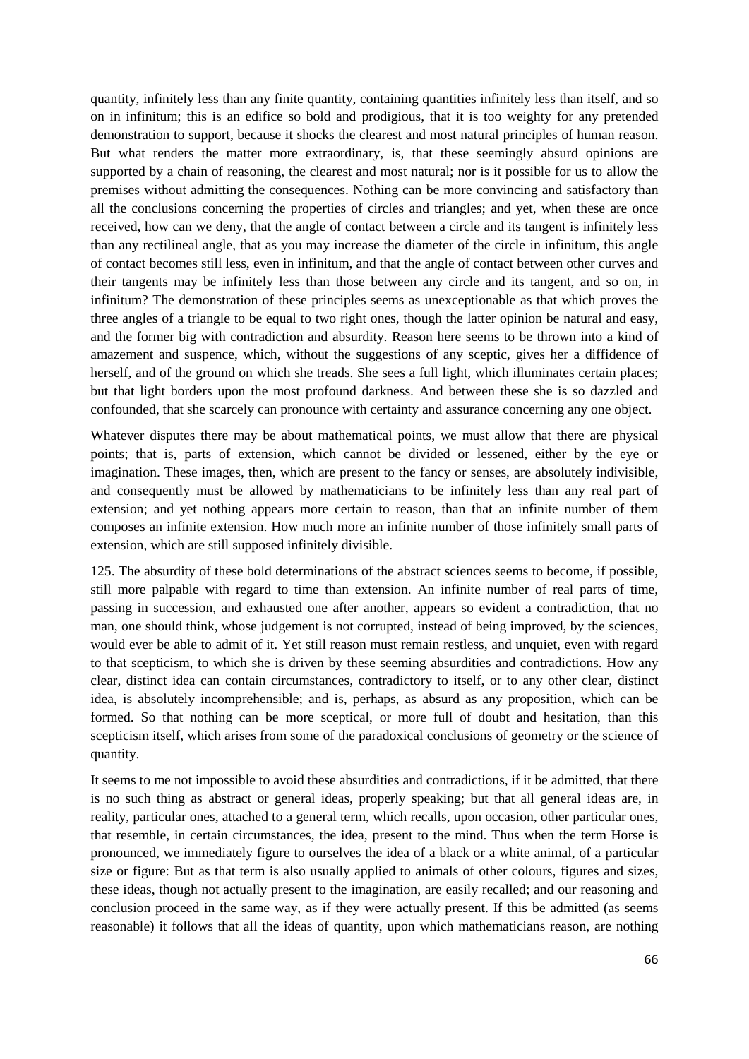quantity, infinitely less than any finite quantity, containing quantities infinitely less than itself, and so on in infinitum; this is an edifice so bold and prodigious, that it is too weighty for any pretended demonstration to support, because it shocks the clearest and most natural principles of human reason. But what renders the matter more extraordinary, is, that these seemingly absurd opinions are supported by a chain of reasoning, the clearest and most natural; nor is it possible for us to allow the premises without admitting the consequences. Nothing can be more convincing and satisfactory than all the conclusions concerning the properties of circles and triangles; and yet, when these are once received, how can we deny, that the angle of contact between a circle and its tangent is infinitely less than any rectilineal angle, that as you may increase the diameter of the circle in infinitum, this angle of contact becomes still less, even in infinitum, and that the angle of contact between other curves and their tangents may be infinitely less than those between any circle and its tangent, and so on, in infinitum? The demonstration of these principles seems as unexceptionable as that which proves the three angles of a triangle to be equal to two right ones, though the latter opinion be natural and easy, and the former big with contradiction and absurdity. Reason here seems to be thrown into a kind of amazement and suspence, which, without the suggestions of any sceptic, gives her a diffidence of herself, and of the ground on which she treads. She sees a full light, which illuminates certain places; but that light borders upon the most profound darkness. And between these she is so dazzled and confounded, that she scarcely can pronounce with certainty and assurance concerning any one object.

Whatever disputes there may be about mathematical points, we must allow that there are physical points; that is, parts of extension, which cannot be divided or lessened, either by the eye or imagination. These images, then, which are present to the fancy or senses, are absolutely indivisible, and consequently must be allowed by mathematicians to be infinitely less than any real part of extension; and yet nothing appears more certain to reason, than that an infinite number of them composes an infinite extension. How much more an infinite number of those infinitely small parts of extension, which are still supposed infinitely divisible.

125. The absurdity of these bold determinations of the abstract sciences seems to become, if possible, still more palpable with regard to time than extension. An infinite number of real parts of time, passing in succession, and exhausted one after another, appears so evident a contradiction, that no man, one should think, whose judgement is not corrupted, instead of being improved, by the sciences, would ever be able to admit of it. Yet still reason must remain restless, and unquiet, even with regard to that scepticism, to which she is driven by these seeming absurdities and contradictions. How any clear, distinct idea can contain circumstances, contradictory to itself, or to any other clear, distinct idea, is absolutely incomprehensible; and is, perhaps, as absurd as any proposition, which can be formed. So that nothing can be more sceptical, or more full of doubt and hesitation, than this scepticism itself, which arises from some of the paradoxical conclusions of geometry or the science of quantity.

It seems to me not impossible to avoid these absurdities and contradictions, if it be admitted, that there is no such thing as abstract or general ideas, properly speaking; but that all general ideas are, in reality, particular ones, attached to a general term, which recalls, upon occasion, other particular ones, that resemble, in certain circumstances, the idea, present to the mind. Thus when the term Horse is pronounced, we immediately figure to ourselves the idea of a black or a white animal, of a particular size or figure: But as that term is also usually applied to animals of other colours, figures and sizes, these ideas, though not actually present to the imagination, are easily recalled; and our reasoning and conclusion proceed in the same way, as if they were actually present. If this be admitted (as seems reasonable) it follows that all the ideas of quantity, upon which mathematicians reason, are nothing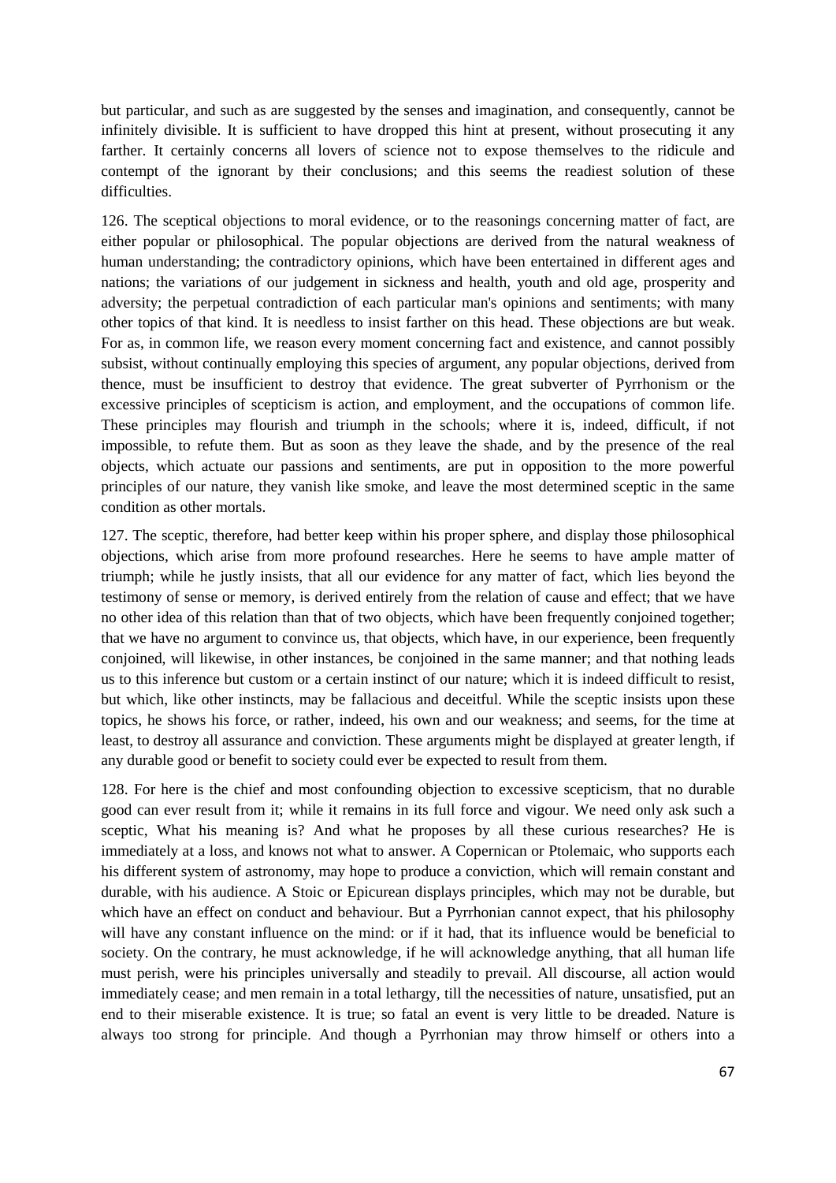but particular, and such as are suggested by the senses and imagination, and consequently, cannot be infinitely divisible. It is sufficient to have dropped this hint at present, without prosecuting it any farther. It certainly concerns all lovers of science not to expose themselves to the ridicule and contempt of the ignorant by their conclusions; and this seems the readiest solution of these difficulties.

126. The sceptical objections to moral evidence, or to the reasonings concerning matter of fact, are either popular or philosophical. The popular objections are derived from the natural weakness of human understanding; the contradictory opinions, which have been entertained in different ages and nations; the variations of our judgement in sickness and health, youth and old age, prosperity and adversity; the perpetual contradiction of each particular man's opinions and sentiments; with many other topics of that kind. It is needless to insist farther on this head. These objections are but weak. For as, in common life, we reason every moment concerning fact and existence, and cannot possibly subsist, without continually employing this species of argument, any popular objections, derived from thence, must be insufficient to destroy that evidence. The great subverter of Pyrrhonism or the excessive principles of scepticism is action, and employment, and the occupations of common life. These principles may flourish and triumph in the schools; where it is, indeed, difficult, if not impossible, to refute them. But as soon as they leave the shade, and by the presence of the real objects, which actuate our passions and sentiments, are put in opposition to the more powerful principles of our nature, they vanish like smoke, and leave the most determined sceptic in the same condition as other mortals.

127. The sceptic, therefore, had better keep within his proper sphere, and display those philosophical objections, which arise from more profound researches. Here he seems to have ample matter of triumph; while he justly insists, that all our evidence for any matter of fact, which lies beyond the testimony of sense or memory, is derived entirely from the relation of cause and effect; that we have no other idea of this relation than that of two objects, which have been frequently conjoined together; that we have no argument to convince us, that objects, which have, in our experience, been frequently conjoined, will likewise, in other instances, be conjoined in the same manner; and that nothing leads us to this inference but custom or a certain instinct of our nature; which it is indeed difficult to resist, but which, like other instincts, may be fallacious and deceitful. While the sceptic insists upon these topics, he shows his force, or rather, indeed, his own and our weakness; and seems, for the time at least, to destroy all assurance and conviction. These arguments might be displayed at greater length, if any durable good or benefit to society could ever be expected to result from them.

128. For here is the chief and most confounding objection to excessive scepticism, that no durable good can ever result from it; while it remains in its full force and vigour. We need only ask such a sceptic, What his meaning is? And what he proposes by all these curious researches? He is immediately at a loss, and knows not what to answer. A Copernican or Ptolemaic, who supports each his different system of astronomy, may hope to produce a conviction, which will remain constant and durable, with his audience. A Stoic or Epicurean displays principles, which may not be durable, but which have an effect on conduct and behaviour. But a Pyrrhonian cannot expect, that his philosophy will have any constant influence on the mind: or if it had, that its influence would be beneficial to society. On the contrary, he must acknowledge, if he will acknowledge anything, that all human life must perish, were his principles universally and steadily to prevail. All discourse, all action would immediately cease; and men remain in a total lethargy, till the necessities of nature, unsatisfied, put an end to their miserable existence. It is true; so fatal an event is very little to be dreaded. Nature is always too strong for principle. And though a Pyrrhonian may throw himself or others into a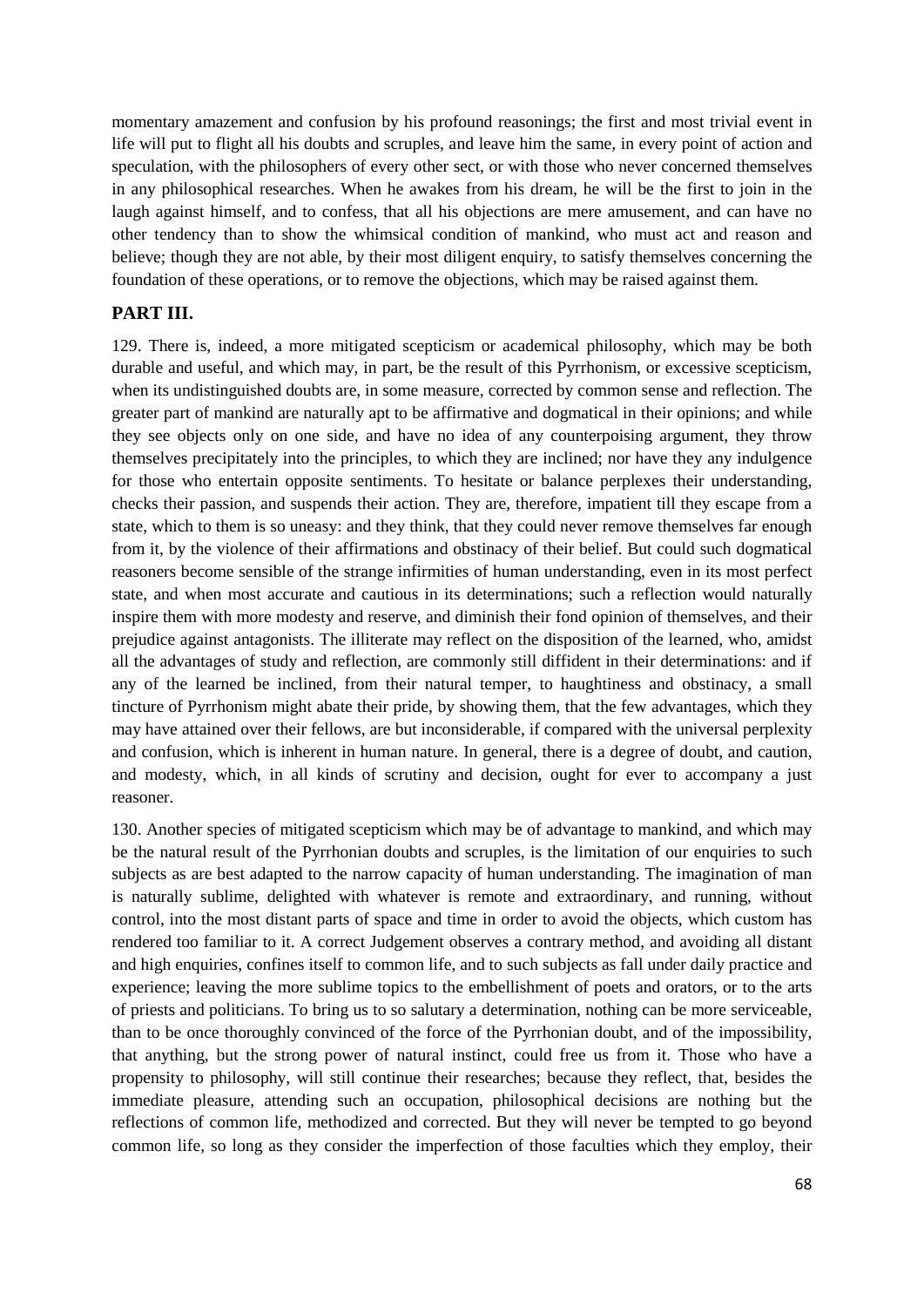momentary amazement and confusion by his profound reasonings; the first and most trivial event in life will put to flight all his doubts and scruples, and leave him the same, in every point of action and speculation, with the philosophers of every other sect, or with those who never concerned themselves in any philosophical researches. When he awakes from his dream, he will be the first to join in the laugh against himself, and to confess, that all his objections are mere amusement, and can have no other tendency than to show the whimsical condition of mankind, who must act and reason and believe; though they are not able, by their most diligent enquiry, to satisfy themselves concerning the foundation of these operations, or to remove the objections, which may be raised against them.

## PART III.

129. There is, indeed, a more mitigated scepticism or academical philosophy, which may be both durable and useful, and which may, in part, be the result of this Pyrrhonism, or excessive scepticism, when its undistinguished doubts are, in some measure, corrected by common sense and reflection. The greater part of mankind are naturally apt to be affirmative and dogmatical in their opinions; and while they see objects only on one side, and have no idea of any counterpoising argument, they throw themselves precipitately into the principles, to which they are inclined; nor have they any indulgence for those who entertain opposite sentiments. To hesitate or balance perplexes their understanding, checks their passion, and suspends their action. They are, therefore, impatient till they escape from a state, which to them is so uneasy: and they think, that they could never remove themselves far enough from it, by the violence of their affirmations and obstinacy of their belief. But could such dogmatical reasoners become sensible of the strange infirmities of human understanding, even in its most perfect state, and when most accurate and cautious in its determinations; such a reflection would naturally inspire them with more modesty and reserve, and diminish their fond opinion of themselves, and their prejudice against antagonists. The illiterate may reflect on the disposition of the learned, who, amidst all the advantages of study and reflection, are commonly still diffident in their determinations: and if any of the learned be inclined, from their natural temper, to haughtiness and obstinacy, a small tincture of Pyrrhonism might abate their pride, by showing them, that the few advantages, which they may have attained over their fellows, are but inconsiderable, if compared with the universal perplexity and confusion, which is inherent in human nature. In general, there is a degree of doubt, and caution, and modesty, which, in all kinds of scrutiny and decision, ought for ever to accompany a just reasoner.

130. Another species of mitigated scepticism which may be of advantage to mankind, and which may be the natural result of the Pyrrhonian doubts and scruples, is the limitation of our enquiries to such subjects as are best adapted to the narrow capacity of human understanding. The imagination of man is naturally sublime, delighted with whatever is remote and extraordinary, and running, without control, into the most distant parts of space and time in order to avoid the objects, which custom has rendered too familiar to it. A correct Judgement observes a contrary method, and avoiding all distant and high enquiries, confines itself to common life, and to such subjects as fall under daily practice and experience; leaving the more sublime topics to the embellishment of poets and orators, or to the arts of priests and politicians. To bring us to so salutary a determination, nothing can be more serviceable, than to be once thoroughly convinced of the force of the Pyrrhonian doubt, and of the impossibility, that anything, but the strong power of natural instinct, could free us from it. Those who have a propensity to philosophy, will still continue their researches; because they reflect, that, besides the immediate pleasure, attending such an occupation, philosophical decisions are nothing but the reflections of common life, methodized and corrected. But they will never be tempted to go beyond common life, so long as they consider the imperfection of those faculties which they employ, their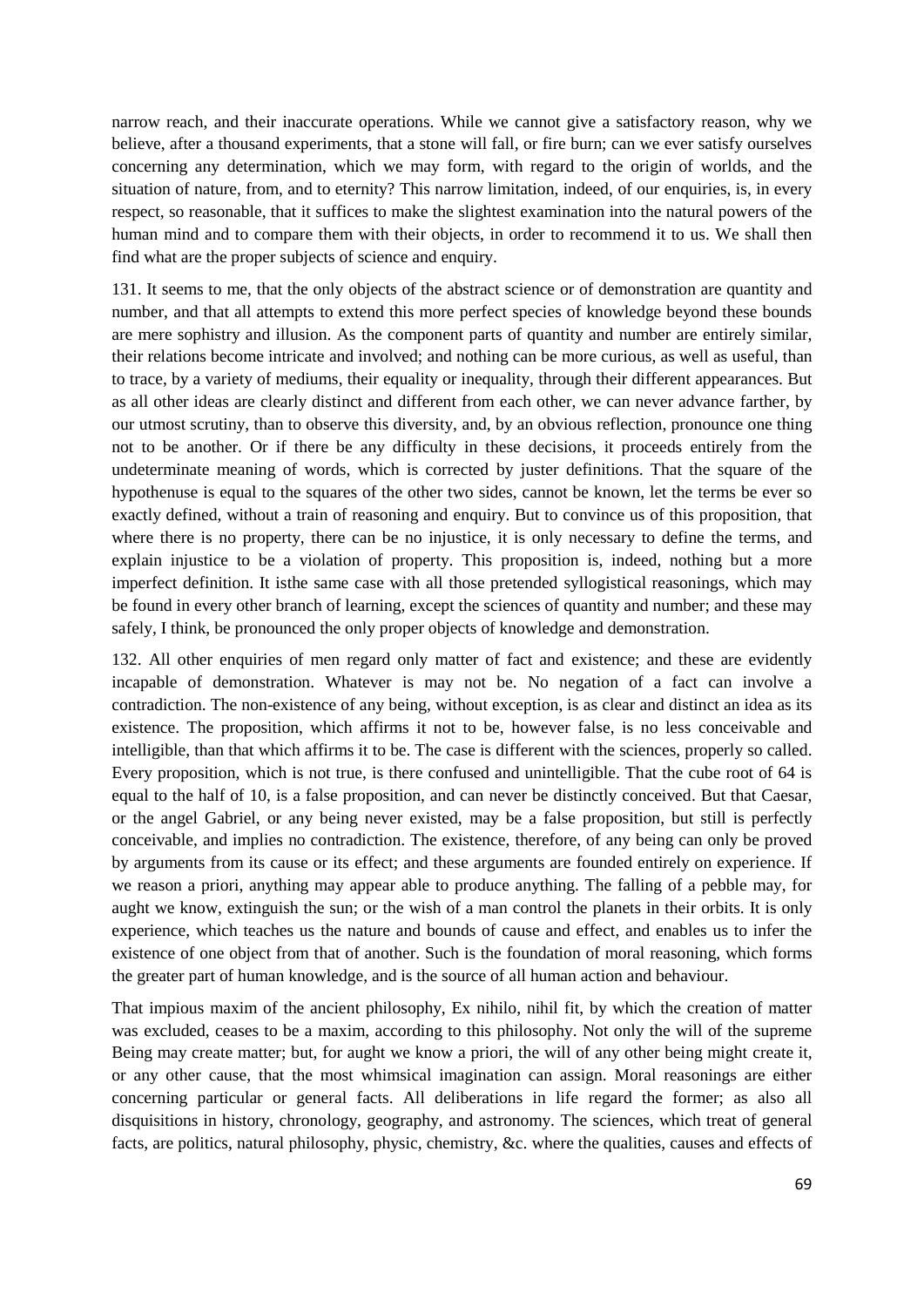narrow reach, and their inaccurate operations. While we cannot give a satisfactory reason, why we believe, after a thousand experiments, that a stone will fall, or fire burn; can we ever satisfy ourselves concerning any determination, which we may form, with regard to the origin of worlds, and the situation of nature, from, and to eternity? This narrow limitation, indeed, of our enquiries, is, in every respect, so reasonable, that it suffices to make the slightest examination into the natural powers of the human mind and to compare them with their objects, in order to recommend it to us. We shall then find what are the proper subjects of science and enquiry.

131. It seems to me, that the only objects of the abstract science or of demonstration are quantity and number, and that all attempts to extend this more perfect species of knowledge beyond these bounds are mere sophistry and illusion. As the component parts of quantity and number are entirely similar, their relations become intricate and involved; and nothing can be more curious, as well as useful, than to trace, by a variety of mediums, their equality or inequality, through their different appearances. But as all other ideas are clearly distinct and different from each other, we can never advance farther, by our utmost scrutiny, than to observe this diversity, and, by an obvious reflection, pronounce one thing not to be another. Or if there be any difficulty in these decisions, it proceeds entirely from the undeterminate meaning of words, which is corrected by juster definitions. That the square of the hypothenuse is equal to the squares of the other two sides, cannot be known, let the terms be ever so exactly defined, without a train of reasoning and enquiry. But to convince us of this proposition, that where there is no property, there can be no injustice, it is only necessary to define the terms, and explain injustice to be a violation of property. This proposition is, indeed, nothing but a more imperfect definition. It isthe same case with all those pretended syllogistical reasonings, which may be found in every other branch of learning, except the sciences of quantity and number; and these may safely, I think, be pronounced the only proper objects of knowledge and demonstration.

132. All other enquiries of men regard only matter of fact and existence; and these are evidently incapable of demonstration. Whatever is may not be. No negation of a fact can involve a contradiction. The non-existence of any being, without exception, is as clear and distinct an idea as its existence. The proposition, which affirms it not to be, however false, is no less conceivable and intelligible, than that which affirms it to be. The case is different with the sciences, properly so called. Every proposition, which is not true, is there confused and unintelligible. That the cube root of 64 is equal to the half of 10, is a false proposition, and can never be distinctly conceived. But that Caesar, or the angel Gabriel, or any being never existed, may be a false proposition, but still is perfectly conceivable, and implies no contradiction. The existence, therefore, of any being can only be proved by arguments from its cause or its effect; and these arguments are founded entirely on experience. If we reason a priori, anything may appear able to produce anything. The falling of a pebble may, for aught we know, extinguish the sun; or the wish of a man control the planets in their orbits. It is only experience, which teaches us the nature and bounds of cause and effect, and enables us to infer the existence of one object from that of another. Such is the foundation of moral reasoning, which forms the greater part of human knowledge, and is the source of all human action and behaviour.

That impious maxim of the ancient philosophy, Ex nihilo, nihil fit, by which the creation of matter was excluded, ceases to be a maxim, according to this philosophy. Not only the will of the supreme Being may create matter; but, for aught we know a priori, the will of any other being might create it, or any other cause, that the most whimsical imagination can assign. Moral reasonings are either concerning particular or general facts. All deliberations in life regard the former; as also all disquisitions in history, chronology, geography, and astronomy. The sciences, which treat of general facts, are politics, natural philosophy, physic, chemistry, &c. where the qualities, causes and effects of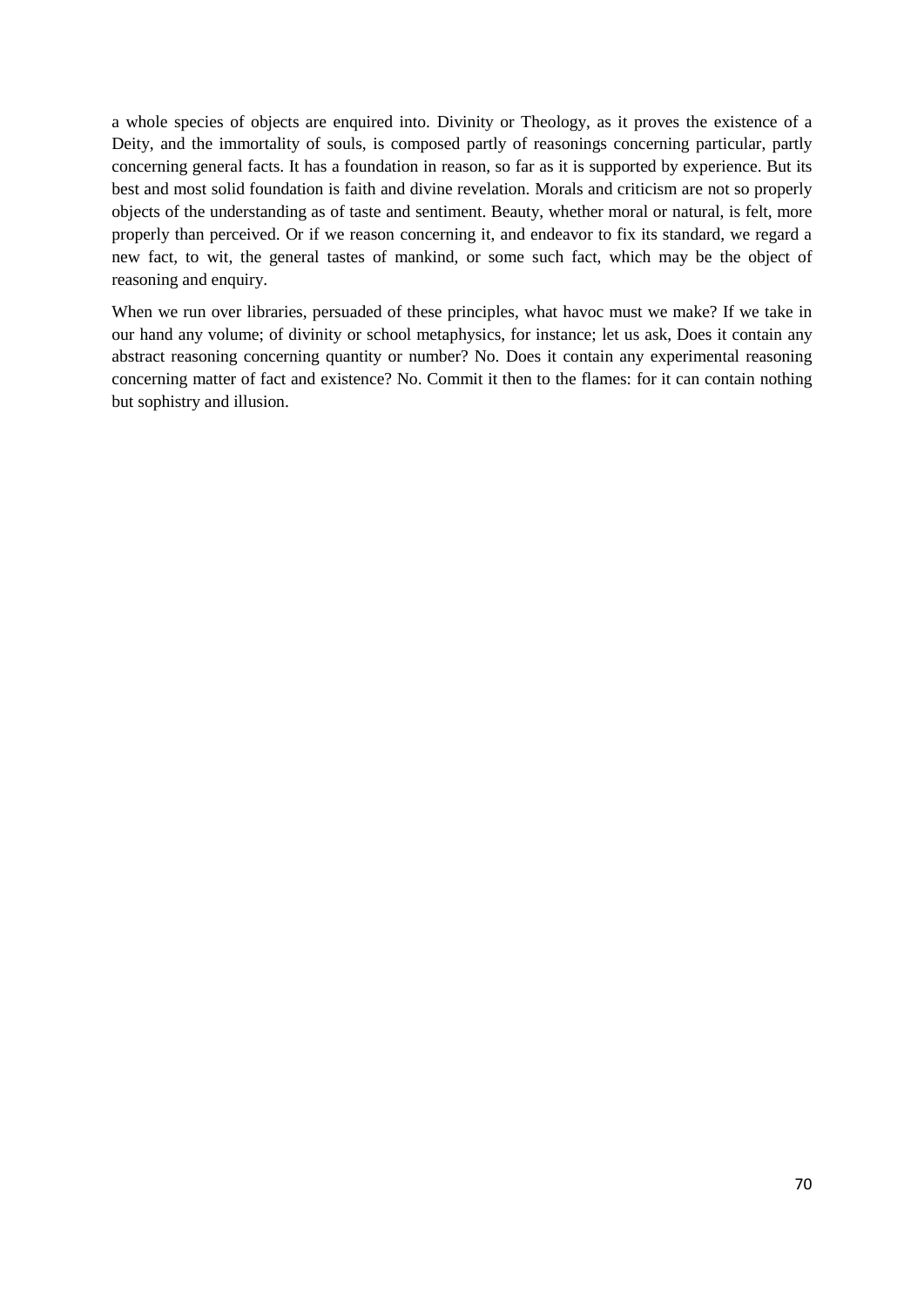a whole species of objects are enquired into. Divinity or Theology, as it proves the existence of a Deity, and the immortality of souls, is composed partly of reasonings concerning particular, partly concerning general facts. It has a foundation in reason, so far as it is supported by experience. But its best and most solid foundation is faith and divine revelation. Morals and criticism are not so properly objects of the understanding as of taste and sentiment. Beauty, whether moral or natural, is felt, more properly than perceived. Or if we reason concerning it, and endeavor to fix its standard, we regard a new fact, to wit, the general tastes of mankind, or some such fact, which may be the object of reasoning and enquiry.

When we run over libraries, persuaded of these principles, what havoc must we make? If we take in our hand any volume; of divinity or school metaphysics, for instance; let us ask, Does it contain any abstract reasoning concerning quantity or number? No. Does it contain any experimental reasoning concerning matter of fact and existence? No. Commit it then to the flames: for it can contain nothing but sophistry and illusion.